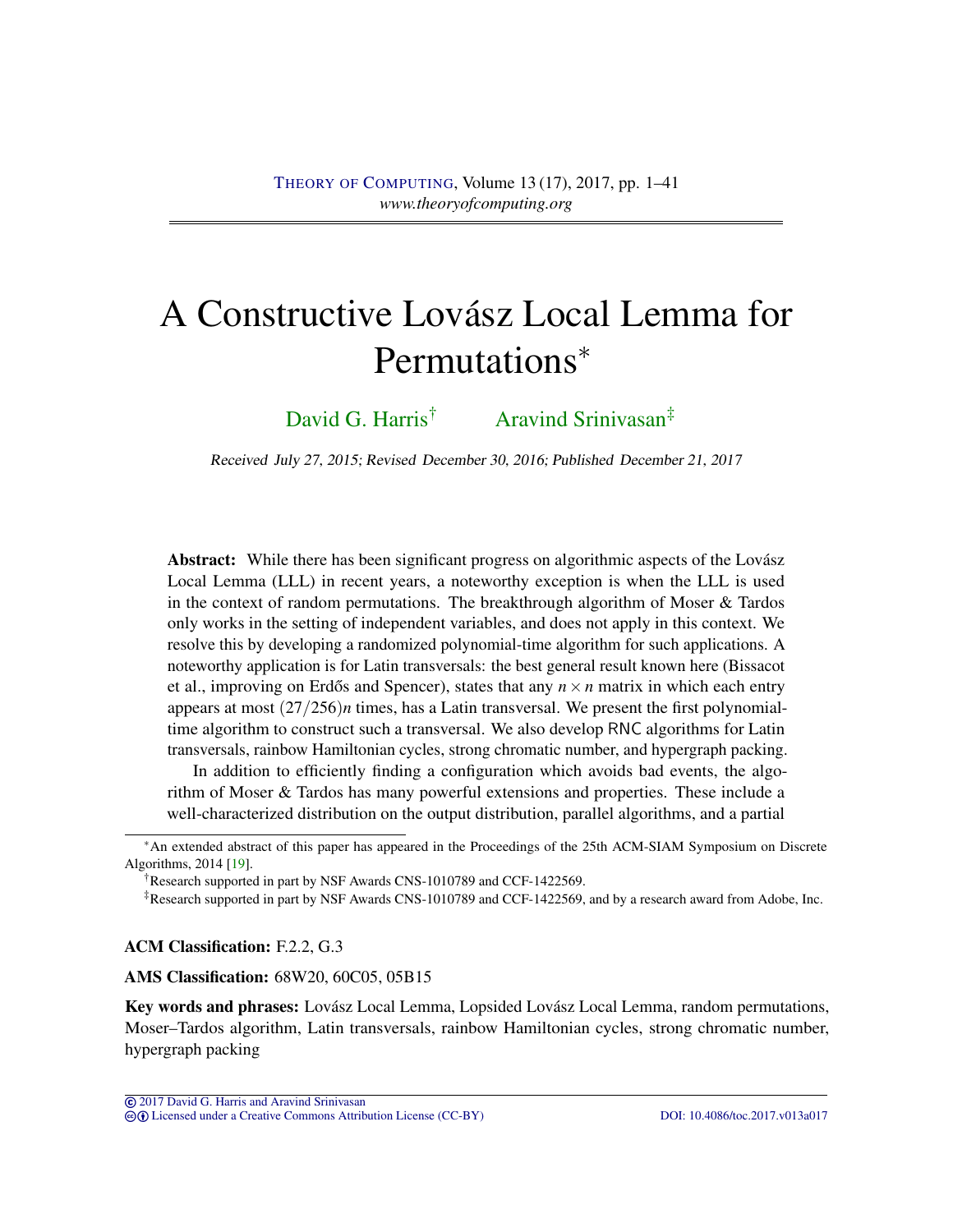# A Constructive Lovász Local Lemma for Permutations*

David G. Harris[†] Aravind Srinivasan[‡]

Received July 27, 2015; Revised December 30, 2016; Published December 21, 2017

**Abstract:** While there has been significant progress on algorithmic aspects of the Lovász Local Lemma (LLL) in recent years, a noteworthy exception is when the LLL is used in the context of random permutations. The breakthrough algorithm of Moser & Tardos only works in the setting of independent variables, and does not apply in this context. We resolve this by developing a randomized polynomial-time algorithm for such applications. A noteworthy application is for Latin transversals: the best general result known here (Bissacot et al., improving on Erdős and Spencer), states that any $n \times n$ matrix in which each entry appears at most $(27/256)n$ times, has a Latin transversal. We present the first polynomial-time algorithm to construct such a transversal. We also develop RNC algorithms for Latin transversals, rainbow Hamiltonian cycles, strong chromatic number, and hypergraph packing.

In addition to efficiently finding a configuration which avoids bad events, the algorithm of Moser & Tardos has many powerful extensions and properties. These include a well-characterized distribution on the output distribution, parallel algorithms, and a partial

---

*An extended abstract of this paper has appeared in the Proceedings of the 25th ACM-SIAM Symposium on Discrete Algorithms, 2014 [19].

†Research supported in part by NSF Awards CNS-1010789 and CCF-1422569.

‡Research supported in part by NSF Awards CNS-1010789 and CCF-1422569, and by a research award from Adobe, Inc.

**ACM Classification:** F.2.2, G.3

**AMS Classification:** 68W20, 60C05, 05B15

**Key words and phrases:** Lovász Local Lemma, Lopsided Lovász Local Lemma, random permutations, Moser–Tardos algorithm, Latin transversals, rainbow Hamiltonian cycles, strong chromatic number, hypergraph packing

© 2017 David G. Harris and Aravind Srinivasan
Licensed under a Creative Commons Attribution License (CC-BY) DOI: 10.4086/toc.2017.v013a017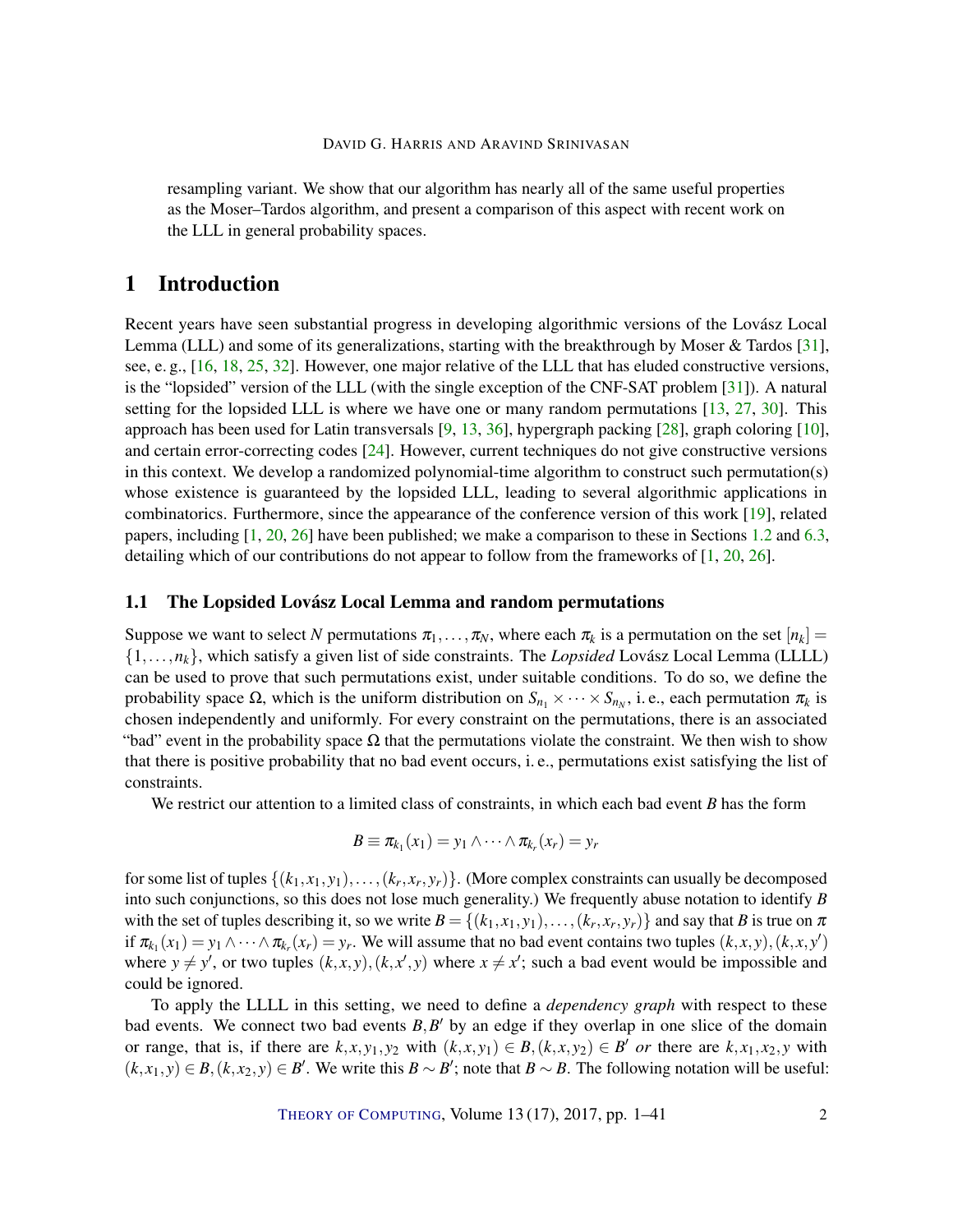resampling variant. We show that our algorithm has nearly all of the same useful properties as the Moser–Tardos algorithm, and present a comparison of this aspect with recent work on the LLL in general probability spaces.

# 1 Introduction

Recent years have seen substantial progress in developing algorithmic versions of the Lovász Local Lemma (LLL) and some of its generalizations, starting with the breakthrough by Moser & Tardos [31], see, e. g., [16, 18, 25, 32]. However, one major relative of the LLL that has eluded constructive versions, is the "lopsided" version of the LLL (with the single exception of the CNF-SAT problem [31]). A natural setting for the lopsided LLL is where we have one or many random permutations [13, 27, 30]. This approach has been used for Latin transversals [9, 13, 36], hypergraph packing [28], graph coloring [10], and certain error-correcting codes [24]. However, current techniques do not give constructive versions in this context. We develop a randomized polynomial-time algorithm to construct such permutation(s) whose existence is guaranteed by the lopsided LLL, leading to several algorithmic applications in combinatorics. Furthermore, since the appearance of the conference version of this work [19], related papers, including [1, 20, 26] have been published; we make a comparison to these in Sections 1.2 and 6.3, detailing which of our contributions do not appear to follow from the frameworks of [1, 20, 26].

## 1.1 The Lopsided Lovász Local Lemma and random permutations

Suppose we want to select $N$ permutations $\pi_1, \dots, \pi_N$, where each $\pi_k$ is a permutation on the set $[n_k] = \{1, \dots, n_k\}$, which satisfy a given list of side constraints. The *Lopsided* Lovász Local Lemma (LLLL) can be used to prove that such permutations exist, under suitable conditions. To do so, we define the probability space $\Omega$, which is the uniform distribution on $S_{n_1} \times \dots \times S_{n_N}$, i. e., each permutation $\pi_k$ is chosen independently and uniformly. For every constraint on the permutations, there is an associated "bad" event in the probability space $\Omega$ that the permutations violate the constraint. We then wish to show that there is positive probability that no bad event occurs, i. e., permutations exist satisfying the list of constraints.

We restrict our attention to a limited class of constraints, in which each bad event $B$ has the form

$$B \equiv \pi_{k_1}(x_1) = y_1 \wedge \dots \wedge \pi_{k_r}(x_r) = y_r$$

for some list of tuples $\{(k_1, x_1, y_1), \dots, (k_r, x_r, y_r)\}$. (More complex constraints can usually be decomposed into such conjunctions, so this does not lose much generality.) We frequently abuse notation to identify $B$ with the set of tuples describing it, so we write $B = \{(k_1, x_1, y_1), \dots, (k_r, x_r, y_r)\}$ and say that $B$ is true on $\pi$ if $\pi_{k_1}(x_1) = y_1 \wedge \dots \wedge \pi_{k_r}(x_r) = y_r$. We will assume that no bad event contains two tuples $(k, x, y), (k, x, y')$ where $y \neq y'$, or two tuples $(k, x, y), (k, x', y)$ where $x \neq x'$; such a bad event would be impossible and could be ignored.

To apply the LLLL in this setting, we need to define a *dependency graph* with respect to these bad events. We connect two bad events $B, B'$ by an edge if they overlap in one slice of the domain or range, that is, if there are $k, x, y_1, y_2$ with $(k, x, y_1) \in B, (k, x, y_2) \in B'$ *or* there are $k, x_1, x_2, y$ with $(k, x_1, y) \in B, (k, x_2, y) \in B'$. We write this $B \sim B'$; note that $B \sim B$. The following notation will be useful: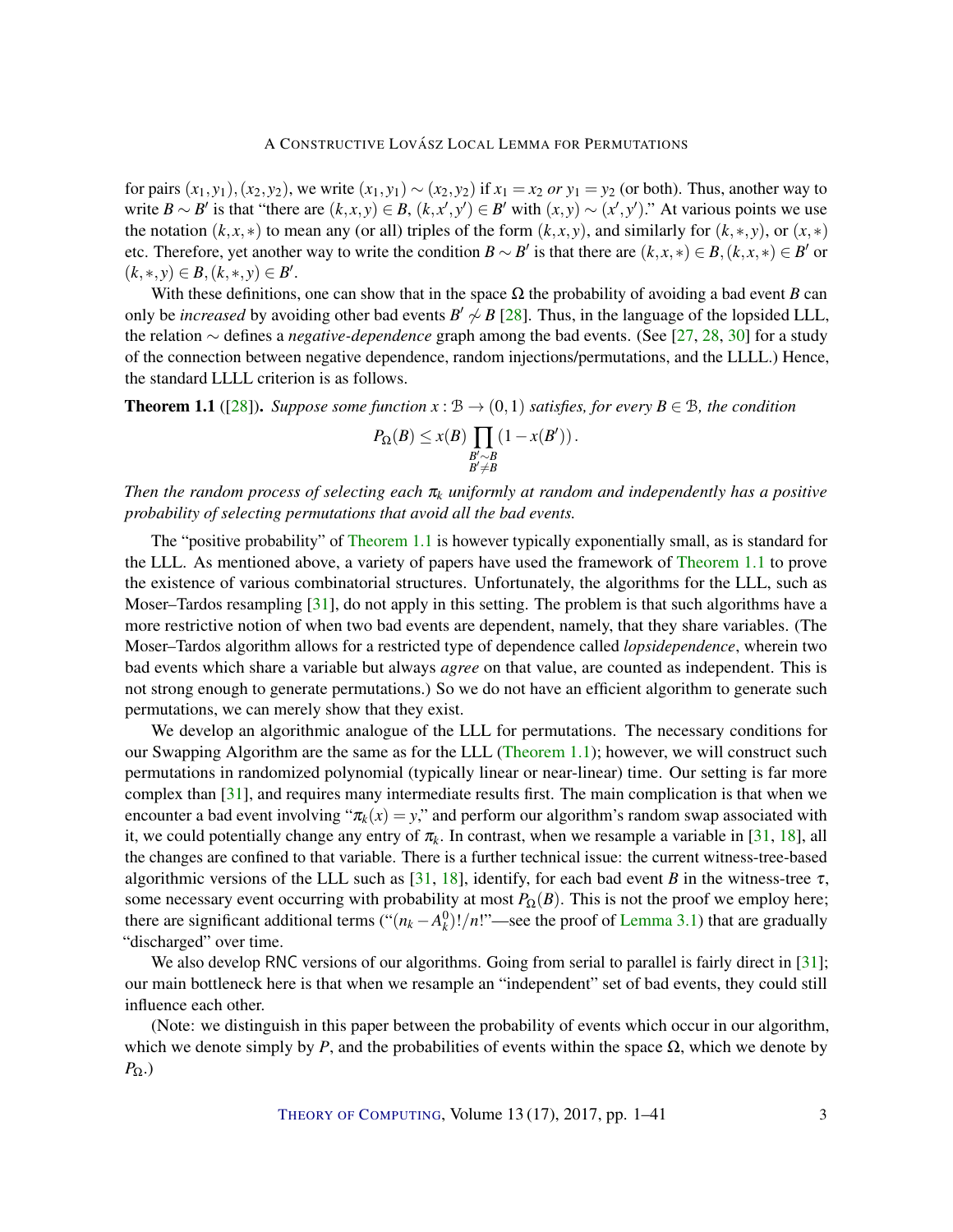for pairs $(x_1, y_1), (x_2, y_2)$, we write $(x_1, y_1) \sim (x_2, y_2)$ if $x_1 = x_2$ *or* $y_1 = y_2$ (or both). Thus, another way to write $B \sim B'$ is that "there are $(k, x, y) \in B$, $(k, x', y') \in B'$ with $(x, y) \sim (x', y')$." At various points we use the notation $(k, x, *)$ to mean any (or all) triples of the form $(k, x, y)$, and similarly for $(k, *, y)$, or $(x, *)$ etc. Therefore, yet another way to write the condition $B \sim B'$ is that there are $(k, x, *) \in B, (k, x, *) \in B'$ or $(k, *, y) \in B, (k, *, y) \in B'$.

With these definitions, one can show that in the space $\Omega$ the probability of avoiding a bad event $B$ can only be *increased* by avoiding other bad events $B' \not\sim B$ [28]. Thus, in the language of the lopsided LLL, the relation $\sim$ defines a *negative-dependence* graph among the bad events. (See [27, 28, 30] for a study of the connection between negative dependence, random injections/permutations, and the LLLL.) Hence, the standard LLLL criterion is as follows.

**Theorem 1.1** ([28]). *Suppose some function $x : \mathcal{B} \to (0,1)$ satisfies, for every $B \in \mathcal{B}$, the condition*

$$P_\Omega(B) \leq x(B) \prod_{\substack{B' \sim B \\ B' \neq B}} (1 - x(B')) .$$

*Then the random process of selecting each $\pi_k$ uniformly at random and independently has a positive probability of selecting permutations that avoid all the bad events.*

The "positive probability" of Theorem 1.1 is however typically exponentially small, as is standard for the LLL. As mentioned above, a variety of papers have used the framework of Theorem 1.1 to prove the existence of various combinatorial structures. Unfortunately, the algorithms for the LLL, such as Moser–Tardos resampling [31], do not apply in this setting. The problem is that such algorithms have a more restrictive notion of when two bad events are dependent, namely, that they share variables. (The Moser–Tardos algorithm allows for a restricted type of dependence called *lopsidependence*, wherein two bad events which share a variable but always *agree* on that value, are counted as independent. This is not strong enough to generate permutations.) So we do not have an efficient algorithm to generate such permutations, we can merely show that they exist.

We develop an algorithmic analogue of the LLL for permutations. The necessary conditions for our Swapping Algorithm are the same as for the LLL (Theorem 1.1); however, we will construct such permutations in randomized polynomial (typically linear or near-linear) time. Our setting is far more complex than [31], and requires many intermediate results first. The main complication is that when we encounter a bad event involving "$\pi_k(x) = y$," and perform our algorithm's random swap associated with it, we could potentially change any entry of $\pi_k$. In contrast, when we resample a variable in [31, 18], all the changes are confined to that variable. There is a further technical issue: the current witness-tree-based algorithmic versions of the LLL such as [31, 18], identify, for each bad event $B$ in the witness-tree $\tau$, some necessary event occurring with probability at most $P_\Omega(B)$. This is not the proof we employ here; there are significant additional terms ("$(n_k - A_k^0)!/n!$"—see the proof of Lemma 3.1) that are gradually "discharged" over time.

We also develop RNC versions of our algorithms. Going from serial to parallel is fairly direct in [31]; our main bottleneck here is that when we resample an "independent" set of bad events, they could still influence each other.

(Note: we distinguish in this paper between the probability of events which occur in our algorithm, which we denote simply by $P$, and the probabilities of events within the space $\Omega$, which we denote by $P_\Omega$.)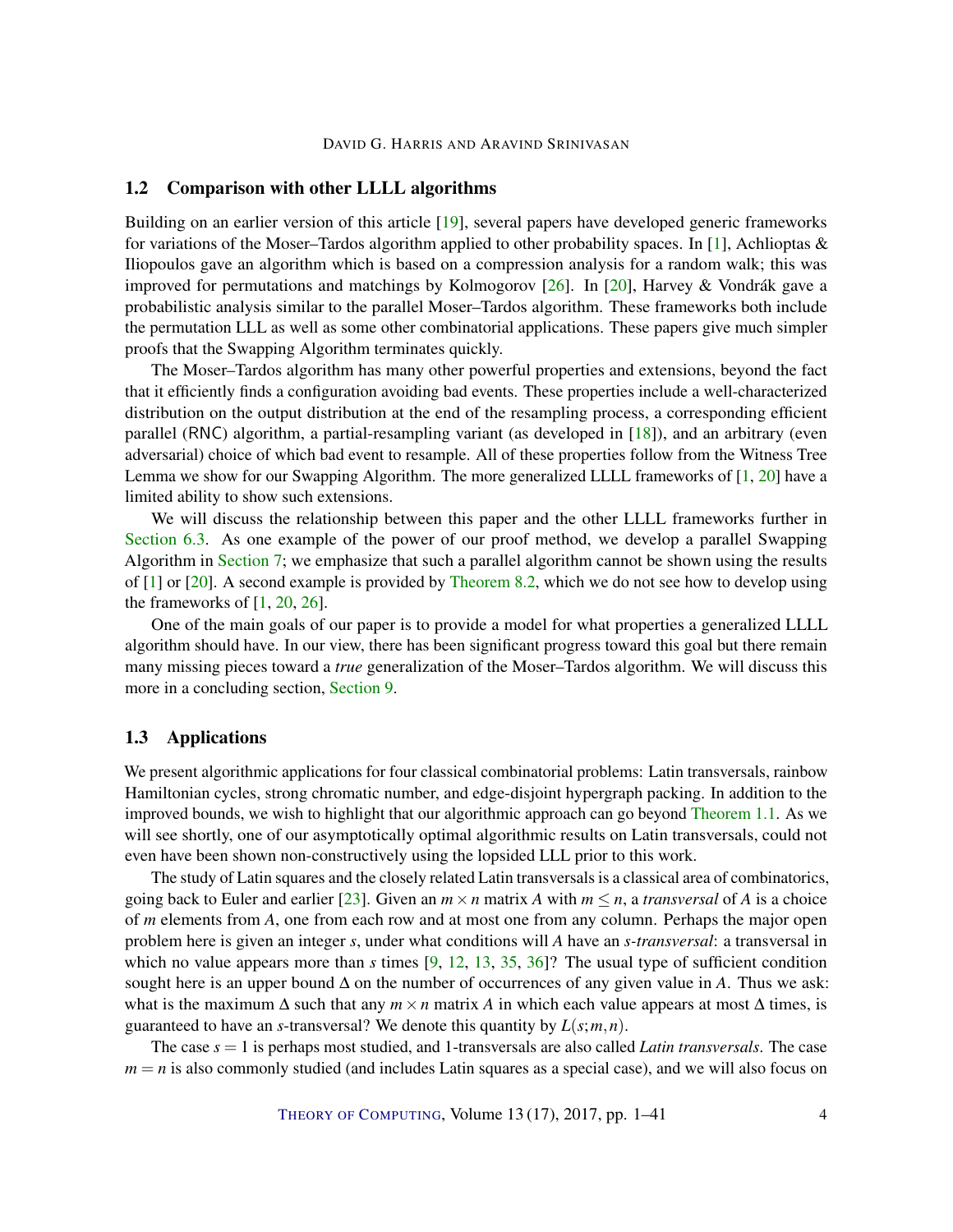### 1.2 Comparison with other LLLL algorithms

Building on an earlier version of this article [19], several papers have developed generic frameworks for variations of the Moser–Tardos algorithm applied to other probability spaces. In [1], Achlioptas & Iliopoulos gave an algorithm which is based on a compression analysis for a random walk; this was improved for permutations and matchings by Kolmogorov [26]. In [20], Harvey & Vondrák gave a probabilistic analysis similar to the parallel Moser–Tardos algorithm. These frameworks both include the permutation LLL as well as some other combinatorial applications. These papers give much simpler proofs that the Swapping Algorithm terminates quickly.

The Moser–Tardos algorithm has many other powerful properties and extensions, beyond the fact that it efficiently finds a configuration avoiding bad events. These properties include a well-characterized distribution on the output distribution at the end of the resampling process, a corresponding efficient parallel (RNC) algorithm, a partial-resampling variant (as developed in [18]), and an arbitrary (even adversarial) choice of which bad event to resample. All of these properties follow from the Witness Tree Lemma we show for our Swapping Algorithm. The more generalized LLLL frameworks of [1, 20] have a limited ability to show such extensions.

We will discuss the relationship between this paper and the other LLLL frameworks further in Section 6.3. As one example of the power of our proof method, we develop a parallel Swapping Algorithm in Section 7; we emphasize that such a parallel algorithm cannot be shown using the results of [1] or [20]. A second example is provided by Theorem 8.2, which we do not see how to develop using the frameworks of [1, 20, 26].

One of the main goals of our paper is to provide a model for what properties a generalized LLLL algorithm should have. In our view, there has been significant progress toward this goal but there remain many missing pieces toward a *true* generalization of the Moser–Tardos algorithm. We will discuss this more in a concluding section, Section 9.

### 1.3 Applications

We present algorithmic applications for four classical combinatorial problems: Latin transversals, rainbow Hamiltonian cycles, strong chromatic number, and edge-disjoint hypergraph packing. In addition to the improved bounds, we wish to highlight that our algorithmic approach can go beyond Theorem 1.1. As we will see shortly, one of our asymptotically optimal algorithmic results on Latin transversals, could not even have been shown non-constructively using the lopsided LLL prior to this work.

The study of Latin squares and the closely related Latin transversals is a classical area of combinatorics, going back to Euler and earlier [23]. Given an $m \times n$ matrix $A$ with $m \leq n$, a *transversal* of $A$ is a choice of $m$ elements from $A$, one from each row and at most one from any column. Perhaps the major open problem here is given an integer $s$, under what conditions will $A$ have an *s-transversal*: a transversal in which no value appears more than $s$ times [9, 12, 13, 35, 36]? The usual type of sufficient condition sought here is an upper bound $\Delta$ on the number of occurrences of any given value in $A$. Thus we ask: what is the maximum $\Delta$ such that any $m \times n$ matrix $A$ in which each value appears at most $\Delta$ times, is guaranteed to have an $s$-transversal? We denote this quantity by $L(s;m,n)$.

The case $s = 1$ is perhaps most studied, and 1-transversals are also called *Latin transversals*. The case $m = n$ is also commonly studied (and includes Latin squares as a special case), and we will also focus on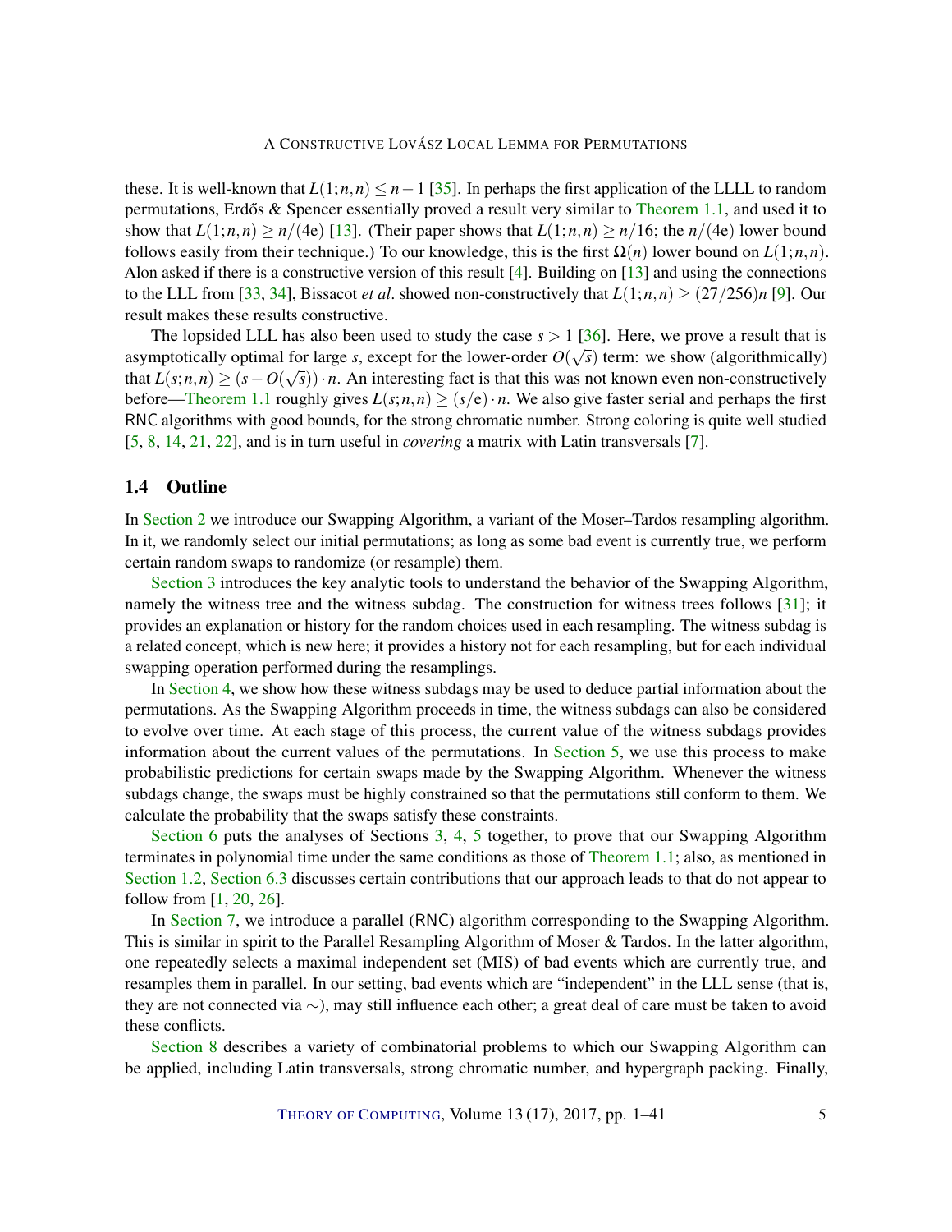these. It is well-known that $L(1;n,n) \leq n-1$ [35]. In perhaps the first application of the LLLL to random permutations, Erdős & Spencer essentially proved a result very similar to Theorem 1.1, and used it to show that $L(1;n,n) \geq n/(4\mathrm{e})$ [13]. (Their paper shows that $L(1;n,n) \geq n/16$; the $n/(4\mathrm{e})$ lower bound follows easily from their technique.) To our knowledge, this is the first $\Omega(n)$ lower bound on $L(1;n,n)$. Alon asked if there is a constructive version of this result [4]. Building on [13] and using the connections to the LLL from [33, 34], Bissacot *et al*. showed non-constructively that $L(1;n,n) \geq (27/256)n$ [9]. Our result makes these results constructive.

The lopsided LLL has also been used to study the case $s > 1$ [36]. Here, we prove a result that is asymptotically optimal for large $s$, except for the lower-order $O(\sqrt{s})$ term: we show (algorithmically) that $L(s;n,n) \geq (s - O(\sqrt{s})) \cdot n$. An interesting fact is that this was not known even non-constructively before—Theorem 1.1 roughly gives $L(s;n,n) \geq (s/\mathrm{e}) \cdot n$. We also give faster serial and perhaps the first RNC algorithms with good bounds, for the strong chromatic number. Strong coloring is quite well studied [5, 8, 14, 21, 22], and is in turn useful in *covering* a matrix with Latin transversals [7].

### 1.4 Outline

In Section 2 we introduce our Swapping Algorithm, a variant of the Moser–Tardos resampling algorithm. In it, we randomly select our initial permutations; as long as some bad event is currently true, we perform certain random swaps to randomize (or resample) them.

Section 3 introduces the key analytic tools to understand the behavior of the Swapping Algorithm, namely the witness tree and the witness subdag. The construction for witness trees follows [31]; it provides an explanation or history for the random choices used in each resampling. The witness subdag is a related concept, which is new here; it provides a history not for each resampling, but for each individual swapping operation performed during the resamplings.

In Section 4, we show how these witness subdags may be used to deduce partial information about the permutations. As the Swapping Algorithm proceeds in time, the witness subdags can also be considered to evolve over time. At each stage of this process, the current value of the witness subdags provides information about the current values of the permutations. In Section 5, we use this process to make probabilistic predictions for certain swaps made by the Swapping Algorithm. Whenever the witness subdags change, the swaps must be highly constrained so that the permutations still conform to them. We calculate the probability that the swaps satisfy these constraints.

Section 6 puts the analyses of Sections 3, 4, 5 together, to prove that our Swapping Algorithm terminates in polynomial time under the same conditions as those of Theorem 1.1; also, as mentioned in Section 1.2, Section 6.3 discusses certain contributions that our approach leads to that do not appear to follow from [1, 20, 26].

In Section 7, we introduce a parallel (RNC) algorithm corresponding to the Swapping Algorithm. This is similar in spirit to the Parallel Resampling Algorithm of Moser & Tardos. In the latter algorithm, one repeatedly selects a maximal independent set (MIS) of bad events which are currently true, and resamples them in parallel. In our setting, bad events which are "independent" in the LLL sense (that is, they are not connected via $\sim$), may still influence each other; a great deal of care must be taken to avoid these conflicts.

Section 8 describes a variety of combinatorial problems to which our Swapping Algorithm can be applied, including Latin transversals, strong chromatic number, and hypergraph packing. Finally,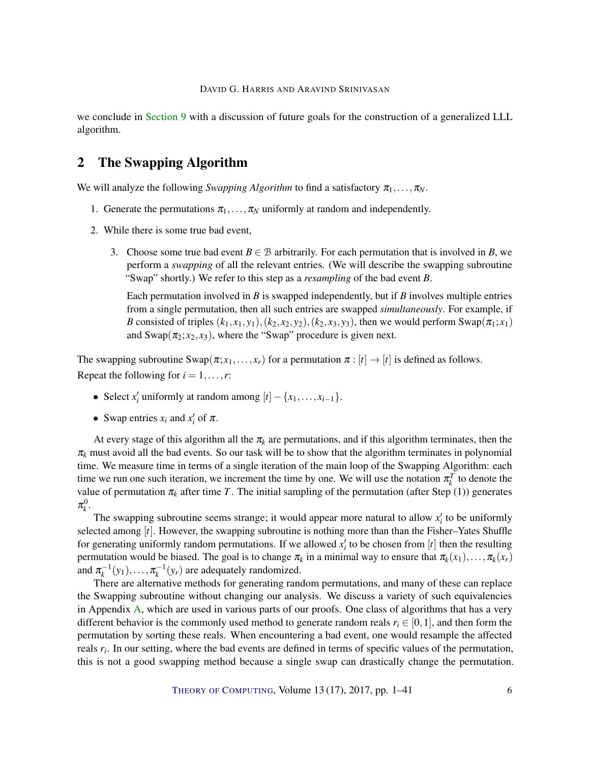we conclude in Section 9 with a discussion of future goals for the construction of a generalized LLL algorithm.

## 2 The Swapping Algorithm

We will analyze the following *Swapping Algorithm* to find a satisfactory $\pi_1, \ldots, \pi_N$.

1. Generate the permutations $\pi_1, \ldots, \pi_N$ uniformly at random and independently.
2. While there is some true bad event,
   3. Choose some true bad event $B \in \mathcal{B}$ arbitrarily. For each permutation that is involved in $B$, we perform a *swapping* of all the relevant entries. (We will describe the swapping subroutine "Swap" shortly.) We refer to this step as a *resampling* of the bad event $B$.

      Each permutation involved in $B$ is swapped independently, but if $B$ involves multiple entries from a single permutation, then all such entries are swapped *simultaneously*. For example, if $B$ consisted of triples $(k_1, x_1, y_1), (k_2, x_2, y_2), (k_2, x_3, y_3)$, then we would perform $\text{Swap}(\pi_1; x_1)$ and $\text{Swap}(\pi_2; x_2, x_3)$, where the "Swap" procedure is given next.

The swapping subroutine $\text{Swap}(\pi; x_1, \ldots, x_r)$ for a permutation $\pi : [t] \to [t]$ is defined as follows. Repeat the following for $i = 1, \ldots, r$:

- Select $x'_i$ uniformly at random among $[t] - \{x_1, \ldots, x_{i-1}\}$.
- Swap entries $x_i$ and $x'_i$ of $\pi$.

At every stage of this algorithm all the $\pi_k$ are permutations, and if this algorithm terminates, then the $\pi_k$ must avoid all the bad events. So our task will be to show that the algorithm terminates in polynomial time. We measure time in terms of a single iteration of the main loop of the Swapping Algorithm: each time we run one such iteration, we increment the time by one. We will use the notation $\pi_k^T$ to denote the value of permutation $\pi_k$ after time $T$. The initial sampling of the permutation (after Step (1)) generates $\pi_k^0$.

The swapping subroutine seems strange; it would appear more natural to allow $x'_i$ to be uniformly selected among $[t]$. However, the swapping subroutine is nothing more than than the Fisher–Yates Shuffle for generating uniformly random permutations. If we allowed $x'_i$ to be chosen from $[t]$ then the resulting permutation would be biased. The goal is to change $\pi_k$ in a minimal way to ensure that $\pi_k(x_1), \ldots, \pi_k(x_r)$ and $\pi_k^{-1}(y_1), \ldots, \pi_k^{-1}(y_r)$ are adequately randomized.

There are alternative methods for generating random permutations, and many of these can replace the Swapping subroutine without changing our analysis. We discuss a variety of such equivalencies in Appendix A, which are used in various parts of our proofs. One class of algorithms that has a very different behavior is the commonly used method to generate random reals $r_i \in [0, 1]$, and then form the permutation by sorting these reals. When encountering a bad event, one would resample the affected reals $r_i$. In our setting, where the bad events are defined in terms of specific values of the permutation, this is not a good swapping method because a single swap can drastically change the permutation.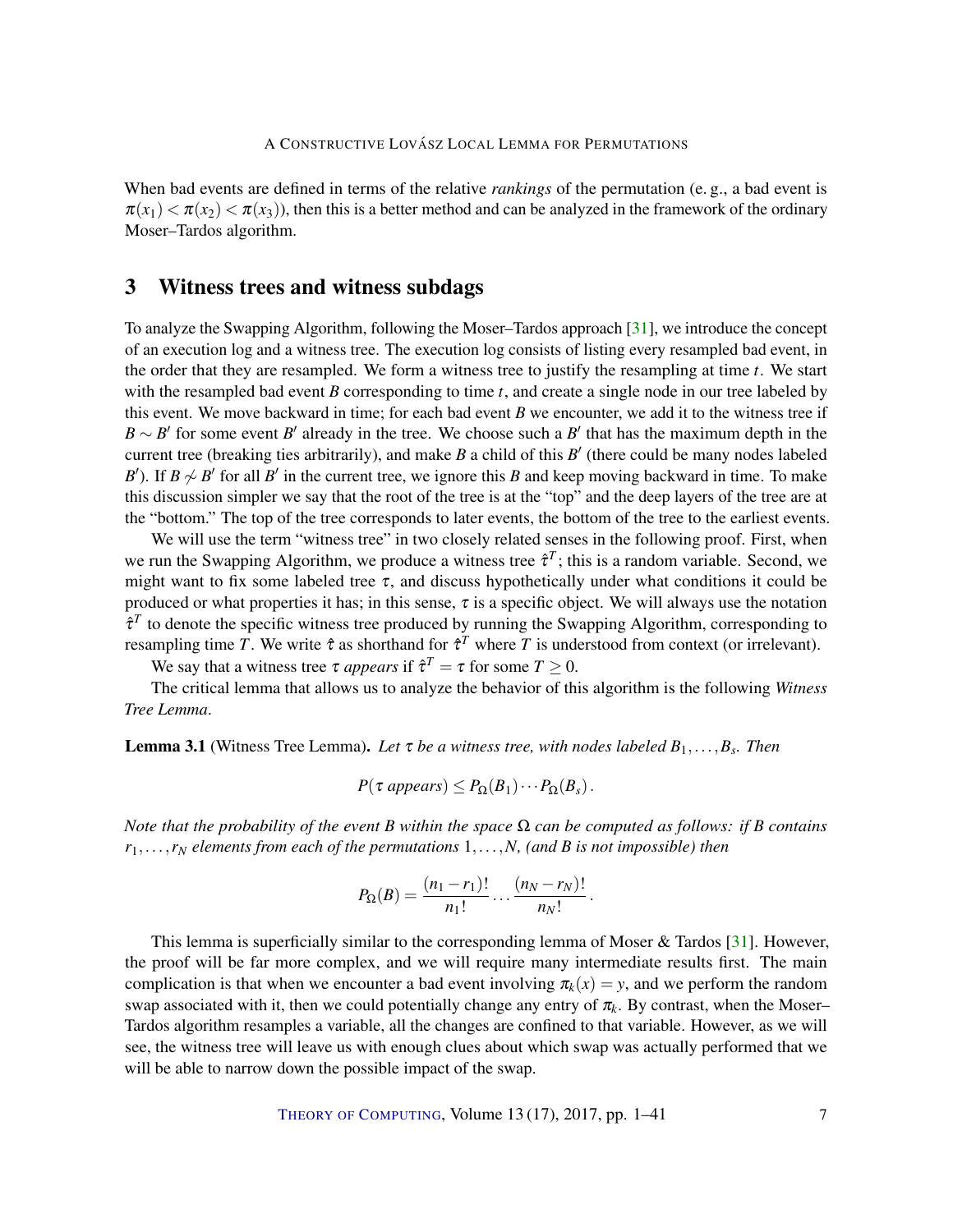When bad events are defined in terms of the relative *rankings* of the permutation (e. g., a bad event is $\pi(x_1) < \pi(x_2) < \pi(x_3)$), then this is a better method and can be analyzed in the framework of the ordinary Moser–Tardos algorithm.

## 3 Witness trees and witness subdags

To analyze the Swapping Algorithm, following the Moser–Tardos approach [31], we introduce the concept of an execution log and a witness tree. The execution log consists of listing every resampled bad event, in the order that they are resampled. We form a witness tree to justify the resampling at time $t$. We start with the resampled bad event $B$ corresponding to time $t$, and create a single node in our tree labeled by this event. We move backward in time; for each bad event $B$ we encounter, we add it to the witness tree if $B \sim B'$ for some event $B'$ already in the tree. We choose such a $B'$ that has the maximum depth in the current tree (breaking ties arbitrarily), and make $B$ a child of this $B'$ (there could be many nodes labeled $B'$). If $B \not\sim B'$ for all $B'$ in the current tree, we ignore this $B$ and keep moving backward in time. To make this discussion simpler we say that the root of the tree is at the "top" and the deep layers of the tree are at the "bottom." The top of the tree corresponds to later events, the bottom of the tree to the earliest events.

We will use the term "witness tree" in two closely related senses in the following proof. First, when we run the Swapping Algorithm, we produce a witness tree $\hat{\tau}^T$; this is a random variable. Second, we might want to fix some labeled tree $\tau$, and discuss hypothetically under what conditions it could be produced or what properties it has; in this sense, $\tau$ is a specific object. We will always use the notation $\hat{\tau}^T$ to denote the specific witness tree produced by running the Swapping Algorithm, corresponding to resampling time $T$. We write $\hat{\tau}$ as shorthand for $\hat{\tau}^T$ where $T$ is understood from context (or irrelevant).

We say that a witness tree $\tau$ *appears* if $\hat{\tau}^T = \tau$ for some $T \geq 0$.

The critical lemma that allows us to analyze the behavior of this algorithm is the following *Witness Tree Lemma*.

**Lemma 3.1** (Witness Tree Lemma). *Let $\tau$ be a witness tree, with nodes labeled $B_1, \dots, B_s$. Then*

$$P(\tau \text{ appears}) \leq P_\Omega(B_1) \cdots P_\Omega(B_s) .$$

*Note that the probability of the event $B$ within the space $\Omega$ can be computed as follows: if $B$ contains $r_1, \dots, r_N$ elements from each of the permutations $1, \dots, N$, (and $B$ is not impossible) then*

$$P_\Omega(B) = \frac{(n_1 - r_1)!}{n_1!} \cdots \frac{(n_N - r_N)!}{n_N!} .$$

This lemma is superficially similar to the corresponding lemma of Moser & Tardos [31]. However, the proof will be far more complex, and we will require many intermediate results first. The main complication is that when we encounter a bad event involving $\pi_k(x) = y$, and we perform the random swap associated with it, then we could potentially change any entry of $\pi_k$. By contrast, when the Moser–Tardos algorithm resamples a variable, all the changes are confined to that variable. However, as we will see, the witness tree will leave us with enough clues about which swap was actually performed that we will be able to narrow down the possible impact of the swap.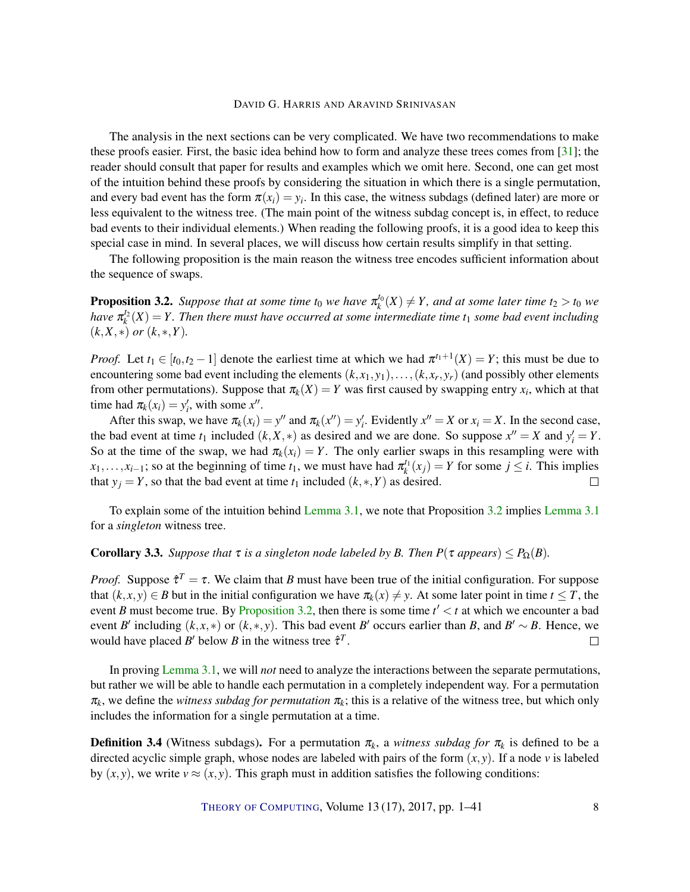The analysis in the next sections can be very complicated. We have two recommendations to make these proofs easier. First, the basic idea behind how to form and analyze these trees comes from [31]; the reader should consult that paper for results and examples which we omit here. Second, one can get most of the intuition behind these proofs by considering the situation in which there is a single permutation, and every bad event has the form $\pi(x_i) = y_i$. In this case, the witness subdags (defined later) are more or less equivalent to the witness tree. (The main point of the witness subdag concept is, in effect, to reduce bad events to their individual elements.) When reading the following proofs, it is a good idea to keep this special case in mind. In several places, we will discuss how certain results simplify in that setting.

The following proposition is the main reason the witness tree encodes sufficient information about the sequence of swaps.

**Proposition 3.2.** *Suppose that at some time $t_0$ we have $\pi_k^{t_0}(X) \neq Y$, and at some later time $t_2 > t_0$ we have $\pi_k^{t_2}(X) = Y$. Then there must have occurred at some intermediate time $t_1$ some bad event including $(k, X, *)$ or $(k, *, Y)$.*

*Proof.* Let $t_1 \in [t_0, t_2 - 1]$ denote the earliest time at which we had $\pi^{t_1+1}(X) = Y$; this must be due to encountering some bad event including the elements $(k, x_1, y_1), \dots, (k, x_r, y_r)$ (and possibly other elements from other permutations). Suppose that $\pi_k(X) = Y$ was first caused by swapping entry $x_i$, which at that time had $\pi_k(x_i) = y'_i$, with some $x''$.

After this swap, we have $\pi_k(x_i) = y''$ and $\pi_k(x'') = y'_i$. Evidently $x'' = X$ or $x_i = X$. In the second case, the bad event at time $t_1$ included $(k, X, *)$ as desired and we are done. So suppose $x'' = X$ and $y'_i = Y$. So at the time of the swap, we had $\pi_k(x_i) = Y$. The only earlier swaps in this resampling were with $x_1, \dots, x_{i-1}$; so at the beginning of time $t_1$, we must have had $\pi_k^{t_1}(x_j) = Y$ for some $j \leq i$. This implies that $y_j = Y$, so that the bad event at time $t_1$ included $(k, *, Y)$ as desired. $\square$

To explain some of the intuition behind Lemma 3.1, we note that Proposition 3.2 implies Lemma 3.1 for a *singleton* witness tree.

**Corollary 3.3.** *Suppose that $\tau$ is a singleton node labeled by $B$. Then $P(\tau \text{ appears}) \leq P_\Omega(B)$.*

*Proof.* Suppose $\hat{\tau}^T = \tau$. We claim that $B$ must have been true of the initial configuration. For suppose that $(k, x, y) \in B$ but in the initial configuration we have $\pi_k(x) \neq y$. At some later point in time $t \leq T$, the event $B$ must become true. By Proposition 3.2, then there is some time $t' < t$ at which we encounter a bad event $B'$ including $(k, x, *)$ or $(k, *, y)$. This bad event $B'$ occurs earlier than $B$, and $B' \sim B$. Hence, we would have placed $B'$ below $B$ in the witness tree $\hat{\tau}^T$. $\square$

In proving Lemma 3.1, we will *not* need to analyze the interactions between the separate permutations, but rather we will be able to handle each permutation in a completely independent way. For a permutation $\pi_k$, we define the *witness subdag for permutation $\pi_k$*; this is a relative of the witness tree, but which only includes the information for a single permutation at a time.

**Definition 3.4** (Witness subdags). For a permutation $\pi_k$, a *witness subdag for $\pi_k$* is defined to be a directed acyclic simple graph, whose nodes are labeled with pairs of the form $(x, y)$. If a node $v$ is labeled by $(x, y)$, we write $v \approx (x, y)$. This graph must in addition satisfies the following conditions: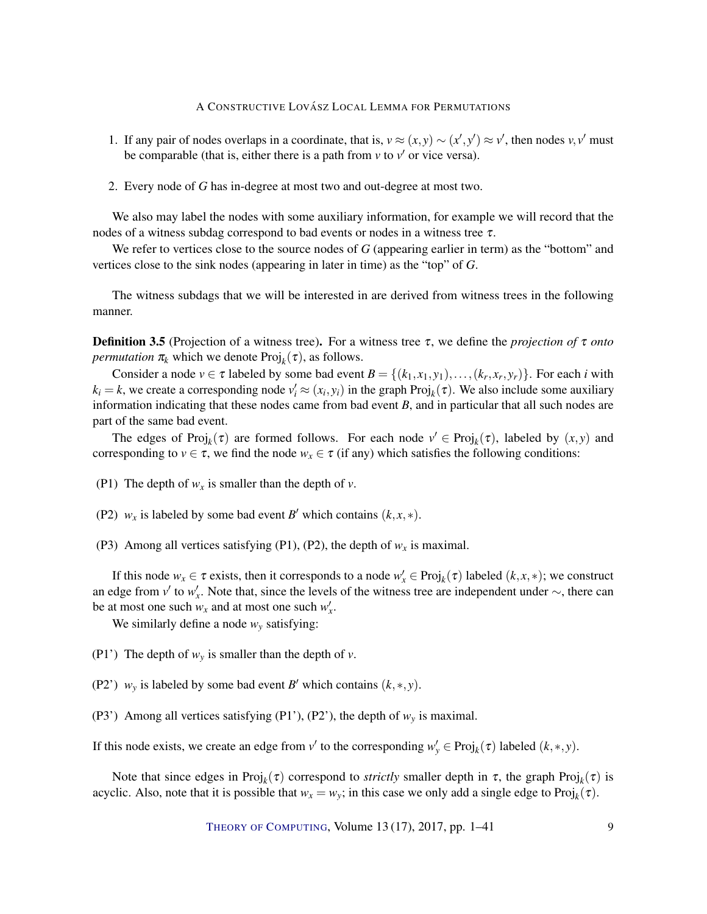1. If any pair of nodes overlaps in a coordinate, that is, $v \approx (x,y) \sim (x',y') \approx v'$, then nodes $v, v'$ must be comparable (that is, either there is a path from $v$ to $v'$ or vice versa).

2. Every node of $G$ has in-degree at most two and out-degree at most two.

We also may label the nodes with some auxiliary information, for example we will record that the nodes of a witness subdag correspond to bad events or nodes in a witness tree $\tau$.

We refer to vertices close to the source nodes of $G$ (appearing earlier in term) as the "bottom" and vertices close to the sink nodes (appearing in later in time) as the "top" of $G$.

The witness subdags that we will be interested in are derived from witness trees in the following manner.

**Definition 3.5** (Projection of a witness tree)**.** For a witness tree $\tau$, we define the *projection of* $\tau$ *onto permutation* $\pi_k$ which we denote $\mathrm{Proj}_k(\tau)$, as follows.

Consider a node $v \in \tau$ labeled by some bad event $B = \{(k_1,x_1,y_1),\dots,(k_r,x_r,y_r)\}$. For each $i$ with $k_i = k$, we create a corresponding node $v'_i \approx (x_i,y_i)$ in the graph $\mathrm{Proj}_k(\tau)$. We also include some auxiliary information indicating that these nodes came from bad event $B$, and in particular that all such nodes are part of the same bad event.

The edges of $\mathrm{Proj}_k(\tau)$ are formed follows. For each node $v' \in \mathrm{Proj}_k(\tau)$, labeled by $(x,y)$ and corresponding to $v \in \tau$, we find the node $w_x \in \tau$ (if any) which satisfies the following conditions:

(P1) The depth of $w_x$ is smaller than the depth of $v$.

(P2) $w_x$ is labeled by some bad event $B'$ which contains $(k,x,*)$.

(P3) Among all vertices satisfying (P1), (P2), the depth of $w_x$ is maximal.

If this node $w_x \in \tau$ exists, then it corresponds to a node $w'_x \in \mathrm{Proj}_k(\tau)$ labeled $(k,x,*)$; we construct an edge from $v'$ to $w'_x$. Note that, since the levels of the witness tree are independent under $\sim$, there can be at most one such $w_x$ and at most one such $w'_x$.

We similarly define a node $w_y$ satisfying:

(P1') The depth of $w_y$ is smaller than the depth of $v$.

(P2') $w_y$ is labeled by some bad event $B'$ which contains $(k,*,y)$.

(P3') Among all vertices satisfying (P1'), (P2'), the depth of $w_y$ is maximal.

If this node exists, we create an edge from $v'$ to the corresponding $w'_y \in \mathrm{Proj}_k(\tau)$ labeled $(k,*,y)$.

Note that since edges in $\mathrm{Proj}_k(\tau)$ correspond to *strictly* smaller depth in $\tau$, the graph $\mathrm{Proj}_k(\tau)$ is acyclic. Also, note that it is possible that $w_x = w_y$; in this case we only add a single edge to $\mathrm{Proj}_k(\tau)$.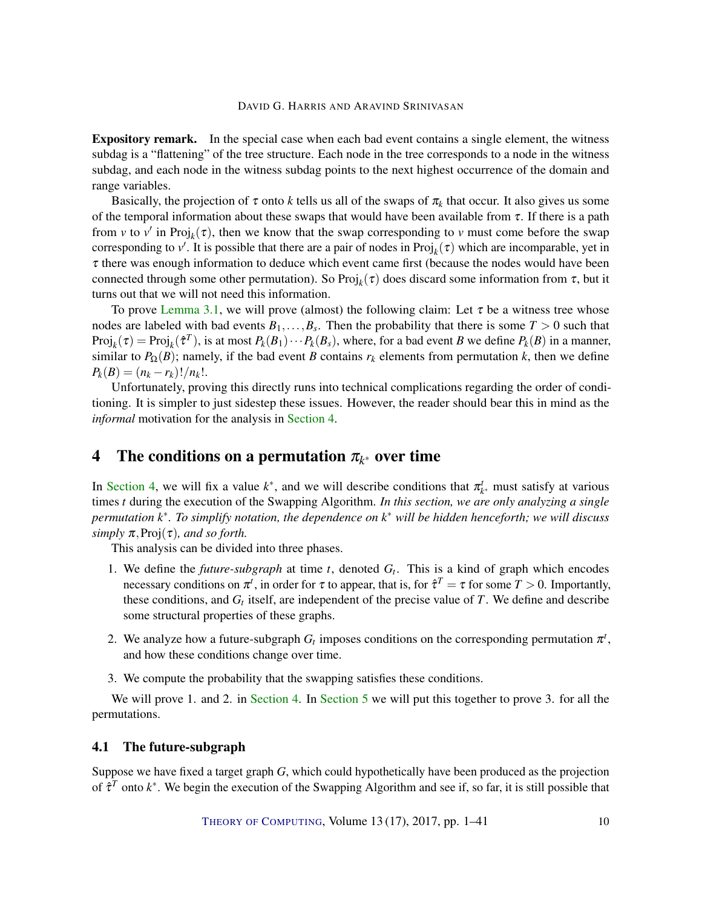**Expository remark.** In the special case when each bad event contains a single element, the witness subdag is a "flattening" of the tree structure. Each node in the tree corresponds to a node in the witness subdag, and each node in the witness subdag points to the next highest occurrence of the domain and range variables.

Basically, the projection of $\tau$ onto $k$ tells us all of the swaps of $\pi_k$ that occur. It also gives us some of the temporal information about these swaps that would have been available from $\tau$. If there is a path from $v$ to $v'$ in $\mathrm{Proj}_k(\tau)$, then we know that the swap corresponding to $v$ must come before the swap corresponding to $v'$. It is possible that there are a pair of nodes in $\mathrm{Proj}_k(\tau)$ which are incomparable, yet in $\tau$ there was enough information to deduce which event came first (because the nodes would have been connected through some other permutation). So $\mathrm{Proj}_k(\tau)$ does discard some information from $\tau$, but it turns out that we will not need this information.

To prove Lemma 3.1, we will prove (almost) the following claim: Let $\tau$ be a witness tree whose nodes are labeled with bad events $B_1, \dots, B_s$. Then the probability that there is some $T > 0$ such that $\mathrm{Proj}_k(\tau) = \mathrm{Proj}_k(\hat{\tau}^T)$, is at most $P_k(B_1) \cdots P_k(B_s)$, where, for a bad event $B$ we define $P_k(B)$ in a manner, similar to $P_\Omega(B)$; namely, if the bad event $B$ contains $r_k$ elements from permutation $k$, then we define $P_k(B) = (n_k - r_k)!/n_k!$.

Unfortunately, proving this directly runs into technical complications regarding the order of conditioning. It is simpler to just sidestep these issues. However, the reader should bear this in mind as the *informal* motivation for the analysis in Section 4.

## 4 The conditions on a permutation $\pi_{k^*}$ over time

In Section 4, we will fix a value $k^*$, and we will describe conditions that $\pi_{k^*}^t$ must satisfy at various times $t$ during the execution of the Swapping Algorithm. *In this section, we are only analyzing a single permutation $k^*$. To simplify notation, the dependence on $k^*$ will be hidden henceforth; we will discuss simply $\pi, \mathrm{Proj}(\tau)$, and so forth.*

This analysis can be divided into three phases.

1. We define the *future-subgraph* at time $t$, denoted $G_t$. This is a kind of graph which encodes necessary conditions on $\pi^t$, in order for $\tau$ to appear, that is, for $\hat{\tau}^T = \tau$ for some $T > 0$. Importantly, these conditions, and $G_t$ itself, are independent of the precise value of $T$. We define and describe some structural properties of these graphs.
2. We analyze how a future-subgraph $G_t$ imposes conditions on the corresponding permutation $\pi^t$, and how these conditions change over time.
3. We compute the probability that the swapping satisfies these conditions.

We will prove 1. and 2. in Section 4. In Section 5 we will put this together to prove 3. for all the permutations.

### 4.1 The future-subgraph

Suppose we have fixed a target graph $G$, which could hypothetically have been produced as the projection of $\hat{\tau}^T$ onto $k^*$. We begin the execution of the Swapping Algorithm and see if, so far, it is still possible that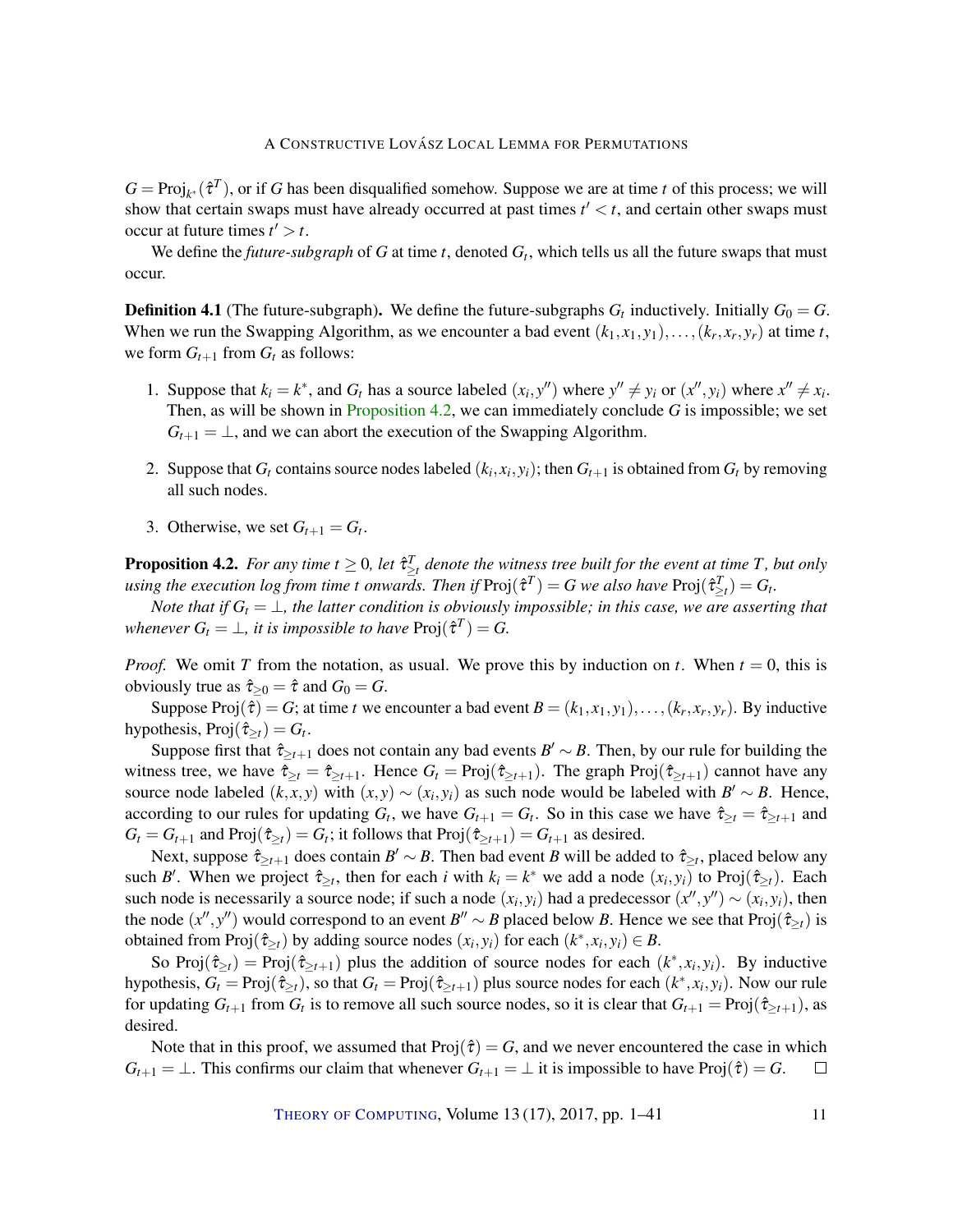$G = \mathrm{Proj}_{k^*}(\hat{\tau}^T)$, or if $G$ has been disqualified somehow. Suppose we are at time $t$ of this process; we will show that certain swaps must have already occurred at past times $t' < t$, and certain other swaps must occur at future times $t' > t$.

We define the *future-subgraph* of $G$ at time $t$, denoted $G_t$, which tells us all the future swaps that must occur.

**Definition 4.1** (The future-subgraph)**.** We define the future-subgraphs $G_t$ inductively. Initially $G_0 = G$. When we run the Swapping Algorithm, as we encounter a bad event $(k_1, x_1, y_1), \dots, (k_r, x_r, y_r)$ at time $t$, we form $G_{t+1}$ from $G_t$ as follows:

1. Suppose that $k_i = k^*$, and $G_t$ has a source labeled $(x_i, y'')$ where $y'' \neq y_i$ or $(x'', y_i)$ where $x'' \neq x_i$. Then, as will be shown in Proposition 4.2, we can immediately conclude $G$ is impossible; we set $G_{t+1} = \perp$, and we can abort the execution of the Swapping Algorithm.

2. Suppose that $G_t$ contains source nodes labeled $(k_i, x_i, y_i)$; then $G_{t+1}$ is obtained from $G_t$ by removing all such nodes.

3. Otherwise, we set $G_{t+1} = G_t$.

**Proposition 4.2.** *For any time $t \geq 0$, let $\hat{\tau}^T_{\geq t}$ denote the witness tree built for the event at time $T$, but only using the execution log from time $t$ onwards. Then if $\mathrm{Proj}(\hat{\tau}^T) = G$ we also have $\mathrm{Proj}(\hat{\tau}^T_{\geq t}) = G_t$.*

*Note that if $G_t = \perp$, the latter condition is obviously impossible; in this case, we are asserting that whenever $G_t = \perp$, it is impossible to have $\mathrm{Proj}(\hat{\tau}^T) = G$.*

*Proof.* We omit $T$ from the notation, as usual. We prove this by induction on $t$. When $t = 0$, this is obviously true as $\hat{\tau}_{\geq 0} = \hat{\tau}$ and $G_0 = G$.

Suppose $\mathrm{Proj}(\hat{\tau}) = G$; at time $t$ we encounter a bad event $B = (k_1, x_1, y_1), \dots, (k_r, x_r, y_r)$. By inductive hypothesis, $\mathrm{Proj}(\hat{\tau}_{\geq t}) = G_t$.

Suppose first that $\hat{\tau}_{\geq t+1}$ does not contain any bad events $B' \sim B$. Then, by our rule for building the witness tree, we have $\hat{\tau}_{\geq t} = \hat{\tau}_{\geq t+1}$. Hence $G_t = \mathrm{Proj}(\hat{\tau}_{\geq t+1})$. The graph $\mathrm{Proj}(\hat{\tau}_{\geq t+1})$ cannot have any source node labeled $(k, x, y)$ with $(x, y) \sim (x_i, y_i)$ as such node would be labeled with $B' \sim B$. Hence, according to our rules for updating $G_t$, we have $G_{t+1} = G_t$. So in this case we have $\hat{\tau}_{\geq t} = \hat{\tau}_{\geq t+1}$ and $G_t = G_{t+1}$ and $\mathrm{Proj}(\hat{\tau}_{\geq t}) = G_t$; it follows that $\mathrm{Proj}(\hat{\tau}_{\geq t+1}) = G_{t+1}$ as desired.

Next, suppose $\hat{\tau}_{\geq t+1}$ does contain $B' \sim B$. Then bad event $B$ will be added to $\hat{\tau}_{\geq t}$, placed below any such $B'$. When we project $\hat{\tau}_{\geq t}$, then for each $i$ with $k_i = k^*$ we add a node $(x_i, y_i)$ to $\mathrm{Proj}(\hat{\tau}_{\geq t})$. Each such node is necessarily a source node; if such a node $(x_i, y_i)$ had a predecessor $(x'', y'') \sim (x_i, y_i)$, then the node $(x'', y'')$ would correspond to an event $B'' \sim B$ placed below $B$. Hence we see that $\mathrm{Proj}(\hat{\tau}_{\geq t})$ is obtained from $\mathrm{Proj}(\hat{\tau}_{\geq t})$ by adding source nodes $(x_i, y_i)$ for each $(k^*, x_i, y_i) \in B$.

So $\mathrm{Proj}(\hat{\tau}_{\geq t}) = \mathrm{Proj}(\hat{\tau}_{\geq t+1})$ plus the addition of source nodes for each $(k^*, x_i, y_i)$. By inductive hypothesis, $G_t = \mathrm{Proj}(\hat{\tau}_{\geq t})$, so that $G_t = \mathrm{Proj}(\hat{\tau}_{\geq t+1})$ plus source nodes for each $(k^*, x_i, y_i)$. Now our rule for updating $G_{t+1}$ from $G_t$ is to remove all such source nodes, so it is clear that $G_{t+1} = \mathrm{Proj}(\hat{\tau}_{\geq t+1})$, as desired.

Note that in this proof, we assumed that $\mathrm{Proj}(\hat{\tau}) = G$, and we never encountered the case in which $G_{t+1} = \perp$. This confirms our claim that whenever $G_{t+1} = \perp$ it is impossible to have $\mathrm{Proj}(\hat{\tau}) = G$. $\square$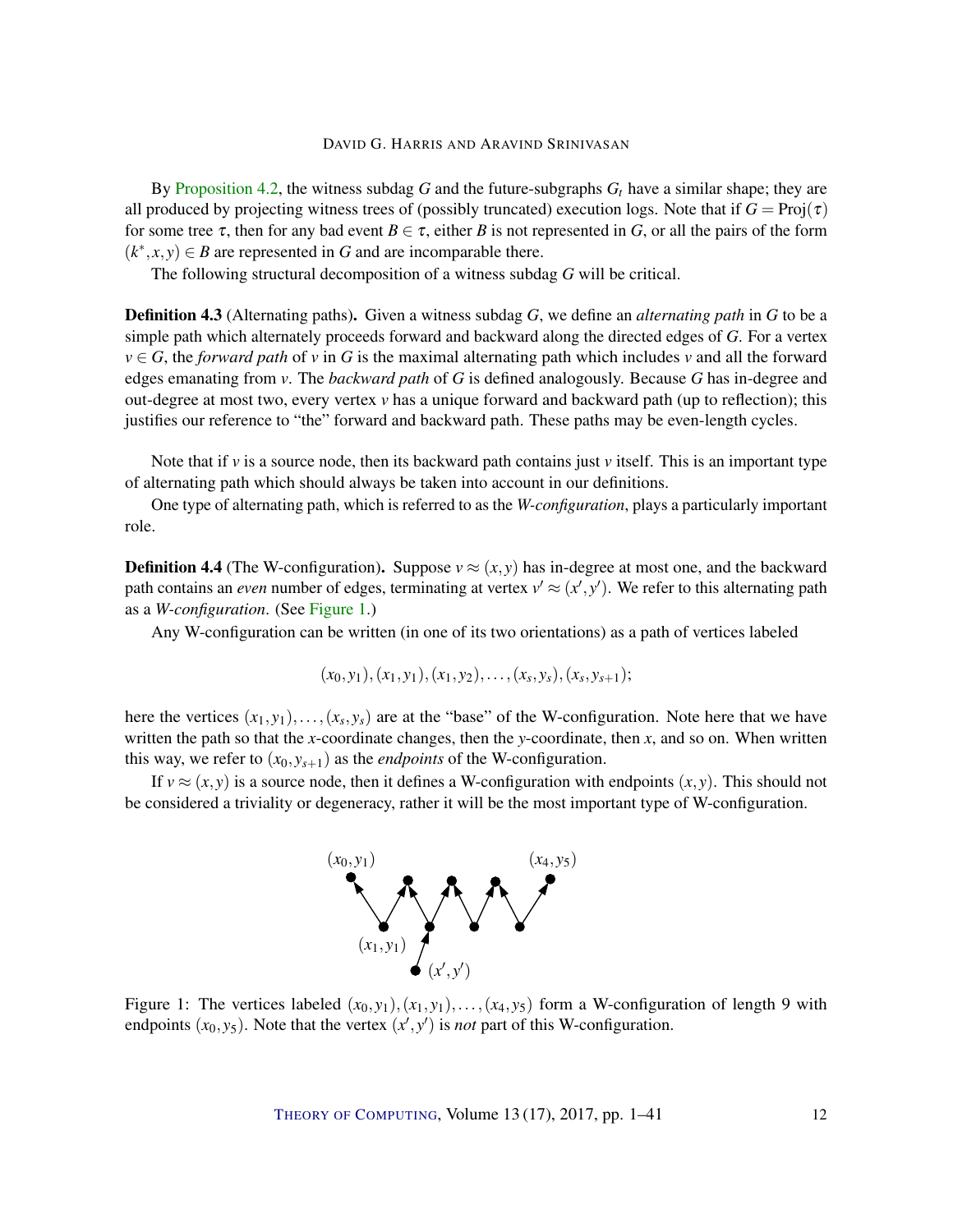By Proposition 4.2, the witness subdag $G$ and the future-subgraphs $G_t$ have a similar shape; they are all produced by projecting witness trees of (possibly truncated) execution logs. Note that if $G = \mathrm{Proj}(\tau)$ for some tree $\tau$, then for any bad event $B \in \tau$, either $B$ is not represented in $G$, or all the pairs of the form $(k^*, x, y) \in B$ are represented in $G$ and are incomparable there.

The following structural decomposition of a witness subdag $G$ will be critical.

**Definition 4.3** (Alternating paths)**.** Given a witness subdag $G$, we define an *alternating path* in $G$ to be a simple path which alternately proceeds forward and backward along the directed edges of $G$. For a vertex $v \in G$, the *forward path* of $v$ in $G$ is the maximal alternating path which includes $v$ and all the forward edges emanating from $v$. The *backward path* of $G$ is defined analogously. Because $G$ has in-degree and out-degree at most two, every vertex $v$ has a unique forward and backward path (up to reflection); this justifies our reference to "the" forward and backward path. These paths may be even-length cycles.

Note that if $v$ is a source node, then its backward path contains just $v$ itself. This is an important type of alternating path which should always be taken into account in our definitions.

One type of alternating path, which is referred to as the *W-configuration*, plays a particularly important role.

**Definition 4.4** (The W-configuration)**.** Suppose $v \approx (x, y)$ has in-degree at most one, and the backward path contains an *even* number of edges, terminating at vertex $v' \approx (x', y')$. We refer to this alternating path as a *W-configuration*. (See Figure 1.)

Any W-configuration can be written (in one of its two orientations) as a path of vertices labeled

$$(x_0, y_1), (x_1, y_1), (x_1, y_2), \ldots, (x_s, y_s), (x_s, y_{s+1});$$

here the vertices $(x_1, y_1), \ldots, (x_s, y_s)$ are at the "base" of the W-configuration. Note here that we have written the path so that the $x$-coordinate changes, then the $y$-coordinate, then $x$, and so on. When written this way, we refer to $(x_0, y_{s+1})$ as the *endpoints* of the W-configuration.

If $v \approx (x, y)$ is a source node, then it defines a W-configuration with endpoints $(x, y)$. This should not be considered a triviality or degeneracy, rather it will be the most important type of W-configuration.

Figure 1: The vertices labeled $(x_0, y_1), (x_1, y_1), \ldots, (x_4, y_5)$ form a W-configuration of length 9 with endpoints $(x_0, y_5)$. Note that the vertex $(x', y')$ is *not* part of this W-configuration.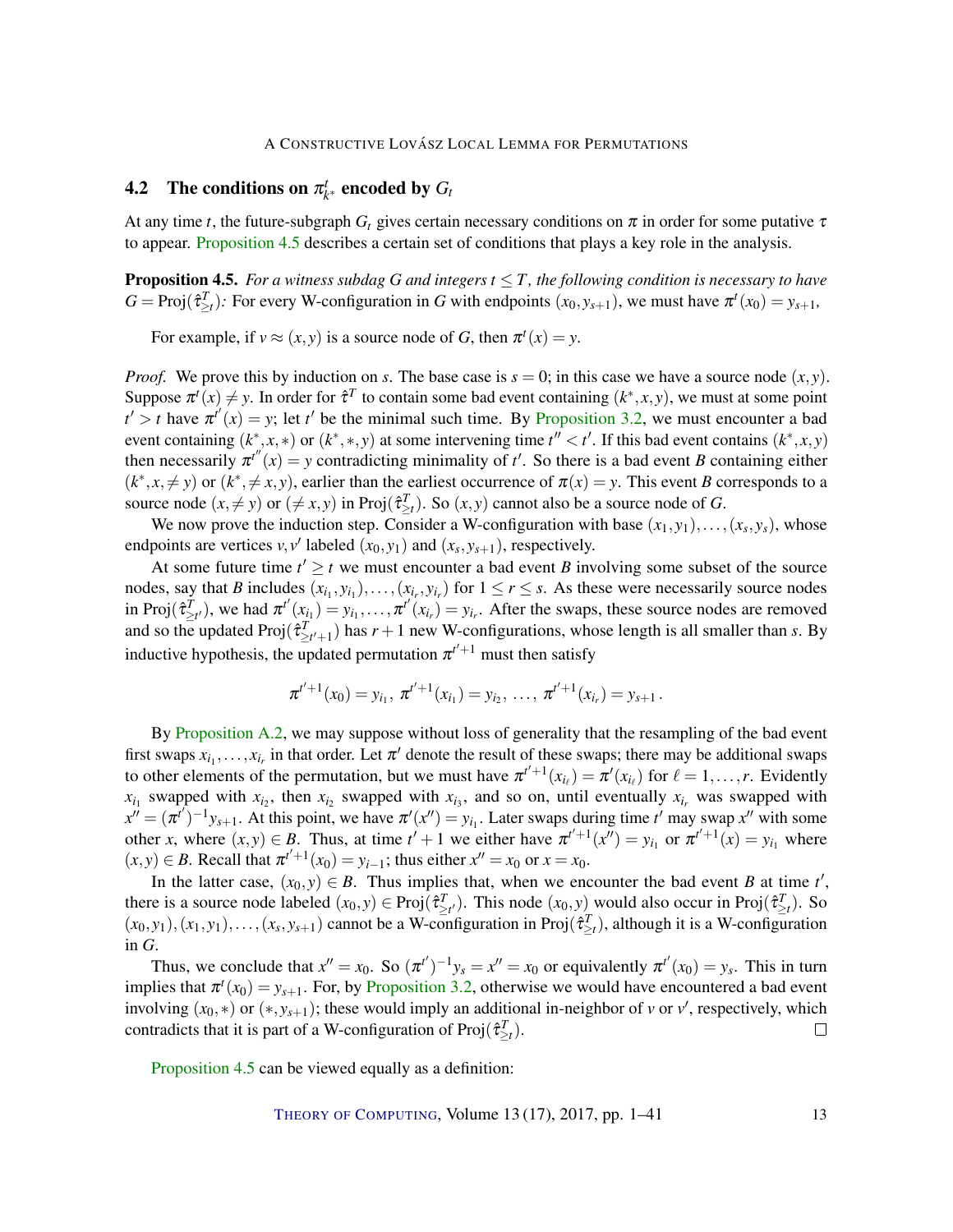## 4.2 The conditions on $\pi^t_{k^*}$ encoded by $G_t$

At any time $t$, the future-subgraph $G_t$ gives certain necessary conditions on $\pi$ in order for some putative $\tau$ to appear. Proposition 4.5 describes a certain set of conditions that plays a key role in the analysis.

**Proposition 4.5.** *For a witness subdag $G$ and integers $t \leq T$, the following condition is necessary to have $G = \mathrm{Proj}(\hat{\tau}^T_{\geq t})$:* For every W-configuration in $G$ with endpoints $(x_0, y_{s+1})$, we must have $\pi^t(x_0) = y_{s+1}$,

For example, if $v \approx (x, y)$ is a source node of $G$, then $\pi^t(x) = y$.

*Proof.* We prove this by induction on $s$. The base case is $s = 0$; in this case we have a source node $(x, y)$. Suppose $\pi^t(x) \neq y$. In order for $\hat{\tau}^T$ to contain some bad event containing $(k^*, x, y)$, we must at some point $t' > t$ have $\pi^{t'}(x) = y$; let $t'$ be the minimal such time. By Proposition 3.2, we must encounter a bad event containing $(k^*, x, *)$ or $(k^*, *, y)$ at some intervening time $t'' < t'$. If this bad event contains $(k^*, x, y)$ then necessarily $\pi^{t''}(x) = y$ contradicting minimality of $t'$. So there is a bad event $B$ containing either $(k^*, x, \neq y)$ or $(k^*, \neq x, y)$, earlier than the earliest occurrence of $\pi(x) = y$. This event $B$ corresponds to a source node $(x, \neq y)$ or $(\neq x, y)$ in $\mathrm{Proj}(\hat{\tau}^T_{\geq t})$. So $(x, y)$ cannot also be a source node of $G$.

We now prove the induction step. Consider a W-configuration with base $(x_1, y_1), \ldots, (x_s, y_s)$, whose endpoints are vertices $v, v'$ labeled $(x_0, y_1)$ and $(x_s, y_{s+1})$, respectively.

At some future time $t' \geq t$ we must encounter a bad event $B$ involving some subset of the source nodes, say that $B$ includes $(x_{i_1}, y_{i_1}), \ldots, (x_{i_r}, y_{i_r})$ for $1 \leq r \leq s$. As these were necessarily source nodes in $\mathrm{Proj}(\hat{\tau}^T_{\geq t'})$, we had $\pi^{t'}(x_{i_1}) = y_{i_1}, \ldots, \pi^{t'}(x_{i_r}) = y_{i_r}$. After the swaps, these source nodes are removed and so the updated $\mathrm{Proj}(\hat{\tau}^T_{\geq t'+1})$ has $r+1$ new W-configurations, whose length is all smaller than $s$. By inductive hypothesis, the updated permutation $\pi^{t'+1}$ must then satisfy

$$\pi^{t'+1}(x_0) = y_{i_1},\ \pi^{t'+1}(x_{i_1}) = y_{i_2},\ \ldots,\ \pi^{t'+1}(x_{i_r}) = y_{s+1}\,.$$

By Proposition A.2, we may suppose without loss of generality that the resampling of the bad event first swaps $x_{i_1}, \ldots, x_{i_r}$ in that order. Let $\pi'$ denote the result of these swaps; there may be additional swaps to other elements of the permutation, but we must have $\pi^{t'+1}(x_{i_\ell}) = \pi'(x_{i_\ell})$ for $\ell = 1, \ldots, r$. Evidently $x_{i_1}$ swapped with $x_{i_2}$, then $x_{i_2}$ swapped with $x_{i_3}$, and so on, until eventually $x_{i_r}$ was swapped with $x'' = (\pi^{t'})^{-1} y_{s+1}$. At this point, we have $\pi'(x'') = y_{i_1}$. Later swaps during time $t'$ may swap $x''$ with some other $x$, where $(x, y) \in B$. Thus, at time $t'+1$ we either have $\pi^{t'+1}(x'') = y_{i_1}$ or $\pi^{t'+1}(x) = y_{i_1}$ where $(x, y) \in B$. Recall that $\pi^{t'+1}(x_0) = y_{i-1}$; thus either $x'' = x_0$ or $x = x_0$.

In the latter case, $(x_0, y) \in B$. Thus implies that, when we encounter the bad event $B$ at time $t'$, there is a source node labeled $(x_0, y) \in \mathrm{Proj}(\hat{\tau}^T_{\geq t'})$. This node $(x_0, y)$ would also occur in $\mathrm{Proj}(\hat{\tau}^T_{\geq t})$. So $(x_0, y_1), (x_1, y_1), \ldots, (x_s, y_{s+1})$ cannot be a W-configuration in $\mathrm{Proj}(\hat{\tau}^T_{\geq t})$, although it is a W-configuration in $G$.

Thus, we conclude that $x'' = x_0$. So $(\pi^{t'})^{-1} y_s = x'' = x_0$ or equivalently $\pi^{t'}(x_0) = y_s$. This in turn implies that $\pi^t(x_0) = y_{s+1}$. For, by Proposition 3.2, otherwise we would have encountered a bad event involving $(x_0, *)$ or $(*, y_{s+1})$; these would imply an additional in-neighbor of $v$ or $v'$, respectively, which contradicts that it is part of a W-configuration of $\mathrm{Proj}(\hat{\tau}^T_{\geq t})$. ☐

Proposition 4.5 can be viewed equally as a definition: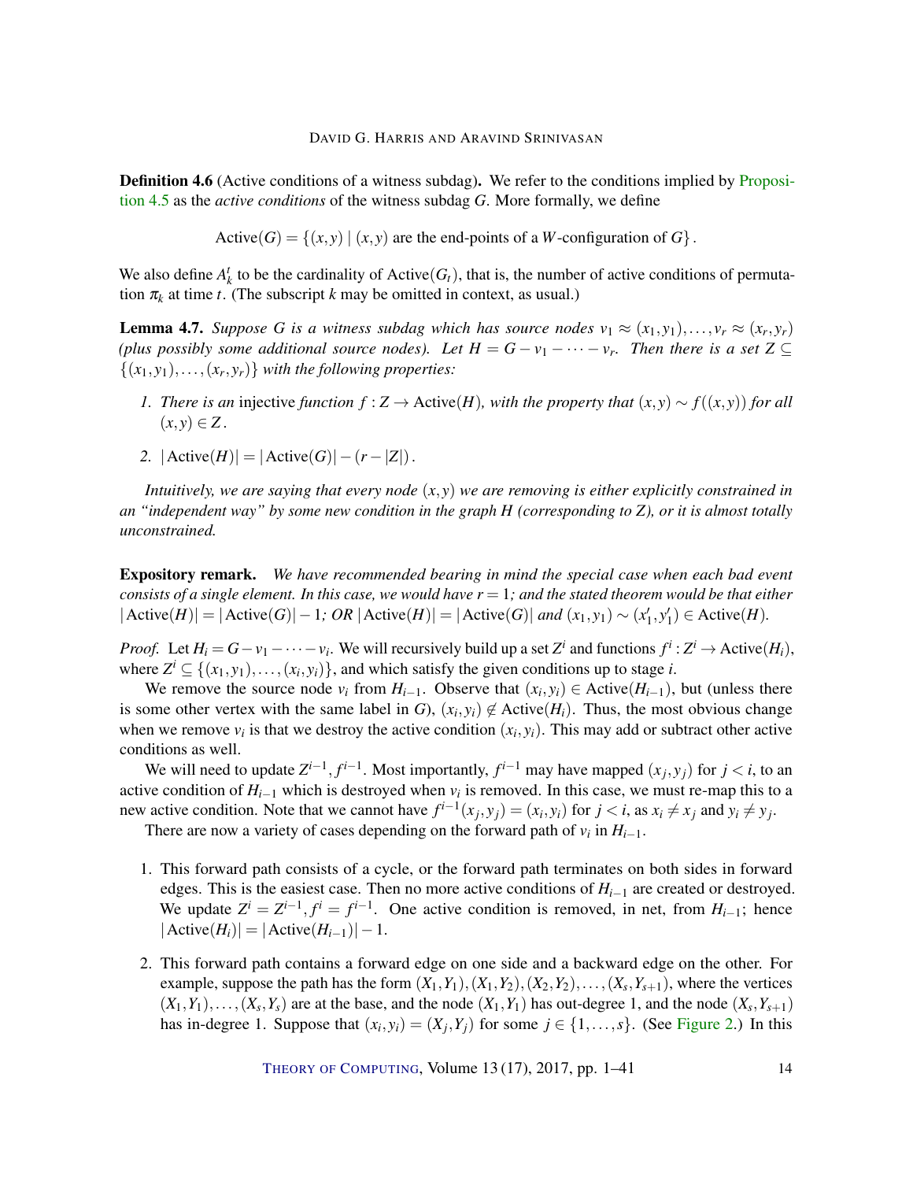**Definition 4.6** (Active conditions of a witness subdag)**.** We refer to the conditions implied by Proposition 4.5 as the *active conditions* of the witness subdag $G$. More formally, we define

$$\mathrm{Active}(G) = \{(x,y) \mid (x,y) \text{ are the end-points of a } W\text{-configuration of } G\}.$$

We also define $A_k^t$ to be the cardinality of $\mathrm{Active}(G_t)$, that is, the number of active conditions of permutation $\pi_k$ at time $t$. (The subscript $k$ may be omitted in context, as usual.)

**Lemma 4.7.** *Suppose $G$ is a witness subdag which has source nodes $v_1 \approx (x_1,y_1), \dots, v_r \approx (x_r,y_r)$ (plus possibly some additional source nodes). Let $H = G - v_1 - \dots - v_r$. Then there is a set $Z \subseteq \{(x_1,y_1), \dots, (x_r,y_r)\}$ with the following properties:*

1. *There is an* injective *function $f : Z \to \mathrm{Active}(H)$, with the property that $(x,y) \sim f((x,y))$ for all $(x,y) \in Z$.*
2. $|\mathrm{Active}(H)| = |\mathrm{Active}(G)| - (r - |Z|)$.

*Intuitively, we are saying that every node $(x,y)$ we are removing is either explicitly constrained in an "independent way" by some new condition in the graph $H$ (corresponding to $Z$), or it is almost totally unconstrained.*

**Expository remark.** *We have recommended bearing in mind the special case when each bad event consists of a single element. In this case, we would have $r = 1$; and the stated theorem would be that either $|\mathrm{Active}(H)| = |\mathrm{Active}(G)| - 1$; OR $|\mathrm{Active}(H)| = |\mathrm{Active}(G)|$ and $(x_1,y_1) \sim (x_1',y_1') \in \mathrm{Active}(H)$.*

*Proof.* Let $H_i = G - v_1 - \dots - v_i$. We will recursively build up a set $Z^i$ and functions $f^i : Z^i \to \mathrm{Active}(H_i)$, where $Z^i \subseteq \{(x_1,y_1), \dots, (x_i,y_i)\}$, and which satisfy the given conditions up to stage $i$.

We remove the source node $v_i$ from $H_{i-1}$. Observe that $(x_i,y_i) \in \mathrm{Active}(H_{i-1})$, but (unless there is some other vertex with the same label in $G$), $(x_i,y_i) \notin \mathrm{Active}(H_i)$. Thus, the most obvious change when we remove $v_i$ is that we destroy the active condition $(x_i,y_i)$. This may add or subtract other active conditions as well.

We will need to update $Z^{i-1}, f^{i-1}$. Most importantly, $f^{i-1}$ may have mapped $(x_j,y_j)$ for $j < i$, to an active condition of $H_{i-1}$ which is destroyed when $v_i$ is removed. In this case, we must re-map this to a new active condition. Note that we cannot have $f^{i-1}(x_j,y_j) = (x_i,y_i)$ for $j < i$, as $x_i \neq x_j$ and $y_i \neq y_j$.

There are now a variety of cases depending on the forward path of $v_i$ in $H_{i-1}$.

1. This forward path consists of a cycle, or the forward path terminates on both sides in forward edges. This is the easiest case. Then no more active conditions of $H_{i-1}$ are created or destroyed. We update $Z^i = Z^{i-1}, f^i = f^{i-1}$. One active condition is removed, in net, from $H_{i-1}$; hence $|\mathrm{Active}(H_i)| = |\mathrm{Active}(H_{i-1})| - 1$.
2. This forward path contains a forward edge on one side and a backward edge on the other. For example, suppose the path has the form $(X_1,Y_1), (X_1,Y_2), (X_2,Y_2), \dots, (X_s,Y_{s+1})$, where the vertices $(X_1,Y_1), \dots, (X_s,Y_s)$ are at the base, and the node $(X_1,Y_1)$ has out-degree 1, and the node $(X_s,Y_{s+1})$ has in-degree 1. Suppose that $(x_i,y_i) = (X_j,Y_j)$ for some $j \in \{1, \dots, s\}$. (See Figure 2.) In this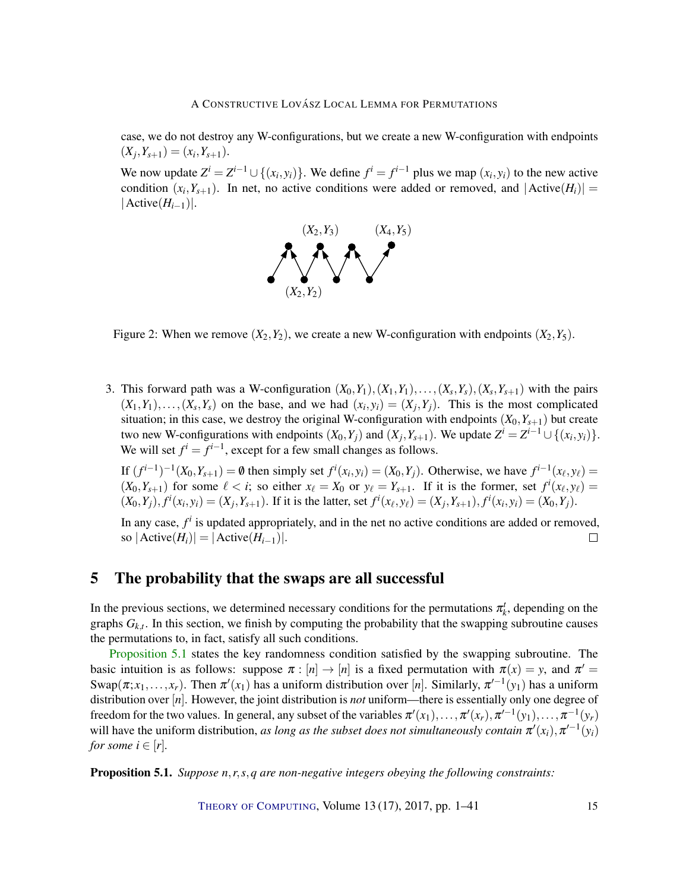case, we do not destroy any W-configurations, but we create a new W-configuration with endpoints $(X_j, Y_{s+1}) = (x_i, Y_{s+1})$.

We now update $Z^i = Z^{i-1} \cup \{(x_i, y_i)\}$. We define $f^i = f^{i-1}$ plus we map $(x_i, y_i)$ to the new active condition $(x_i, Y_{s+1})$. In net, no active conditions were added or removed, and $|\text{Active}(H_i)| = |\text{Active}(H_{i-1})|$.

Figure 2: When we remove $(X_2, Y_2)$, we create a new W-configuration with endpoints $(X_2, Y_5)$.

3. This forward path was a W-configuration $(X_0, Y_1), (X_1, Y_1), \ldots, (X_s, Y_s), (X_s, Y_{s+1})$ with the pairs $(X_1, Y_1), \ldots, (X_s, Y_s)$ on the base, and we had $(x_i, y_i) = (X_j, Y_j)$. This is the most complicated situation; in this case, we destroy the original W-configuration with endpoints $(X_0, Y_{s+1})$ but create two new W-configurations with endpoints $(X_0, Y_j)$ and $(X_j, Y_{s+1})$. We update $Z^i = Z^{i-1} \cup \{(x_i, y_i)\}$. We will set $f^i = f^{i-1}$, except for a few small changes as follows.

   If $(f^{i-1})^{-1}(X_0, Y_{s+1}) = \emptyset$ then simply set $f^i(x_i, y_i) = (X_0, Y_j)$. Otherwise, we have $f^{i-1}(x_\ell, y_\ell) = (X_0, Y_{s+1})$ for some $\ell < i$; so either $x_\ell = X_0$ or $y_\ell = Y_{s+1}$. If it is the former, set $f^i(x_\ell, y_\ell) = (X_0, Y_j), f^i(x_i, y_i) = (X_j, Y_{s+1})$. If it is the latter, set $f^i(x_\ell, y_\ell) = (X_j, Y_{s+1}), f^i(x_i, y_i) = (X_0, Y_j)$.

   In any case, $f^i$ is updated appropriately, and in the net no active conditions are added or removed, so $|\text{Active}(H_i)| = |\text{Active}(H_{i-1})|$. □

## 5 The probability that the swaps are all successful

In the previous sections, we determined necessary conditions for the permutations $\pi_k^t$, depending on the graphs $G_{k,t}$. In this section, we finish by computing the probability that the swapping subroutine causes the permutations to, in fact, satisfy all such conditions.

Proposition 5.1 states the key randomness condition satisfied by the swapping subroutine. The basic intuition is as follows: suppose $\pi : [n] \to [n]$ is a fixed permutation with $\pi(x) = y$, and $\pi' = \text{Swap}(\pi; x_1, \ldots, x_r)$. Then $\pi'(x_1)$ has a uniform distribution over $[n]$. Similarly, $\pi'^{-1}(y_1)$ has a uniform distribution over $[n]$. However, the joint distribution is *not* uniform—there is essentially only one degree of freedom for the two values. In general, any subset of the variables $\pi'(x_1), \ldots, \pi'(x_r), \pi'^{-1}(y_1), \ldots, \pi^{-1}(y_r)$ will have the uniform distribution, *as long as the subset does not simultaneously contain $\pi'(x_i), \pi'^{-1}(y_i)$ for some $i \in [r]$.*

**Proposition 5.1.** *Suppose $n, r, s, q$ are non-negative integers obeying the following constraints:*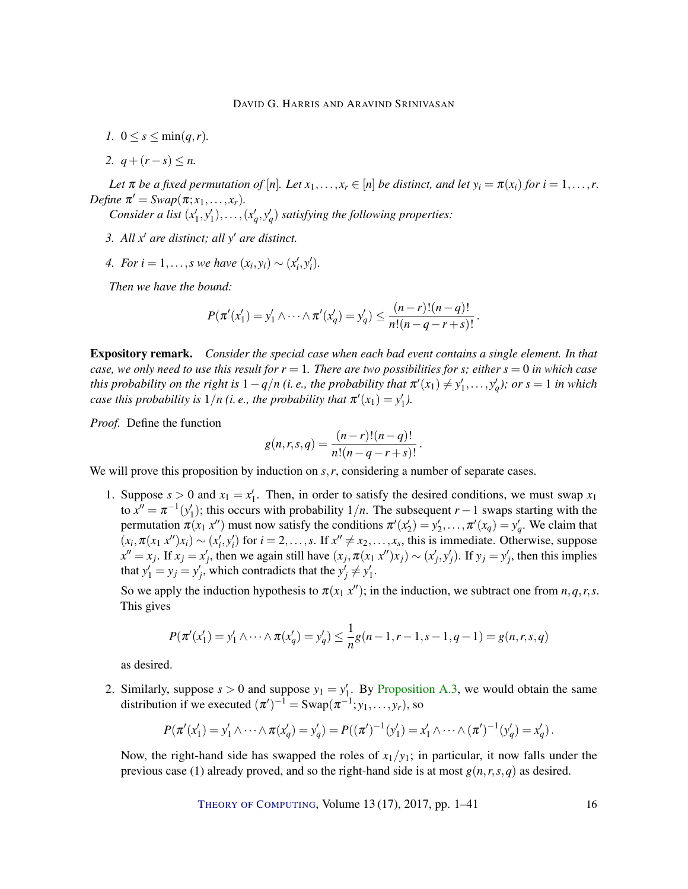1. $0 \leq s \leq \min(q, r)$.

2. $q + (r - s) \leq n$.

*Let $\pi$ be a fixed permutation of $[n]$. Let $x_1, \dots, x_r \in [n]$ be distinct, and let $y_i = \pi(x_i)$ for $i = 1, \dots, r$. Define $\pi' = Swap(\pi; x_1, \dots, x_r)$.*

*Consider a list $(x'_1, y'_1), \dots, (x'_q, y'_q)$ satisfying the following properties:*

3. *All $x'$ are distinct; all $y'$ are distinct.*

4. *For $i = 1, \dots, s$ we have $(x_i, y_i) \sim (x'_i, y'_i)$.*

*Then we have the bound:*

$$P(\pi'(x'_1) = y'_1 \wedge \cdots \wedge \pi'(x'_q) = y'_q) \leq \frac{(n-r)!(n-q)!}{n!(n-q-r+s)!}.$$

**Expository remark.** *Consider the special case when each bad event contains a single element. In that case, we only need to use this result for $r = 1$. There are two possibilities for $s$; either $s = 0$ in which case this probability on the right is $1 - q/n$ (i. e., the probability that $\pi'(x_1) \neq y'_1, \dots, y'_q$); or $s = 1$ in which case this probability is $1/n$ (i. e., the probability that $\pi'(x_1) = y'_1$).*

*Proof.* Define the function

$$g(n, r, s, q) = \frac{(n-r)!(n-q)!}{n!(n-q-r+s)!}.$$

We will prove this proposition by induction on $s, r$, considering a number of separate cases.

1. Suppose $s > 0$ and $x_1 = x'_1$. Then, in order to satisfy the desired conditions, we must swap $x_1$ to $x'' = \pi^{-1}(y'_1)$; this occurs with probability $1/n$. The subsequent $r - 1$ swaps starting with the permutation $\pi(x_1\ x'')$ must now satisfy the conditions $\pi'(x'_2) = y'_2, \dots, \pi'(x_q) = y'_q$. We claim that $(x_i, \pi(x_1\ x'')x_i) \sim (x'_i, y'_i)$ for $i = 2, \dots, s$. If $x'' \neq x_2, \dots, x_s$, this is immediate. Otherwise, suppose $x'' = x_j$. If $x_j = x'_j$, then we again still have $(x_j, \pi(x_1\ x'')x_j) \sim (x'_j, y'_j)$. If $y_j = y'_j$, then this implies that $y'_1 = y_j = y'_j$, which contradicts that the $y'_j \neq y'_1$.

   So we apply the induction hypothesis to $\pi(x_1\ x'')$; in the induction, we subtract one from $n, q, r, s$. This gives

   $$P(\pi'(x'_1) = y'_1 \wedge \cdots \wedge \pi(x'_q) = y'_q) \leq \frac{1}{n} g(n-1, r-1, s-1, q-1) = g(n, r, s, q)$$

   as desired.

2. Similarly, suppose $s > 0$ and suppose $y_1 = y'_1$. By Proposition A.3, we would obtain the same distribution if we executed $(\pi')^{-1} = \text{Swap}(\pi^{-1}; y_1, \dots, y_r)$, so

   $$P(\pi'(x'_1) = y'_1 \wedge \cdots \wedge \pi(x'_q) = y'_q) = P((\pi')^{-1}(y'_1) = x'_1 \wedge \cdots \wedge (\pi')^{-1}(y'_q) = x'_q).$$

   Now, the right-hand side has swapped the roles of $x_1/y_1$; in particular, it now falls under the previous case (1) already proved, and so the right-hand side is at most $g(n, r, s, q)$ as desired.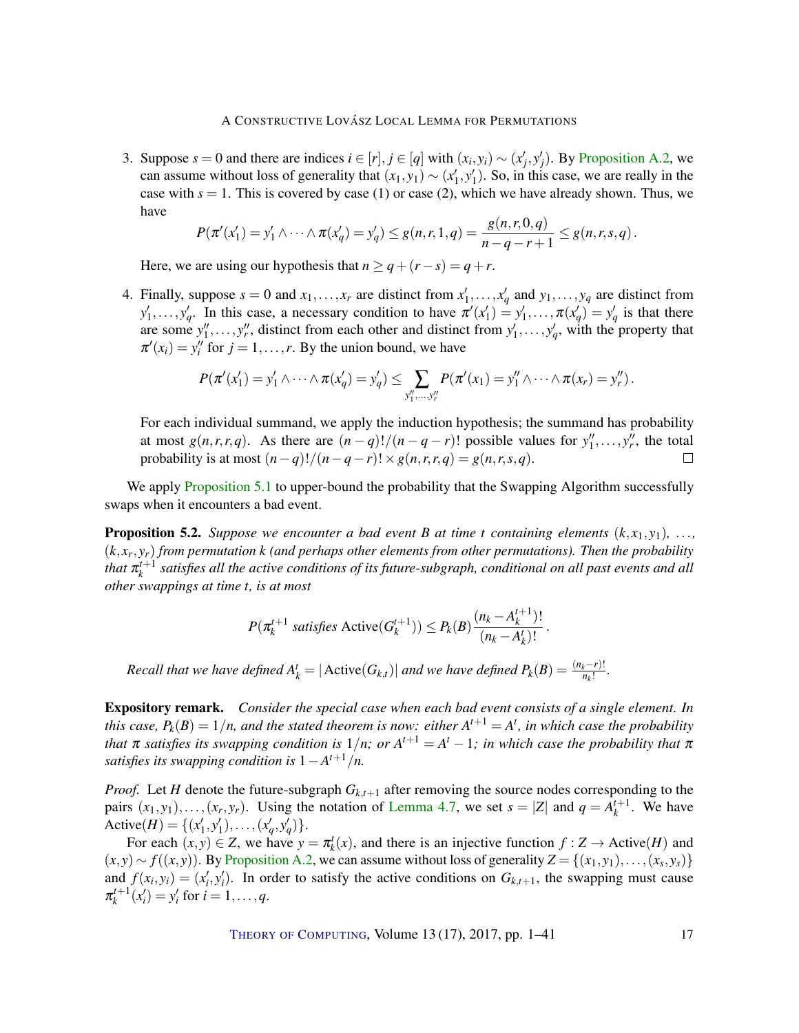3. Suppose $s = 0$ and there are indices $i \in [r], j \in [q]$ with $(x_i, y_i) \sim (x'_j, y'_j)$. By Proposition A.2, we can assume without loss of generality that $(x_1, y_1) \sim (x'_1, y'_1)$. So, in this case, we are really in the case with $s = 1$. This is covered by case (1) or case (2), which we have already shown. Thus, we have
$$P(\pi'(x'_1) = y'_1 \wedge \cdots \wedge \pi(x'_q) = y'_q) \leq g(n, r, 1, q) = \frac{g(n, r, 0, q)}{n - q - r + 1} \leq g(n, r, s, q)\,.$$
Here, we are using our hypothesis that $n \geq q + (r - s) = q + r$.

4. Finally, suppose $s = 0$ and $x_1, \ldots, x_r$ are distinct from $x'_1, \ldots, x'_q$ and $y_1, \ldots, y_q$ are distinct from $y'_1, \ldots, y'_q$. In this case, a necessary condition to have $\pi'(x'_1) = y'_1, \ldots, \pi(x'_q) = y'_q$ is that there are some $y''_1, \ldots, y''_r$, distinct from each other and distinct from $y'_1, \ldots, y'_q$, with the property that $\pi'(x_i) = y''_i$ for $j = 1, \ldots, r$. By the union bound, we have
$$P(\pi'(x'_1) = y'_1 \wedge \cdots \wedge \pi(x'_q) = y'_q) \leq \sum_{y''_1, \ldots, y''_r} P(\pi'(x_1) = y''_1 \wedge \cdots \wedge \pi(x_r) = y''_r)\,.$$
For each individual summand, we apply the induction hypothesis; the summand has probability at most $g(n, r, r, q)$. As there are $(n-q)!/(n-q-r)!$ possible values for $y''_1, \ldots, y''_r$, the total probability is at most $(n-q)!/(n-q-r)! \times g(n, r, r, q) = g(n, r, s, q)$. □

We apply Proposition 5.1 to upper-bound the probability that the Swapping Algorithm successfully swaps when it encounters a bad event.

**Proposition 5.2.** *Suppose we encounter a bad event $B$ at time $t$ containing elements $(k, x_1, y_1)$, $\ldots$, $(k, x_r, y_r)$ from permutation $k$ (and perhaps other elements from other permutations). Then the probability that $\pi_k^{t+1}$ satisfies all the active conditions of its future-subgraph, conditional on all past events and all other swappings at time $t$, is at most*
$$P(\pi_k^{t+1} \textit{ satisfies } \mathrm{Active}(G_k^{t+1})) \leq P_k(B) \frac{(n_k - A_k^{t+1})!}{(n_k - A_k^t)!}\,.$$
*Recall that we have defined $A_k^t = |\mathrm{Active}(G_{k,t})|$ and we have defined $P_k(B) = \frac{(n_k - r)!}{n_k!}$.*

**Expository remark.** *Consider the special case when each bad event consists of a single element. In this case, $P_k(B) = 1/n$, and the stated theorem is now: either $A^{t+1} = A^t$, in which case the probability that $\pi$ satisfies its swapping condition is $1/n$; or $A^{t+1} = A^t - 1$; in which case the probability that $\pi$ satisfies its swapping condition is $1 - A^{t+1}/n$.*

*Proof.* Let $H$ denote the future-subgraph $G_{k,t+1}$ after removing the source nodes corresponding to the pairs $(x_1, y_1), \ldots, (x_r, y_r)$. Using the notation of Lemma 4.7, we set $s = |Z|$ and $q = A_k^{t+1}$. We have $\mathrm{Active}(H) = \{(x'_1, y'_1), \ldots, (x'_q, y'_q)\}$.

For each $(x, y) \in Z$, we have $y = \pi_k^t(x)$, and there is an injective function $f : Z \to \mathrm{Active}(H)$ and $(x, y) \sim f((x, y))$. By Proposition A.2, we can assume without loss of generality $Z = \{(x_1, y_1), \ldots, (x_s, y_s)\}$ and $f(x_i, y_i) = (x'_i, y'_i)$. In order to satisfy the active conditions on $G_{k,t+1}$, the swapping must cause $\pi_k^{t+1}(x'_i) = y'_i$ for $i = 1, \ldots, q$.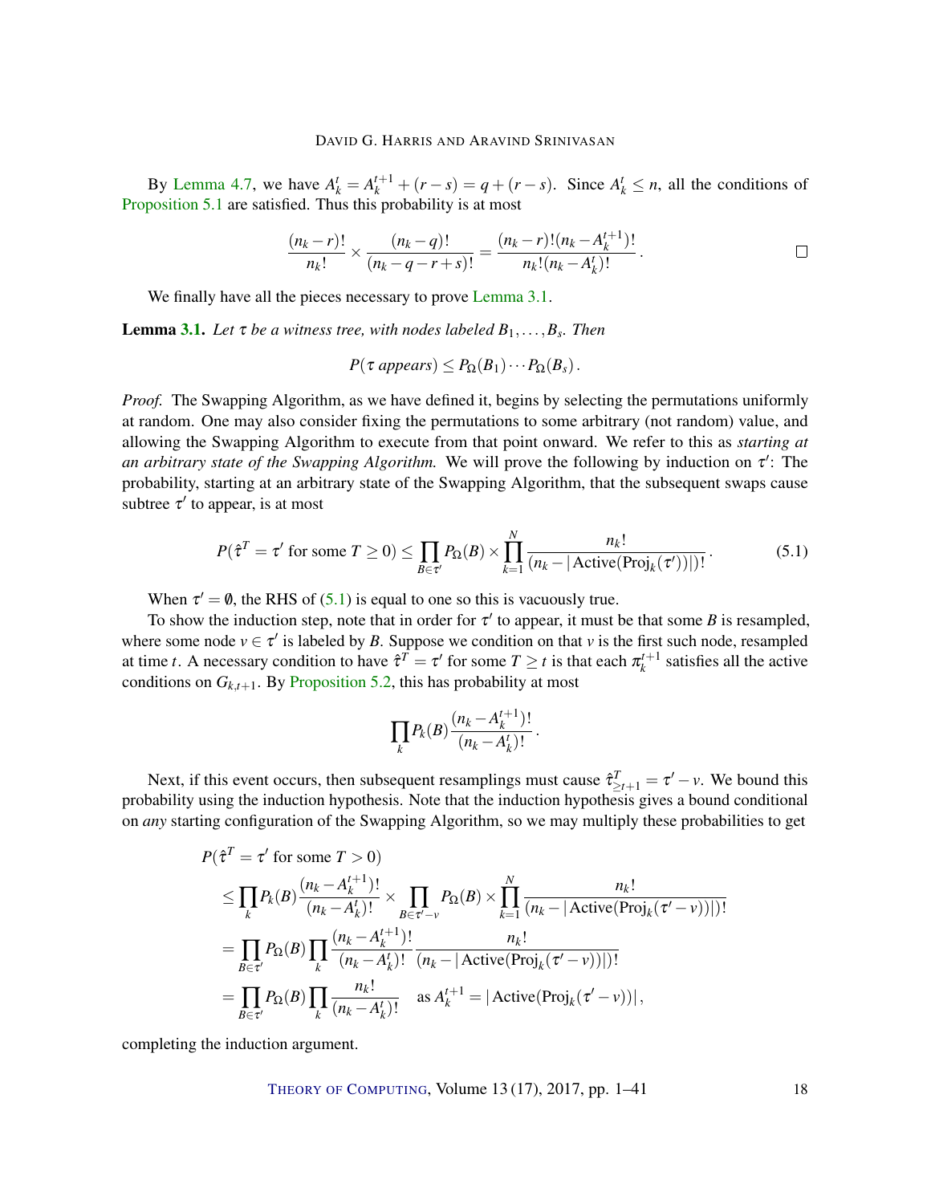By Lemma 4.7, we have $A_k^t = A_k^{t+1} + (r - s) = q + (r - s)$. Since $A_k^t \leq n$, all the conditions of Proposition 5.1 are satisfied. Thus this probability is at most

$$\frac{(n_k - r)!}{n_k!} \times \frac{(n_k - q)!}{(n_k - q - r + s)!} = \frac{(n_k - r)!(n_k - A_k^{t+1})!}{n_k!(n_k - A_k^t)!}. \qquad \square$$

We finally have all the pieces necessary to prove Lemma 3.1.

**Lemma 3.1.** *Let $\tau$ be a witness tree, with nodes labeled $B_1, \ldots, B_s$. Then*

$$P(\tau \text{ appears}) \leq P_\Omega(B_1) \cdots P_\Omega(B_s).$$

*Proof.* The Swapping Algorithm, as we have defined it, begins by selecting the permutations uniformly at random. One may also consider fixing the permutations to some arbitrary (not random) value, and allowing the Swapping Algorithm to execute from that point onward. We refer to this as *starting at an arbitrary state of the Swapping Algorithm.* We will prove the following by induction on $\tau'$: The probability, starting at an arbitrary state of the Swapping Algorithm, that the subsequent swaps cause subtree $\tau'$ to appear, is at most

$$P(\hat{\tau}^T = \tau' \text{ for some } T \geq 0) \leq \prod_{B \in \tau'} P_\Omega(B) \times \prod_{k=1}^{N} \frac{n_k!}{(n_k - |\text{Active}(\text{Proj}_k(\tau'))|)!}. \tag{5.1}$$

When $\tau' = \emptyset$, the RHS of (5.1) is equal to one so this is vacuously true.

To show the induction step, note that in order for $\tau'$ to appear, it must be that some $B$ is resampled, where some node $v \in \tau'$ is labeled by $B$. Suppose we condition on that $v$ is the first such node, resampled at time $t$. A necessary condition to have $\hat{\tau}^T = \tau'$ for some $T \geq t$ is that each $\pi_k^{t+1}$ satisfies all the active conditions on $G_{k,t+1}$. By Proposition 5.2, this has probability at most

$$\prod_k P_k(B) \frac{(n_k - A_k^{t+1})!}{(n_k - A_k^t)!}.$$

Next, if this event occurs, then subsequent resamplings must cause $\hat{\tau}^T_{\geq t+1} = \tau' - v$. We bound this probability using the induction hypothesis. Note that the induction hypothesis gives a bound conditional on *any* starting configuration of the Swapping Algorithm, so we may multiply these probabilities to get

$$\begin{aligned}
&P(\hat{\tau}^T = \tau' \text{ for some } T > 0) \\
&\leq \prod_k P_k(B) \frac{(n_k - A_k^{t+1})!}{(n_k - A_k^t)!} \times \prod_{B \in \tau' - v} P_\Omega(B) \times \prod_{k=1}^{N} \frac{n_k!}{(n_k - |\text{Active}(\text{Proj}_k(\tau' - v))|)!} \\
&= \prod_{B \in \tau'} P_\Omega(B) \prod_k \frac{(n_k - A_k^{t+1})!}{(n_k - A_k^t)!} \frac{n_k!}{(n_k - |\text{Active}(\text{Proj}_k(\tau' - v))|)!} \\
&= \prod_{B \in \tau'} P_\Omega(B) \prod_k \frac{n_k!}{(n_k - A_k^t)!} \quad \text{ as } A_k^{t+1} = |\text{Active}(\text{Proj}_k(\tau' - v))|,
\end{aligned}$$

completing the induction argument.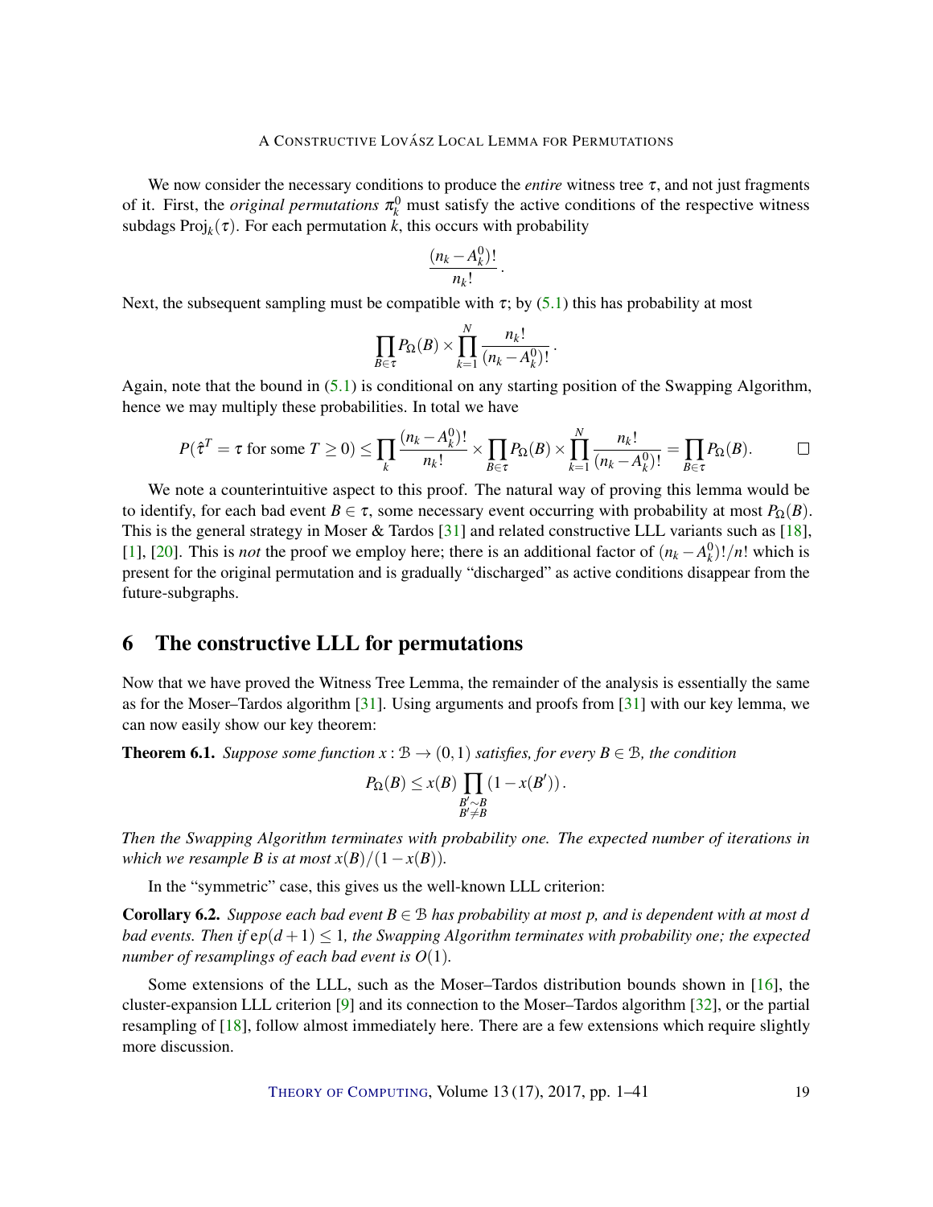We now consider the necessary conditions to produce the *entire* witness tree $\tau$, and not just fragments of it. First, the *original permutations* $\pi_k^0$ must satisfy the active conditions of the respective witness subdags $\mathrm{Proj}_k(\tau)$. For each permutation $k$, this occurs with probability

$$\frac{(n_k - A_k^0)!}{n_k!}.$$

Next, the subsequent sampling must be compatible with $\tau$; by (5.1) this has probability at most

$$\prod_{B\in\tau} P_\Omega(B) \times \prod_{k=1}^{N} \frac{n_k!}{(n_k - A_k^0)!}.$$

Again, note that the bound in (5.1) is conditional on any starting position of the Swapping Algorithm, hence we may multiply these probabilities. In total we have

$$P(\hat{\tau}^T = \tau \text{ for some } T \geq 0) \leq \prod_k \frac{(n_k - A_k^0)!}{n_k!} \times \prod_{B\in\tau} P_\Omega(B) \times \prod_{k=1}^{N} \frac{n_k!}{(n_k - A_k^0)!} = \prod_{B\in\tau} P_\Omega(B). \qquad \square$$

We note a counterintuitive aspect to this proof. The natural way of proving this lemma would be to identify, for each bad event $B \in \tau$, some necessary event occurring with probability at most $P_\Omega(B)$. This is the general strategy in Moser & Tardos [31] and related constructive LLL variants such as [18], [1], [20]. This is *not* the proof we employ here; there is an additional factor of $(n_k - A_k^0)!/n!$ which is present for the original permutation and is gradually "discharged" as active conditions disappear from the future-subgraphs.

## 6 The constructive LLL for permutations

Now that we have proved the Witness Tree Lemma, the remainder of the analysis is essentially the same as for the Moser–Tardos algorithm [31]. Using arguments and proofs from [31] with our key lemma, we can now easily show our key theorem:

**Theorem 6.1.** *Suppose some function $x : \mathcal{B} \to (0,1)$ satisfies, for every $B \in \mathcal{B}$, the condition*

$$P_\Omega(B) \leq x(B) \prod_{\substack{B' \sim B \\ B' \neq B}} (1 - x(B')).$$

*Then the Swapping Algorithm terminates with probability one. The expected number of iterations in which we resample $B$ is at most $x(B)/(1 - x(B))$.*

In the "symmetric" case, this gives us the well-known LLL criterion:

**Corollary 6.2.** *Suppose each bad event $B \in \mathcal{B}$ has probability at most $p$, and is dependent with at most $d$ bad events. Then if $\mathrm{e}p(d+1) \leq 1$, the Swapping Algorithm terminates with probability one; the expected number of resamplings of each bad event is $O(1)$.*

Some extensions of the LLL, such as the Moser–Tardos distribution bounds shown in [16], the cluster-expansion LLL criterion [9] and its connection to the Moser–Tardos algorithm [32], or the partial resampling of [18], follow almost immediately here. There are a few extensions which require slightly more discussion.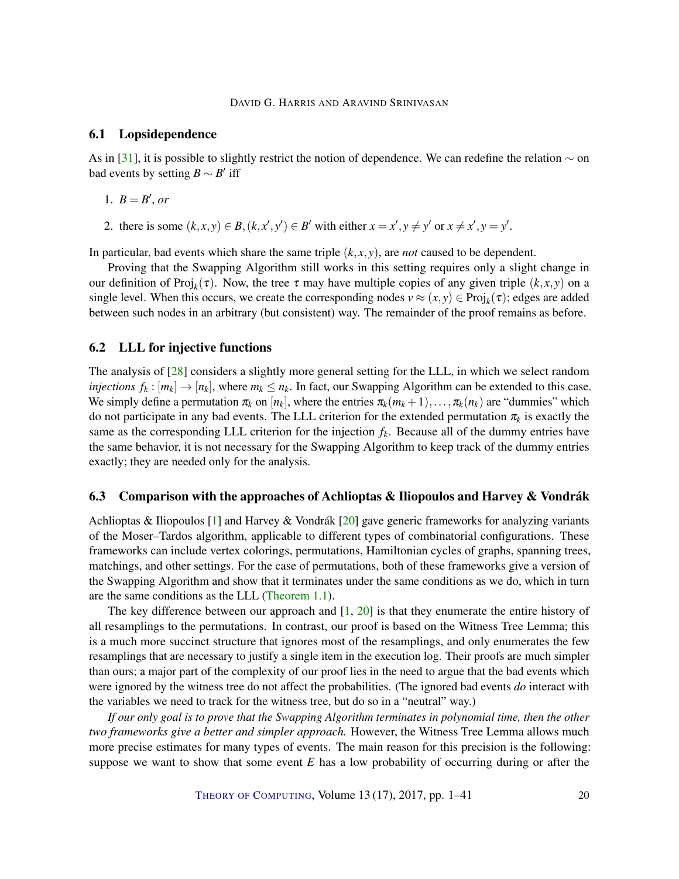### 6.1 Lopsidependence

As in [31], it is possible to slightly restrict the notion of dependence. We can redefine the relation $\sim$ on bad events by setting $B \sim B'$ iff

1. $B = B'$, *or*
2. there is some $(k,x,y) \in B, (k,x',y') \in B'$ with either $x = x', y \neq y'$ or $x \neq x', y = y'$.

In particular, bad events which share the same triple $(k,x,y)$, are *not* caused to be dependent.

Proving that the Swapping Algorithm still works in this setting requires only a slight change in our definition of $\mathrm{Proj}_k(\tau)$. Now, the tree $\tau$ may have multiple copies of any given triple $(k,x,y)$ on a single level. When this occurs, we create the corresponding nodes $v \approx (x,y) \in \mathrm{Proj}_k(\tau)$; edges are added between such nodes in an arbitrary (but consistent) way. The remainder of the proof remains as before.

### 6.2 LLL for injective functions

The analysis of [28] considers a slightly more general setting for the LLL, in which we select random *injections* $f_k : [m_k] \to [n_k]$, where $m_k \leq n_k$. In fact, our Swapping Algorithm can be extended to this case. We simply define a permutation $\pi_k$ on $[n_k]$, where the entries $\pi_k(m_k+1), \dots, \pi_k(n_k)$ are "dummies" which do not participate in any bad events. The LLL criterion for the extended permutation $\pi_k$ is exactly the same as the corresponding LLL criterion for the injection $f_k$. Because all of the dummy entries have the same behavior, it is not necessary for the Swapping Algorithm to keep track of the dummy entries exactly; they are needed only for the analysis.

### 6.3 Comparison with the approaches of Achlioptas & Iliopoulos and Harvey & Vondrák

Achlioptas & Iliopoulos [1] and Harvey & Vondrák [20] gave generic frameworks for analyzing variants of the Moser–Tardos algorithm, applicable to different types of combinatorial configurations. These frameworks can include vertex colorings, permutations, Hamiltonian cycles of graphs, spanning trees, matchings, and other settings. For the case of permutations, both of these frameworks give a version of the Swapping Algorithm and show that it terminates under the same conditions as we do, which in turn are the same conditions as the LLL (Theorem 1.1).

The key difference between our approach and [1, 20] is that they enumerate the entire history of all resamplings to the permutations. In contrast, our proof is based on the Witness Tree Lemma; this is a much more succinct structure that ignores most of the resamplings, and only enumerates the few resamplings that are necessary to justify a single item in the execution log. Their proofs are much simpler than ours; a major part of the complexity of our proof lies in the need to argue that the bad events which were ignored by the witness tree do not affect the probabilities. (The ignored bad events *do* interact with the variables we need to track for the witness tree, but do so in a "neutral" way.)

*If our only goal is to prove that the Swapping Algorithm terminates in polynomial time, then the other two frameworks give a better and simpler approach.* However, the Witness Tree Lemma allows much more precise estimates for many types of events. The main reason for this precision is the following: suppose we want to show that some event $E$ has a low probability of occurring during or after the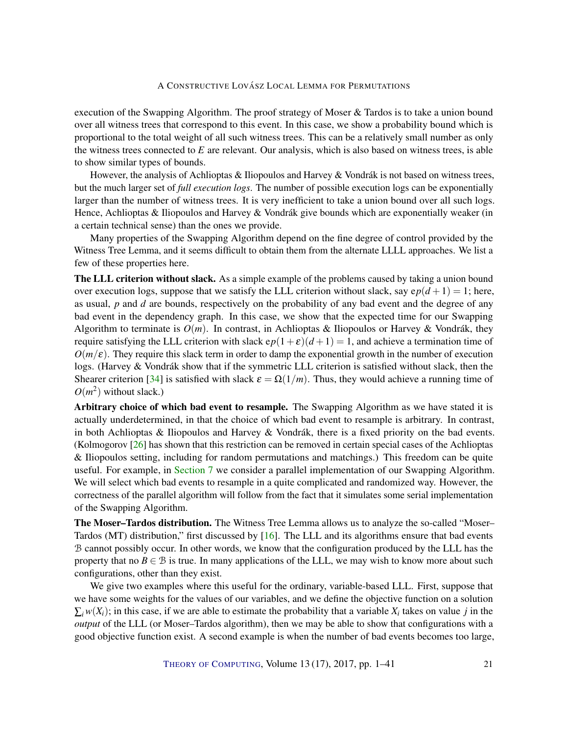execution of the Swapping Algorithm. The proof strategy of Moser & Tardos is to take a union bound over all witness trees that correspond to this event. In this case, we show a probability bound which is proportional to the total weight of all such witness trees. This can be a relatively small number as only the witness trees connected to $E$ are relevant. Our analysis, which is also based on witness trees, is able to show similar types of bounds.

However, the analysis of Achlioptas & Iliopoulos and Harvey & Vondrák is not based on witness trees, but the much larger set of *full execution logs*. The number of possible execution logs can be exponentially larger than the number of witness trees. It is very inefficient to take a union bound over all such logs. Hence, Achlioptas & Iliopoulos and Harvey & Vondrák give bounds which are exponentially weaker (in a certain technical sense) than the ones we provide.

Many properties of the Swapping Algorithm depend on the fine degree of control provided by the Witness Tree Lemma, and it seems difficult to obtain them from the alternate LLLL approaches. We list a few of these properties here.

**The LLL criterion without slack.** As a simple example of the problems caused by taking a union bound over execution logs, suppose that we satisfy the LLL criterion without slack, say $\mathrm{e}p(d+1) = 1$; here, as usual, $p$ and $d$ are bounds, respectively on the probability of any bad event and the degree of any bad event in the dependency graph. In this case, we show that the expected time for our Swapping Algorithm to terminate is $O(m)$. In contrast, in Achlioptas & Iliopoulos or Harvey & Vondrák, they require satisfying the LLL criterion with slack $\mathrm{e}p(1+\varepsilon)(d+1) = 1$, and achieve a termination time of $O(m/\varepsilon)$. They require this slack term in order to damp the exponential growth in the number of execution logs. (Harvey & Vondrák show that if the symmetric LLL criterion is satisfied without slack, then the Shearer criterion [34] is satisfied with slack $\varepsilon = \Omega(1/m)$. Thus, they would achieve a running time of $O(m^2)$ without slack.)

**Arbitrary choice of which bad event to resample.** The Swapping Algorithm as we have stated it is actually underdetermined, in that the choice of which bad event to resample is arbitrary. In contrast, in both Achlioptas & Iliopoulos and Harvey & Vondrák, there is a fixed priority on the bad events. (Kolmogorov [26] has shown that this restriction can be removed in certain special cases of the Achlioptas & Iliopoulos setting, including for random permutations and matchings.) This freedom can be quite useful. For example, in Section 7 we consider a parallel implementation of our Swapping Algorithm. We will select which bad events to resample in a quite complicated and randomized way. However, the correctness of the parallel algorithm will follow from the fact that it simulates some serial implementation of the Swapping Algorithm.

**The Moser–Tardos distribution.** The Witness Tree Lemma allows us to analyze the so-called "Moser–Tardos (MT) distribution," first discussed by [16]. The LLL and its algorithms ensure that bad events $\mathcal{B}$ cannot possibly occur. In other words, we know that the configuration produced by the LLL has the property that no $B \in \mathcal{B}$ is true. In many applications of the LLL, we may wish to know more about such configurations, other than they exist.

We give two examples where this useful for the ordinary, variable-based LLL. First, suppose that we have some weights for the values of our variables, and we define the objective function on a solution $\sum_i w(X_i)$; in this case, if we are able to estimate the probability that a variable $X_i$ takes on value $j$ in the *output* of the LLL (or Moser–Tardos algorithm), then we may be able to show that configurations with a good objective function exist. A second example is when the number of bad events becomes too large,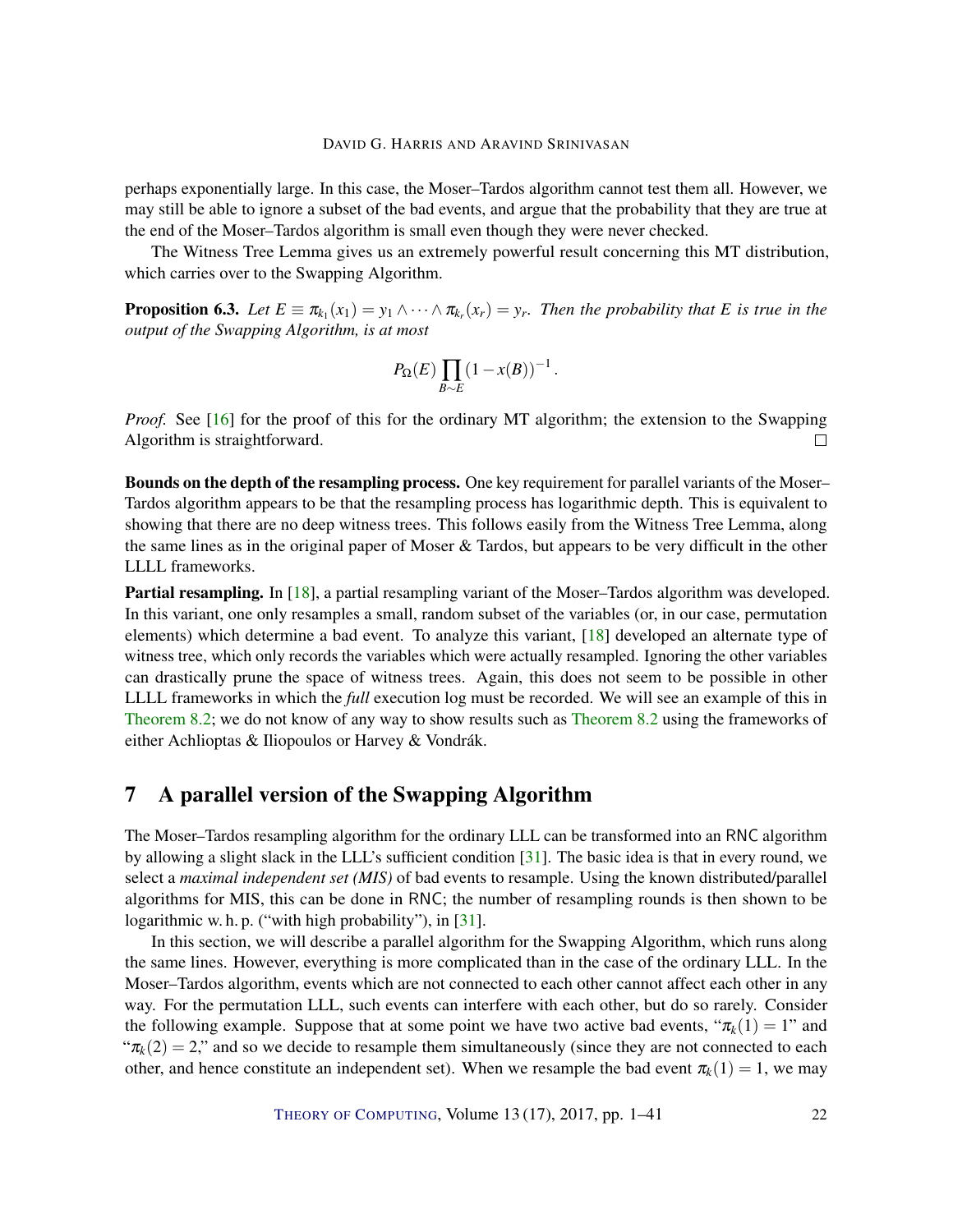perhaps exponentially large. In this case, the Moser–Tardos algorithm cannot test them all. However, we may still be able to ignore a subset of the bad events, and argue that the probability that they are true at the end of the Moser–Tardos algorithm is small even though they were never checked.

The Witness Tree Lemma gives us an extremely powerful result concerning this MT distribution, which carries over to the Swapping Algorithm.

**Proposition 6.3.** *Let $E \equiv \pi_{k_1}(x_1) = y_1 \wedge \cdots \wedge \pi_{k_r}(x_r) = y_r$. Then the probability that $E$ is true in the output of the Swapping Algorithm, is at most*

$$P_\Omega(E) \prod_{B \sim E} (1 - x(B))^{-1} .$$

*Proof.* See [16] for the proof of this for the ordinary MT algorithm; the extension to the Swapping Algorithm is straightforward. □

**Bounds on the depth of the resampling process.** One key requirement for parallel variants of the Moser–Tardos algorithm appears to be that the resampling process has logarithmic depth. This is equivalent to showing that there are no deep witness trees. This follows easily from the Witness Tree Lemma, along the same lines as in the original paper of Moser & Tardos, but appears to be very difficult in the other LLLL frameworks.

**Partial resampling.** In [18], a partial resampling variant of the Moser–Tardos algorithm was developed. In this variant, one only resamples a small, random subset of the variables (or, in our case, permutation elements) which determine a bad event. To analyze this variant, [18] developed an alternate type of witness tree, which only records the variables which were actually resampled. Ignoring the other variables can drastically prune the space of witness trees. Again, this does not seem to be possible in other LLLL frameworks in which the *full* execution log must be recorded. We will see an example of this in Theorem 8.2; we do not know of any way to show results such as Theorem 8.2 using the frameworks of either Achlioptas & Iliopoulos or Harvey & Vondrák.

## 7 A parallel version of the Swapping Algorithm

The Moser–Tardos resampling algorithm for the ordinary LLL can be transformed into an RNC algorithm by allowing a slight slack in the LLL's sufficient condition [31]. The basic idea is that in every round, we select a *maximal independent set (MIS)* of bad events to resample. Using the known distributed/parallel algorithms for MIS, this can be done in RNC; the number of resampling rounds is then shown to be logarithmic w. h. p. ("with high probability"), in [31].

In this section, we will describe a parallel algorithm for the Swapping Algorithm, which runs along the same lines. However, everything is more complicated than in the case of the ordinary LLL. In the Moser–Tardos algorithm, events which are not connected to each other cannot affect each other in any way. For the permutation LLL, such events can interfere with each other, but do so rarely. Consider the following example. Suppose that at some point we have two active bad events, "$\pi_k(1) = 1$" and "$\pi_k(2) = 2$," and so we decide to resample them simultaneously (since they are not connected to each other, and hence constitute an independent set). When we resample the bad event $\pi_k(1) = 1$, we may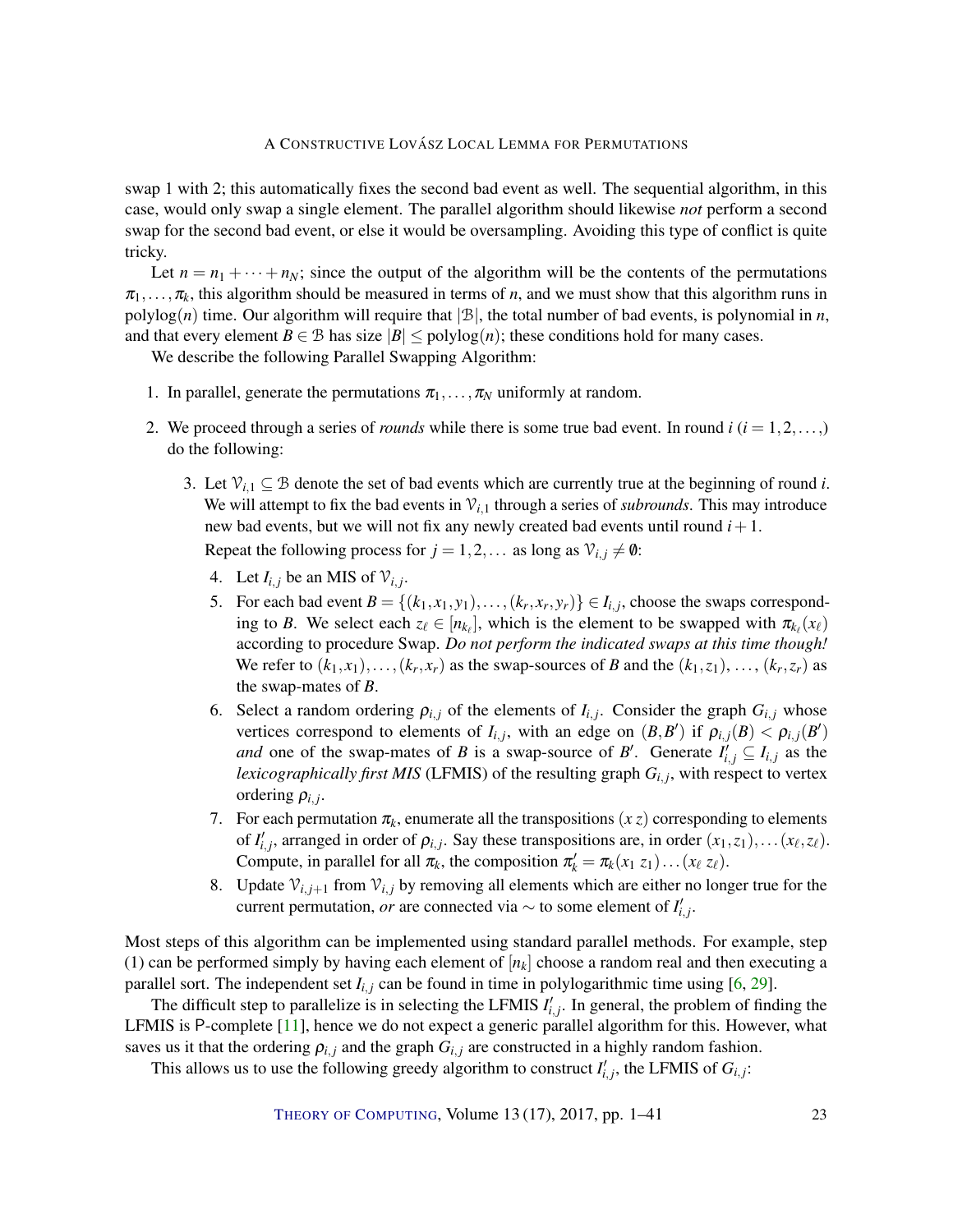swap 1 with 2; this automatically fixes the second bad event as well. The sequential algorithm, in this case, would only swap a single element. The parallel algorithm should likewise *not* perform a second swap for the second bad event, or else it would be oversampling. Avoiding this type of conflict is quite tricky.

Let $n = n_1 + \cdots + n_N$; since the output of the algorithm will be the contents of the permutations $\pi_1, \ldots, \pi_k$, this algorithm should be measured in terms of $n$, and we must show that this algorithm runs in polylog$(n)$ time. Our algorithm will require that $|\mathcal{B}|$, the total number of bad events, is polynomial in $n$, and that every element $B \in \mathcal{B}$ has size $|B| \leq \text{polylog}(n)$; these conditions hold for many cases.

We describe the following Parallel Swapping Algorithm:

1. In parallel, generate the permutations $\pi_1, \ldots, \pi_N$ uniformly at random.
2. We proceed through a series of *rounds* while there is some true bad event. In round $i$ ($i = 1, 2, \ldots$) do the following:
   3. Let $\mathcal{V}_{i,1} \subseteq \mathcal{B}$ denote the set of bad events which are currently true at the beginning of round $i$. We will attempt to fix the bad events in $\mathcal{V}_{i,1}$ through a series of *subrounds*. This may introduce new bad events, but we will not fix any newly created bad events until round $i+1$.
      
      Repeat the following process for $j = 1, 2, \ldots$ as long as $\mathcal{V}_{i,j} \neq \emptyset$:
      4. Let $I_{i,j}$ be an MIS of $\mathcal{V}_{i,j}$.
      5. For each bad event $B = \{(k_1, x_1, y_1), \ldots, (k_r, x_r, y_r)\} \in I_{i,j}$, choose the swaps corresponding to $B$. We select each $z_\ell \in [n_{k_\ell}]$, which is the element to be swapped with $\pi_{k_\ell}(x_\ell)$ according to procedure Swap. *Do not perform the indicated swaps at this time though!* We refer to $(k_1, x_1), \ldots, (k_r, x_r)$ as the swap-sources of $B$ and the $(k_1, z_1), \ldots, (k_r, z_r)$ as the swap-mates of $B$.
      6. Select a random ordering $\rho_{i,j}$ of the elements of $I_{i,j}$. Consider the graph $G_{i,j}$ whose vertices correspond to elements of $I_{i,j}$, with an edge on $(B, B')$ if $\rho_{i,j}(B) < \rho_{i,j}(B')$ *and* one of the swap-mates of $B$ is a swap-source of $B'$. Generate $I'_{i,j} \subseteq I_{i,j}$ as the *lexicographically first MIS* (LFMIS) of the resulting graph $G_{i,j}$, with respect to vertex ordering $\rho_{i,j}$.
      7. For each permutation $\pi_k$, enumerate all the transpositions $(x\ z)$ corresponding to elements of $I'_{i,j}$, arranged in order of $\rho_{i,j}$. Say these transpositions are, in order $(x_1, z_1), \ldots (x_\ell, z_\ell)$. Compute, in parallel for all $\pi_k$, the composition $\pi'_k = \pi_k (x_1\ z_1) \ldots (x_\ell\ z_\ell)$.
      8. Update $\mathcal{V}_{i,j+1}$ from $\mathcal{V}_{i,j}$ by removing all elements which are either no longer true for the current permutation, *or* are connected via $\sim$ to some element of $I'_{i,j}$.

Most steps of this algorithm can be implemented using standard parallel methods. For example, step (1) can be performed simply by having each element of $[n_k]$ choose a random real and then executing a parallel sort. The independent set $I_{i,j}$ can be found in time in polylogarithmic time using [6, 29].

The difficult step to parallelize is in selecting the LFMIS $I'_{i,j}$. In general, the problem of finding the LFMIS is P-complete [11], hence we do not expect a generic parallel algorithm for this. However, what saves us it that the ordering $\rho_{i,j}$ and the graph $G_{i,j}$ are constructed in a highly random fashion.

This allows us to use the following greedy algorithm to construct $I'_{i,j}$, the LFMIS of $G_{i,j}$: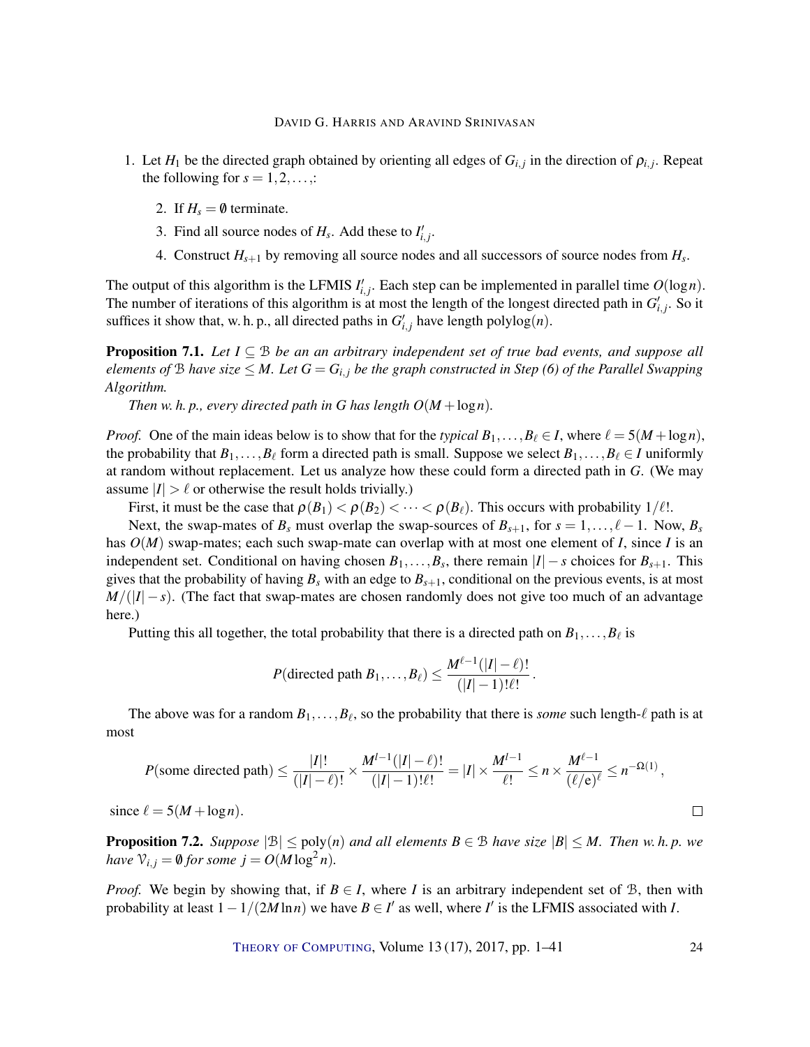1. Let $H_1$ be the directed graph obtained by orienting all edges of $G_{i,j}$ in the direction of $\rho_{i,j}$. Repeat the following for $s = 1, 2, \dots,$:

   2. If $H_s = \emptyset$ terminate.
   3. Find all source nodes of $H_s$. Add these to $I'_{i,j}$.
   4. Construct $H_{s+1}$ by removing all source nodes and all successors of source nodes from $H_s$.

The output of this algorithm is the LFMIS $I'_{i,j}$. Each step can be implemented in parallel time $O(\log n)$. The number of iterations of this algorithm is at most the length of the longest directed path in $G'_{i,j}$. So it suffices it show that, w. h. p., all directed paths in $G'_{i,j}$ have length polylog$(n)$.

**Proposition 7.1.** *Let $I \subseteq \mathcal{B}$ be an an arbitrary independent set of true bad events, and suppose all elements of $\mathcal{B}$ have size $\leq M$. Let $G = G_{i,j}$ be the graph constructed in Step (6) of the Parallel Swapping Algorithm.*

*Then w. h. p., every directed path in $G$ has length $O(M + \log n)$.*

*Proof.* One of the main ideas below is to show that for the *typical* $B_1, \dots, B_\ell \in I$, where $\ell = 5(M + \log n)$, the probability that $B_1, \dots, B_\ell$ form a directed path is small. Suppose we select $B_1, \dots, B_\ell \in I$ uniformly at random without replacement. Let us analyze how these could form a directed path in $G$. (We may assume $|I| > \ell$ or otherwise the result holds trivially.)

First, it must be the case that $\rho(B_1) < \rho(B_2) < \cdots < \rho(B_\ell)$. This occurs with probability $1/\ell!$.

Next, the swap-mates of $B_s$ must overlap the swap-sources of $B_{s+1}$, for $s = 1, \dots, \ell - 1$. Now, $B_s$ has $O(M)$ swap-mates; each such swap-mate can overlap with at most one element of $I$, since $I$ is an independent set. Conditional on having chosen $B_1, \dots, B_s$, there remain $|I| - s$ choices for $B_{s+1}$. This gives that the probability of having $B_s$ with an edge to $B_{s+1}$, conditional on the previous events, is at most $M/(|I| - s)$. (The fact that swap-mates are chosen randomly does not give too much of an advantage here.)

Putting this all together, the total probability that there is a directed path on $B_1, \dots, B_\ell$ is

$$P(\text{directed path } B_1, \dots, B_\ell) \leq \frac{M^{\ell-1}(|I| - \ell)!}{(|I| - 1)!\ell!} .$$

The above was for a random $B_1, \dots, B_\ell$, so the probability that there is *some* such length-$\ell$ path is at most

$$P(\text{some directed path}) \leq \frac{|I|!}{(|I| - \ell)!} \times \frac{M^{l-1}(|I| - \ell)!}{(|I| - 1)!\ell!} = |I| \times \frac{M^{l-1}}{\ell!} \leq n \times \frac{M^{\ell-1}}{(\ell/\mathrm{e})^\ell} \leq n^{-\Omega(1)} ,$$

since $\ell = 5(M + \log n)$. □

**Proposition 7.2.** *Suppose $|\mathcal{B}| \leq \text{poly}(n)$ and all elements $B \in \mathcal{B}$ have size $|B| \leq M$. Then w. h. p. we have $\mathcal{V}_{i,j} = \emptyset$ for some $j = O(M \log^2 n)$.*

*Proof.* We begin by showing that, if $B \in I$, where $I$ is an arbitrary independent set of $\mathcal{B}$, then with probability at least $1 - 1/(2M \ln n)$ we have $B \in I'$ as well, where $I'$ is the LFMIS associated with $I$.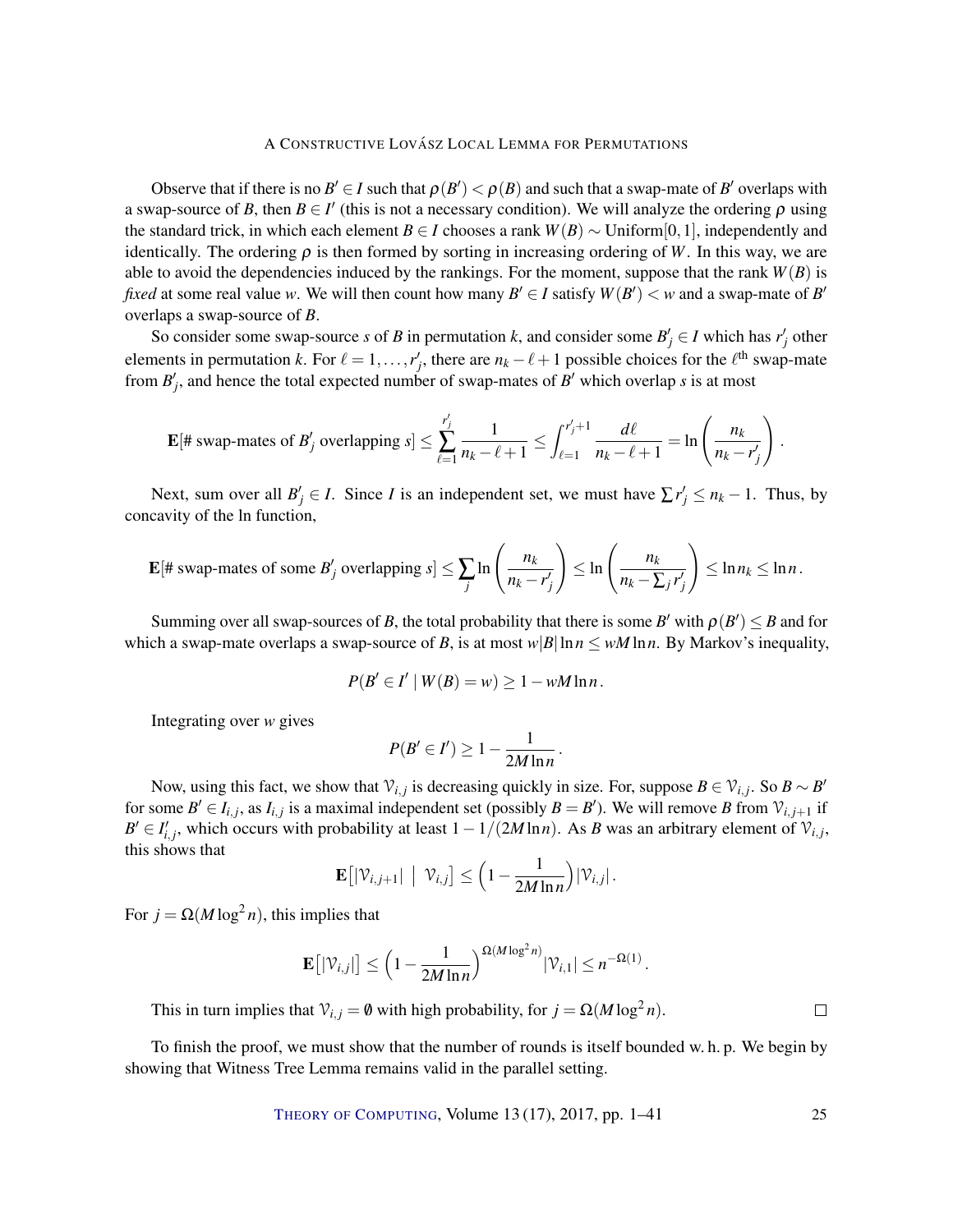Observe that if there is no $B' \in I$ such that $\rho(B') < \rho(B)$ and such that a swap-mate of $B'$ overlaps with a swap-source of $B$, then $B \in I'$ (this is not a necessary condition). We will analyze the ordering $\rho$ using the standard trick, in which each element $B \in I$ chooses a rank $W(B) \sim \text{Uniform}[0,1]$, independently and identically. The ordering $\rho$ is then formed by sorting in increasing ordering of $W$. In this way, we are able to avoid the dependencies induced by the rankings. For the moment, suppose that the rank $W(B)$ is *fixed* at some real value $w$. We will then count how many $B' \in I$ satisfy $W(B') < w$ and a swap-mate of $B'$ overlaps a swap-source of $B$.

So consider some swap-source $s$ of $B$ in permutation $k$, and consider some $B'_j \in I$ which has $r'_j$ other elements in permutation $k$. For $\ell = 1, \dots, r'_j$, there are $n_k - \ell + 1$ possible choices for the $\ell^{\text{th}}$ swap-mate from $B'_j$, and hence the total expected number of swap-mates of $B'$ which overlap $s$ is at most

$$\mathbf{E}[\text{\# swap-mates of } B'_j \text{ overlapping } s] \le \sum_{\ell=1}^{r'_j} \frac{1}{n_k - \ell + 1} \le \int_{\ell=1}^{r'_j+1} \frac{d\ell}{n_k - \ell + 1} = \ln\left(\frac{n_k}{n_k - r'_j}\right).$$

Next, sum over all $B'_j \in I$. Since $I$ is an independent set, we must have $\sum r'_j \le n_k - 1$. Thus, by concavity of the ln function,

$$\mathbf{E}[\text{\# swap-mates of some } B'_j \text{ overlapping } s] \le \sum_j \ln\left(\frac{n_k}{n_k - r'_j}\right) \le \ln\left(\frac{n_k}{n_k - \sum_j r'_j}\right) \le \ln n_k \le \ln n.$$

Summing over all swap-sources of $B$, the total probability that there is some $B'$ with $\rho(B') \le B$ and for which a swap-mate overlaps a swap-source of $B$, is at most $w|B| \ln n \le wM \ln n$. By Markov's inequality,

$$P(B' \in I' \mid W(B) = w) \ge 1 - wM \ln n.$$

Integrating over $w$ gives

$$P(B' \in I') \ge 1 - \frac{1}{2M \ln n}.$$

Now, using this fact, we show that $\mathcal{V}_{i,j}$ is decreasing quickly in size. For, suppose $B \in \mathcal{V}_{i,j}$. So $B \sim B'$ for some $B' \in I_{i,j}$, as $I_{i,j}$ is a maximal independent set (possibly $B = B'$). We will remove $B$ from $\mathcal{V}_{i,j+1}$ if $B' \in I'_{i,j}$, which occurs with probability at least $1 - 1/(2M \ln n)$. As $B$ was an arbitrary element of $\mathcal{V}_{i,j}$, this shows that

$$\mathbf{E}\big[|\mathcal{V}_{i,j+1}| \;\big|\; \mathcal{V}_{i,j}\big] \le \Big(1 - \frac{1}{2M \ln n}\Big) |\mathcal{V}_{i,j}|.$$

For $j = \Omega(M \log^2 n)$, this implies that

$$\mathbf{E}\big[|\mathcal{V}_{i,j}|\big] \le \Big(1 - \frac{1}{2M \ln n}\Big)^{\Omega(M \log^2 n)} |\mathcal{V}_{i,1}| \le n^{-\Omega(1)}.$$

This in turn implies that $\mathcal{V}_{i,j} = \emptyset$ with high probability, for $j = \Omega(M \log^2 n)$. $\square$

To finish the proof, we must show that the number of rounds is itself bounded w. h. p. We begin by showing that Witness Tree Lemma remains valid in the parallel setting.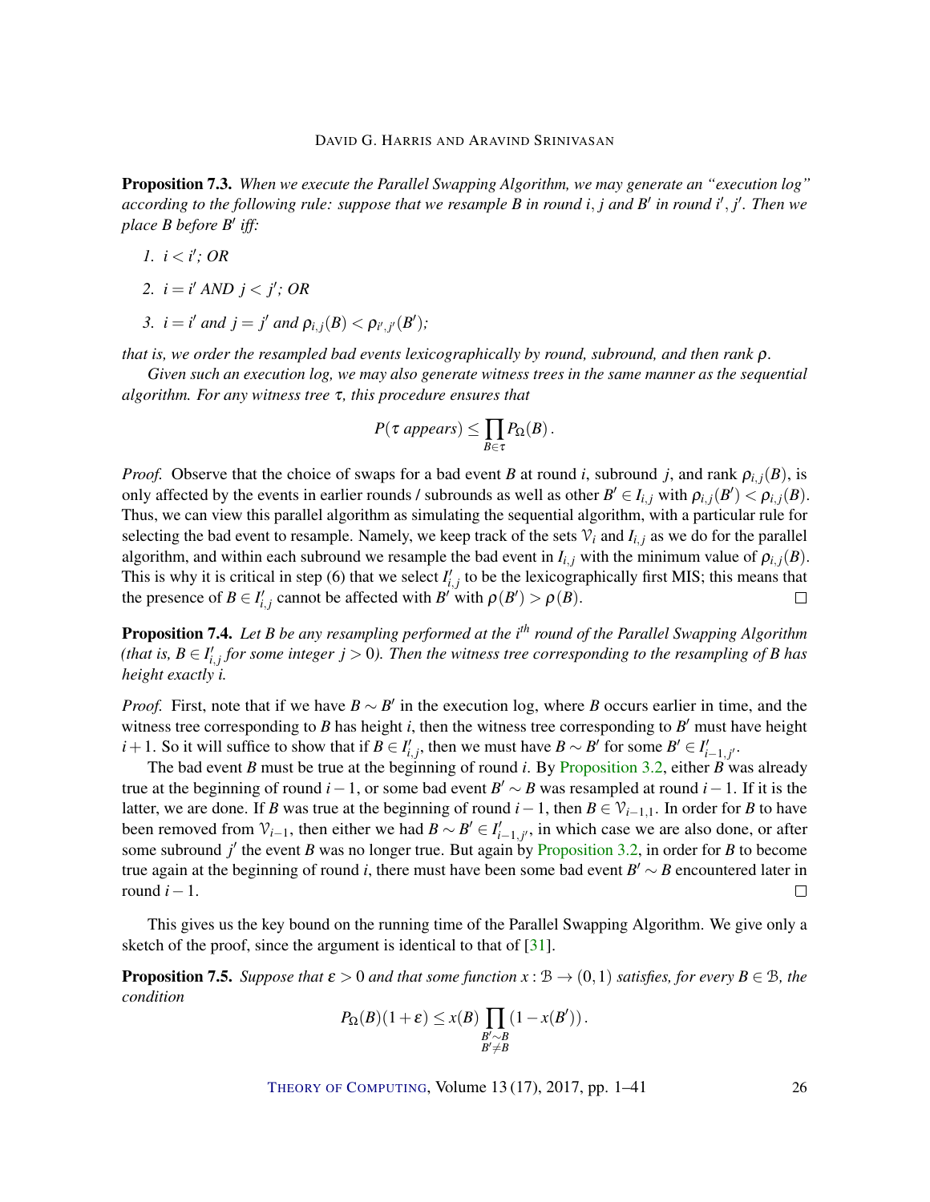**Proposition 7.3.** *When we execute the Parallel Swapping Algorithm, we may generate an "execution log" according to the following rule: suppose that we resample $B$ in round $i, j$ and $B'$ in round $i', j'$. Then we place $B$ before $B'$ iff:*

1. *$i < i'$; OR*
2. *$i = i'$ AND $j < j'$; OR*
3. *$i = i'$ and $j = j'$ and $\rho_{i,j}(B) < \rho_{i',j'}(B')$;*

*that is, we order the resampled bad events lexicographically by round, subround, and then rank $\rho$.*

*Given such an execution log, we may also generate witness trees in the same manner as the sequential algorithm. For any witness tree $\tau$, this procedure ensures that*

$$P(\tau \text{ appears}) \leq \prod_{B \in \tau} P_\Omega(B).$$

*Proof.* Observe that the choice of swaps for a bad event $B$ at round $i$, subround $j$, and rank $\rho_{i,j}(B)$, is only affected by the events in earlier rounds / subrounds as well as other $B' \in I_{i,j}$ with $\rho_{i,j}(B') < \rho_{i,j}(B)$. Thus, we can view this parallel algorithm as simulating the sequential algorithm, with a particular rule for selecting the bad event to resample. Namely, we keep track of the sets $\mathcal{V}_i$ and $I_{i,j}$ as we do for the parallel algorithm, and within each subround we resample the bad event in $I_{i,j}$ with the minimum value of $\rho_{i,j}(B)$. This is why it is critical in step (6) that we select $I'_{i,j}$ to be the lexicographically first MIS; this means that the presence of $B \in I'_{i,j}$ cannot be affected with $B'$ with $\rho(B') > \rho(B)$. $\square$

**Proposition 7.4.** *Let $B$ be any resampling performed at the $i^{th}$ round of the Parallel Swapping Algorithm (that is, $B \in I'_{i,j}$ for some integer $j > 0$). Then the witness tree corresponding to the resampling of $B$ has height exactly $i$.*

*Proof.* First, note that if we have $B \sim B'$ in the execution log, where $B$ occurs earlier in time, and the witness tree corresponding to $B$ has height $i$, then the witness tree corresponding to $B'$ must have height $i+1$. So it will suffice to show that if $B \in I'_{i,j}$, then we must have $B \sim B'$ for some $B' \in I'_{i-1,j'}$.

The bad event $B$ must be true at the beginning of round $i$. By Proposition 3.2, either $B$ was already true at the beginning of round $i-1$, or some bad event $B' \sim B$ was resampled at round $i-1$. If it is the latter, we are done. If $B$ was true at the beginning of round $i-1$, then $B \in \mathcal{V}_{i-1,1}$. In order for $B$ to have been removed from $\mathcal{V}_{i-1}$, then either we had $B \sim B' \in I'_{i-1,j'}$, in which case we are also done, or after some subround $j'$ the event $B$ was no longer true. But again by Proposition 3.2, in order for $B$ to become true again at the beginning of round $i$, there must have been some bad event $B' \sim B$ encountered later in round $i-1$. $\square$

This gives us the key bound on the running time of the Parallel Swapping Algorithm. We give only a sketch of the proof, since the argument is identical to that of [31].

**Proposition 7.5.** *Suppose that $\varepsilon > 0$ and that some function $x : \mathcal{B} \to (0,1)$ satisfies, for every $B \in \mathcal{B}$, the condition*

$$P_\Omega(B)(1+\varepsilon) \leq x(B) \prod_{\substack{B' \sim B \\ B' \neq B}} (1 - x(B')).$$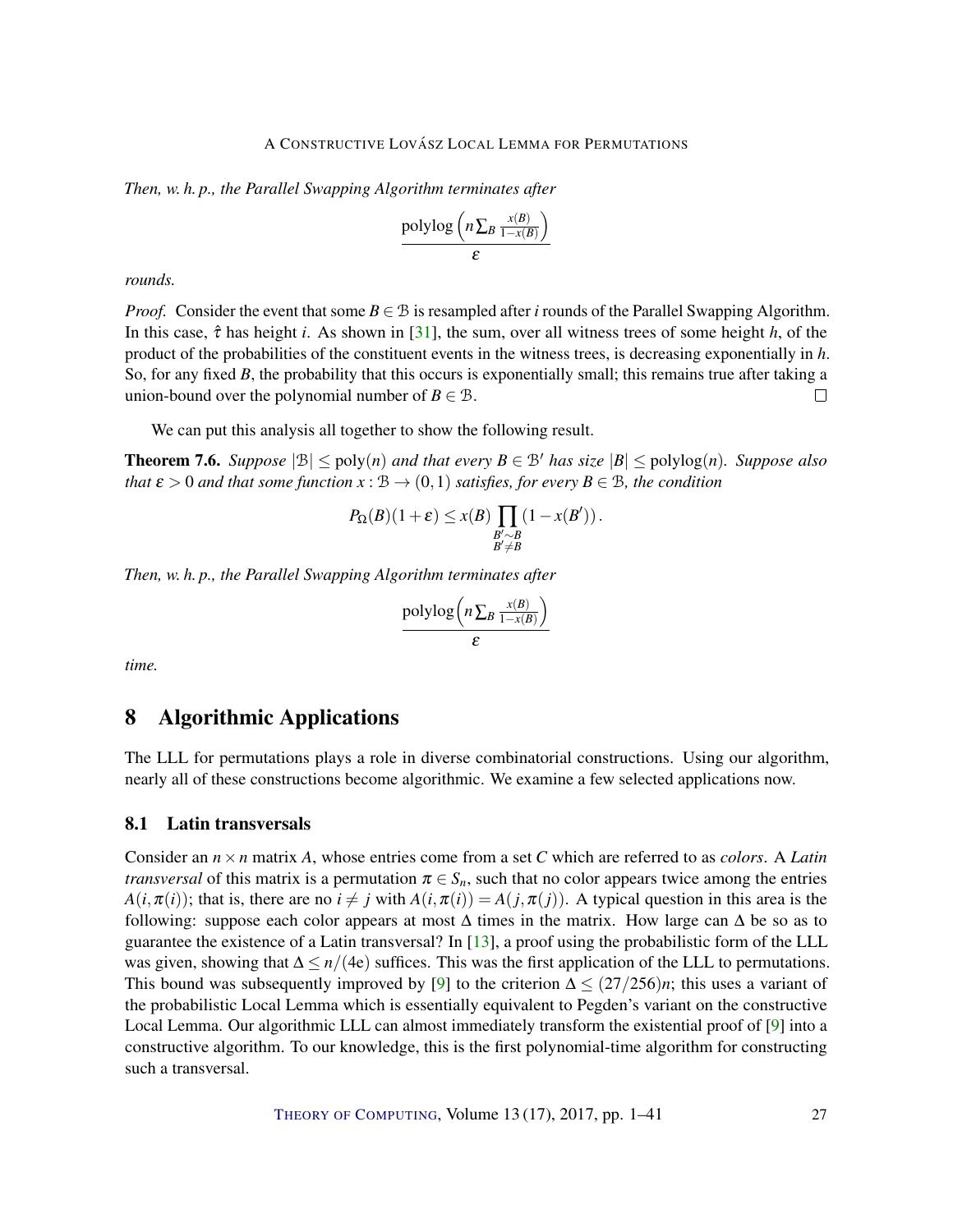*Then, w. h. p., the Parallel Swapping Algorithm terminates after*

$$\frac{\operatorname{polylog}\left(n\sum_B \frac{x(B)}{1-x(B)}\right)}{\varepsilon}$$

*rounds.*

*Proof.* Consider the event that some $B \in \mathcal{B}$ is resampled after $i$ rounds of the Parallel Swapping Algorithm. In this case, $\hat{\tau}$ has height $i$. As shown in [31], the sum, over all witness trees of some height $h$, of the product of the probabilities of the constituent events in the witness trees, is decreasing exponentially in $h$. So, for any fixed $B$, the probability that this occurs is exponentially small; this remains true after taking a union-bound over the polynomial number of $B \in \mathcal{B}$. □

We can put this analysis all together to show the following result.

**Theorem 7.6.** *Suppose $|\mathcal{B}| \leq \operatorname{poly}(n)$ and that every $B \in \mathcal{B}'$ has size $|B| \leq \operatorname{polylog}(n)$. Suppose also that $\varepsilon > 0$ and that some function $x : \mathcal{B} \to (0,1)$ satisfies, for every $B \in \mathcal{B}$, the condition*

$$P_\Omega(B)(1+\varepsilon) \leq x(B) \prod_{\substack{B' \sim B \\ B' \neq B}} (1 - x(B')) .$$

*Then, w. h. p., the Parallel Swapping Algorithm terminates after*

$$\frac{\operatorname{polylog}\left(n\sum_B \frac{x(B)}{1-x(B)}\right)}{\varepsilon}$$

*time.*

# 8 Algorithmic Applications

The LLL for permutations plays a role in diverse combinatorial constructions. Using our algorithm, nearly all of these constructions become algorithmic. We examine a few selected applications now.

## 8.1 Latin transversals

Consider an $n \times n$ matrix $A$, whose entries come from a set $C$ which are referred to as *colors*. A *Latin transversal* of this matrix is a permutation $\pi \in S_n$, such that no color appears twice among the entries $A(i, \pi(i))$; that is, there are no $i \neq j$ with $A(i, \pi(i)) = A(j, \pi(j))$. A typical question in this area is the following: suppose each color appears at most $\Delta$ times in the matrix. How large can $\Delta$ be so as to guarantee the existence of a Latin transversal? In [13], a proof using the probabilistic form of the LLL was given, showing that $\Delta \leq n/(4\mathrm{e})$ suffices. This was the first application of the LLL to permutations. This bound was subsequently improved by [9] to the criterion $\Delta \leq (27/256)n$; this uses a variant of the probabilistic Local Lemma which is essentially equivalent to Pegden's variant on the constructive Local Lemma. Our algorithmic LLL can almost immediately transform the existential proof of [9] into a constructive algorithm. To our knowledge, this is the first polynomial-time algorithm for constructing such a transversal.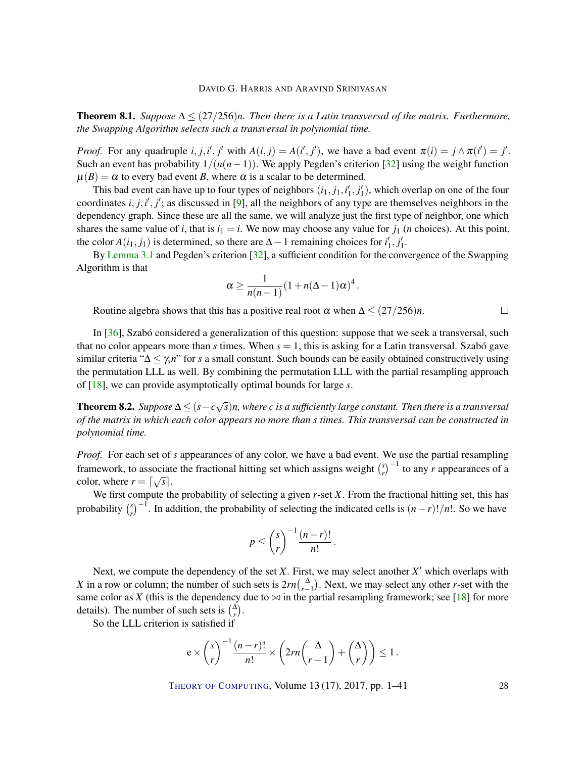**Theorem 8.1.** *Suppose $\Delta \leq (27/256)n$. Then there is a Latin transversal of the matrix. Furthermore, the Swapping Algorithm selects such a transversal in polynomial time.*

*Proof.* For any quadruple $i, j, i', j'$ with $A(i, j) = A(i', j')$, we have a bad event $\pi(i) = j \wedge \pi(i') = j'$. Such an event has probability $1/(n(n-1))$. We apply Pegden's criterion [32] using the weight function $\mu(B) = \alpha$ to every bad event $B$, where $\alpha$ is a scalar to be determined.

This bad event can have up to four types of neighbors $(i_1, j_1, i'_1, j'_1)$, which overlap on one of the four coordinates $i, j, i', j'$; as discussed in [9], all the neighbors of any type are themselves neighbors in the dependency graph. Since these are all the same, we will analyze just the first type of neighbor, one which shares the same value of $i$, that is $i_1 = i$. We now may choose any value for $j_1$ ($n$ choices). At this point, the color $A(i_1, j_1)$ is determined, so there are $\Delta - 1$ remaining choices for $i'_1, j'_1$.

By Lemma 3.1 and Pegden's criterion [32], a sufficient condition for the convergence of the Swapping Algorithm is that

$$\alpha \geq \frac{1}{n(n-1)}(1 + n(\Delta - 1)\alpha)^4 .$$

Routine algebra shows that this has a positive real root $\alpha$ when $\Delta \leq (27/256)n$. □

In [36], Szabó considered a generalization of this question: suppose that we seek a transversal, such that no color appears more than $s$ times. When $s = 1$, this is asking for a Latin transversal. Szabó gave similar criteria "$\Delta \leq \gamma_s n$" for $s$ a small constant. Such bounds can be easily obtained constructively using the permutation LLL as well. By combining the permutation LLL with the partial resampling approach of [18], we can provide asymptotically optimal bounds for large $s$.

**Theorem 8.2.** *Suppose $\Delta \leq (s - c\sqrt{s})n$, where $c$ is a sufficiently large constant. Then there is a transversal of the matrix in which each color appears no more than $s$ times. This transversal can be constructed in polynomial time.*

*Proof.* For each set of $s$ appearances of any color, we have a bad event. We use the partial resampling framework, to associate the fractional hitting set which assigns weight $\binom{s}{r}^{-1}$ to any $r$ appearances of a color, where $r = \lceil \sqrt{s} \rceil$.

We first compute the probability of selecting a given $r$-set $X$. From the fractional hitting set, this has probability $\binom{s}{r}^{-1}$. In addition, the probability of selecting the indicated cells is $(n-r)!/n!$. So we have

$$p \leq \binom{s}{r}^{-1} \frac{(n-r)!}{n!} .$$

Next, we compute the dependency of the set $X$. First, we may select another $X'$ which overlaps with $X$ in a row or column; the number of such sets is $2rn\binom{\Delta}{r-1}$. Next, we may select any other $r$-set with the same color as $X$ (this is the dependency due to $\bowtie$ in the partial resampling framework; see [18] for more details). The number of such sets is $\binom{\Delta}{r}$.

So the LLL criterion is satisfied if

$$\mathrm{e} \times \binom{s}{r}^{-1} \frac{(n-r)!}{n!} \times \left( 2rn\binom{\Delta}{r-1} + \binom{\Delta}{r} \right) \leq 1 .$$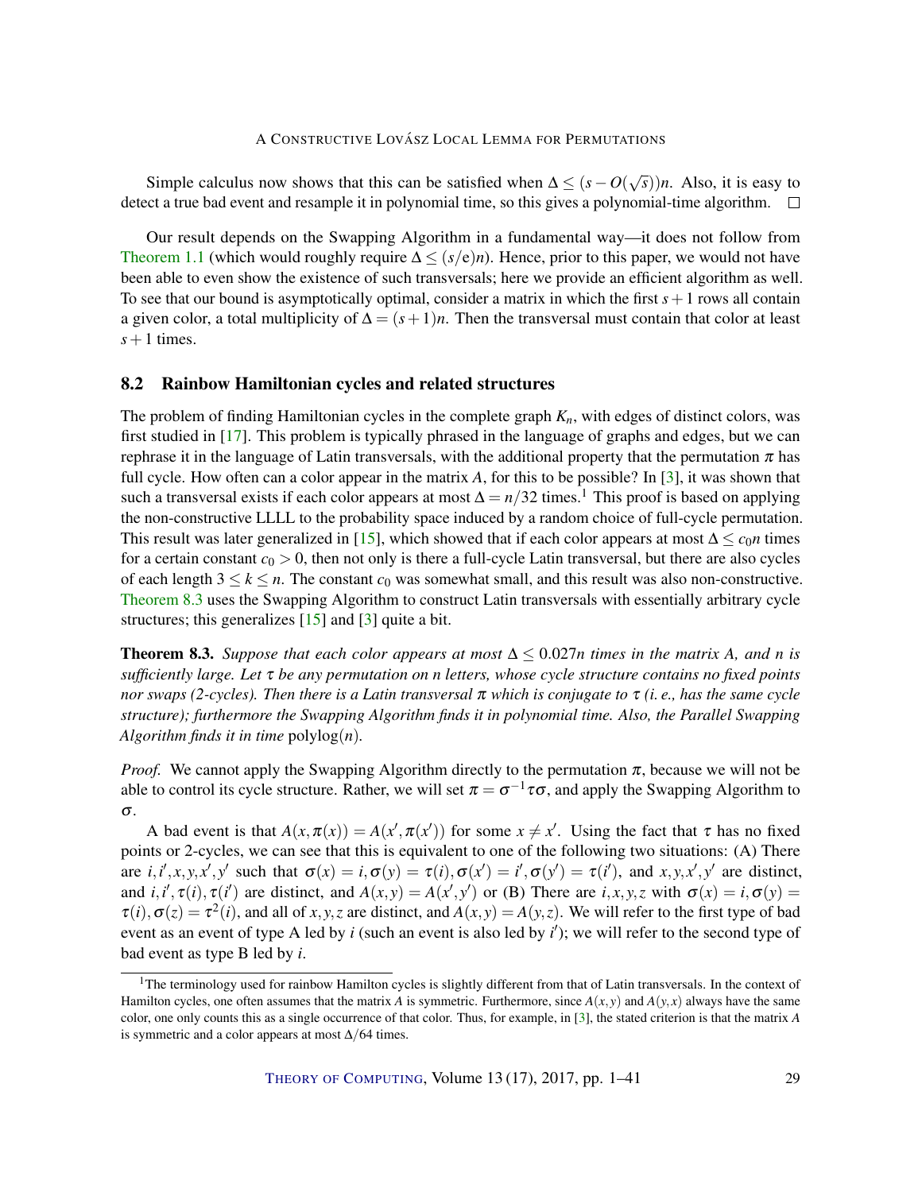Simple calculus now shows that this can be satisfied when $\Delta \leq (s - O(\sqrt{s}))n$. Also, it is easy to detect a true bad event and resample it in polynomial time, so this gives a polynomial-time algorithm. □

Our result depends on the Swapping Algorithm in a fundamental way—it does not follow from Theorem 1.1 (which would roughly require $\Delta \leq (s/\mathrm{e})n$). Hence, prior to this paper, we would not have been able to even show the existence of such transversals; here we provide an efficient algorithm as well. To see that our bound is asymptotically optimal, consider a matrix in which the first $s+1$ rows all contain a given color, a total multiplicity of $\Delta = (s+1)n$. Then the transversal must contain that color at least $s+1$ times.

### 8.2 Rainbow Hamiltonian cycles and related structures

The problem of finding Hamiltonian cycles in the complete graph $K_n$, with edges of distinct colors, was first studied in [17]. This problem is typically phrased in the language of graphs and edges, but we can rephrase it in the language of Latin transversals, with the additional property that the permutation $\pi$ has full cycle. How often can a color appear in the matrix $A$, for this to be possible? In [3], it was shown that such a transversal exists if each color appears at most $\Delta = n/32$ times.[1] This proof is based on applying the non-constructive LLLL to the probability space induced by a random choice of full-cycle permutation. This result was later generalized in [15], which showed that if each color appears at most $\Delta \leq c_0 n$ times for a certain constant $c_0 > 0$, then not only is there a full-cycle Latin transversal, but there are also cycles of each length $3 \leq k \leq n$. The constant $c_0$ was somewhat small, and this result was also non-constructive. Theorem 8.3 uses the Swapping Algorithm to construct Latin transversals with essentially arbitrary cycle structures; this generalizes [15] and [3] quite a bit.

**Theorem 8.3.** *Suppose that each color appears at most $\Delta \leq 0.027n$ times in the matrix $A$, and $n$ is sufficiently large. Let $\tau$ be any permutation on $n$ letters, whose cycle structure contains no fixed points nor swaps (2-cycles). Then there is a Latin transversal $\pi$ which is conjugate to $\tau$ (i. e., has the same cycle structure); furthermore the Swapping Algorithm finds it in polynomial time. Also, the Parallel Swapping Algorithm finds it in time* $\mathrm{polylog}(n)$.

*Proof.* We cannot apply the Swapping Algorithm directly to the permutation $\pi$, because we will not be able to control its cycle structure. Rather, we will set $\pi = \sigma^{-1}\tau\sigma$, and apply the Swapping Algorithm to $\sigma$.

A bad event is that $A(x, \pi(x)) = A(x', \pi(x'))$ for some $x \neq x'$. Using the fact that $\tau$ has no fixed points or 2-cycles, we can see that this is equivalent to one of the following two situations: (A) There are $i, i', x, y, x', y'$ such that $\sigma(x) = i, \sigma(y) = \tau(i), \sigma(x') = i', \sigma(y') = \tau(i')$, and $x, y, x', y'$ are distinct, and $i, i', \tau(i), \tau(i')$ are distinct, and $A(x,y) = A(x',y')$ or (B) There are $i, x, y, z$ with $\sigma(x) = i, \sigma(y) = \tau(i), \sigma(z) = \tau^2(i)$, and all of $x, y, z$ are distinct, and $A(x,y) = A(y,z)$. We will refer to the first type of bad event as an event of type A led by $i$ (such an event is also led by $i'$); we will refer to the second type of bad event as type B led by $i$.

[1] The terminology used for rainbow Hamilton cycles is slightly different from that of Latin transversals. In the context of Hamilton cycles, one often assumes that the matrix $A$ is symmetric. Furthermore, since $A(x,y)$ and $A(y,x)$ always have the same color, one only counts this as a single occurrence of that color. Thus, for example, in [3], the stated criterion is that the matrix $A$ is symmetric and a color appears at most $\Delta/64$ times.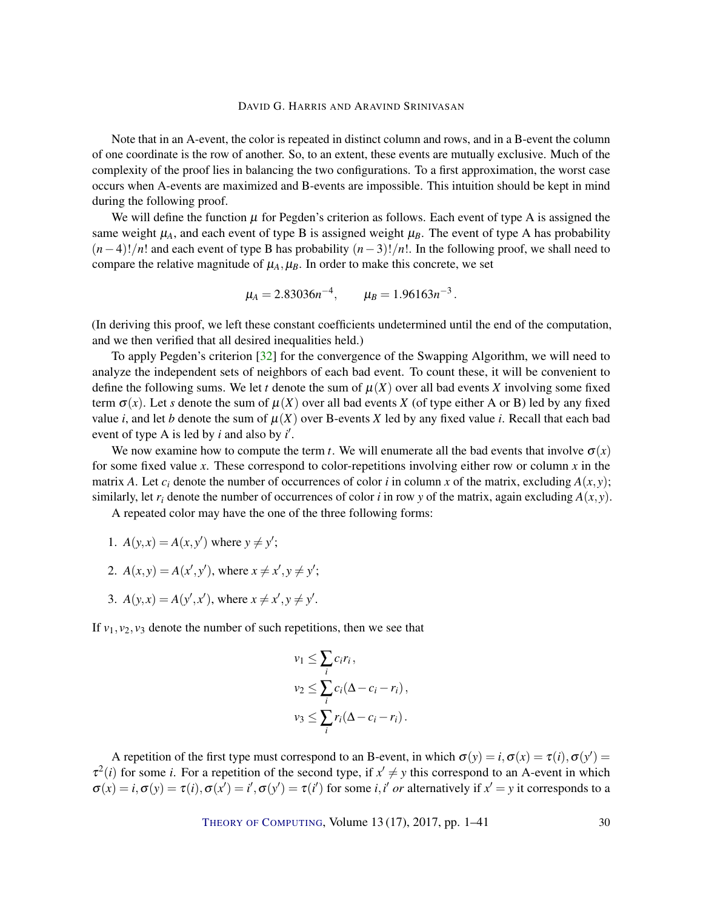Note that in an A-event, the color is repeated in distinct column and rows, and in a B-event the column of one coordinate is the row of another. So, to an extent, these events are mutually exclusive. Much of the complexity of the proof lies in balancing the two configurations. To a first approximation, the worst case occurs when A-events are maximized and B-events are impossible. This intuition should be kept in mind during the following proof.

We will define the function $\mu$ for Pegden's criterion as follows. Each event of type A is assigned the same weight $\mu_A$, and each event of type B is assigned weight $\mu_B$. The event of type A has probability $(n-4)!/n!$ and each event of type B has probability $(n-3)!/n!$. In the following proof, we shall need to compare the relative magnitude of $\mu_A, \mu_B$. In order to make this concrete, we set

$$\mu_A = 2.83036 n^{-4}, \qquad \mu_B = 1.96163 n^{-3}.$$

(In deriving this proof, we left these constant coefficients undetermined until the end of the computation, and we then verified that all desired inequalities held.)

To apply Pegden's criterion [32] for the convergence of the Swapping Algorithm, we will need to analyze the independent sets of neighbors of each bad event. To count these, it will be convenient to define the following sums. We let $t$ denote the sum of $\mu(X)$ over all bad events $X$ involving some fixed term $\sigma(x)$. Let $s$ denote the sum of $\mu(X)$ over all bad events $X$ (of type either A or B) led by any fixed value $i$, and let $b$ denote the sum of $\mu(X)$ over B-events $X$ led by any fixed value $i$. Recall that each bad event of type A is led by $i$ and also by $i'$.

We now examine how to compute the term $t$. We will enumerate all the bad events that involve $\sigma(x)$ for some fixed value $x$. These correspond to color-repetitions involving either row or column $x$ in the matrix $A$. Let $c_i$ denote the number of occurrences of color $i$ in column $x$ of the matrix, excluding $A(x,y)$; similarly, let $r_i$ denote the number of occurrences of color $i$ in row $y$ of the matrix, again excluding $A(x,y)$.

A repeated color may have the one of the three following forms:

1. $A(y,x) = A(x,y')$ where $y \neq y'$;
2. $A(x,y) = A(x',y')$, where $x \neq x', y \neq y'$;
3. $A(y,x) = A(y',x')$, where $x \neq x', y \neq y'$.

If $v_1, v_2, v_3$ denote the number of such repetitions, then we see that

$$v_1 \leq \sum_i c_i r_i,$$
$$v_2 \leq \sum_i c_i(\Delta - c_i - r_i),$$
$$v_3 \leq \sum_i r_i(\Delta - c_i - r_i).$$

A repetition of the first type must correspond to an B-event, in which $\sigma(y) = i, \sigma(x) = \tau(i), \sigma(y') = \tau^2(i)$ for some $i$. For a repetition of the second type, if $x' \neq y$ this correspond to an A-event in which $\sigma(x) = i, \sigma(y) = \tau(i), \sigma(x') = i', \sigma(y') = \tau(i')$ for some $i, i'$ *or* alternatively if $x' = y$ it corresponds to a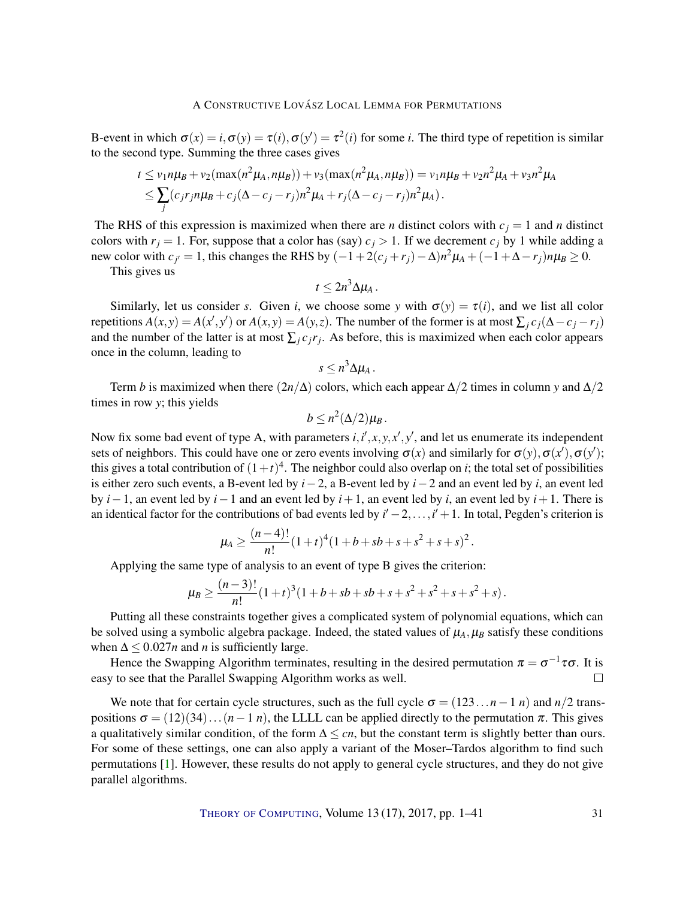B-event in which $\sigma(x) = i, \sigma(y) = \tau(i), \sigma(y') = \tau^2(i)$ for some $i$. The third type of repetition is similar to the second type. Summing the three cases gives

$$
\begin{aligned}
t &\leq v_1 n\mu_B + v_2(\max(n^2\mu_A, n\mu_B)) + v_3(\max(n^2\mu_A, n\mu_B)) = v_1 n\mu_B + v_2 n^2\mu_A + v_3 n^2\mu_A \\
&\leq \sum_j (c_j r_j n\mu_B + c_j(\Delta - c_j - r_j)n^2\mu_A + r_j(\Delta - c_j - r_j)n^2\mu_A).
\end{aligned}
$$

The RHS of this expression is maximized when there are $n$ distinct colors with $c_j = 1$ and $n$ distinct colors with $r_j = 1$. For, suppose that a color has (say) $c_j > 1$. If we decrement $c_j$ by 1 while adding a new color with $c_{j'} = 1$, this changes the RHS by $(-1 + 2(c_j + r_j) - \Delta)n^2\mu_A + (-1 + \Delta - r_j)n\mu_B \geq 0$.

This gives us

$$
t \leq 2n^3\Delta\mu_A.
$$

Similarly, let us consider $s$. Given $i$, we choose some $y$ with $\sigma(y) = \tau(i)$, and we list all color repetitions $A(x,y) = A(x',y')$ or $A(x,y) = A(y,z)$. The number of the former is at most $\sum_j c_j(\Delta - c_j - r_j)$ and the number of the latter is at most $\sum_j c_j r_j$. As before, this is maximized when each color appears once in the column, leading to

$$
s \leq n^3\Delta\mu_A.
$$

Term $b$ is maximized when there $(2n/\Delta)$ colors, which each appear $\Delta/2$ times in column $y$ and $\Delta/2$ times in row $y$; this yields

$$
b \leq n^2(\Delta/2)\mu_B.
$$

Now fix some bad event of type A, with parameters $i, i', x, y, x', y'$, and let us enumerate its independent sets of neighbors. This could have one or zero events involving $\sigma(x)$ and similarly for $\sigma(y), \sigma(x'), \sigma(y')$; this gives a total contribution of $(1+t)^4$. The neighbor could also overlap on $i$; the total set of possibilities is either zero such events, a B-event led by $i-2$, a B-event led by $i-2$ and an event led by $i$, an event led by $i-1$, an event led by $i-1$ and an event led by $i+1$, an event led by $i$, an event led by $i+1$. There is an identical factor for the contributions of bad events led by $i'-2, \dots, i'+1$. In total, Pegden's criterion is

$$
\mu_A \geq \frac{(n-4)!}{n!}(1+t)^4(1+b+sb+s+s^2+s+s)^2.
$$

Applying the same type of analysis to an event of type B gives the criterion:

$$
\mu_B \geq \frac{(n-3)!}{n!}(1+t)^3(1+b+sb+sb+s+s^2+s^2+s+s^2+s).
$$

Putting all these constraints together gives a complicated system of polynomial equations, which can be solved using a symbolic algebra package. Indeed, the stated values of $\mu_A, \mu_B$ satisfy these conditions when $\Delta \leq 0.027n$ and $n$ is sufficiently large.

Hence the Swapping Algorithm terminates, resulting in the desired permutation $\pi = \sigma^{-1}\tau\sigma$. It is easy to see that the Parallel Swapping Algorithm works as well. □

We note that for certain cycle structures, such as the full cycle $\sigma = (123 \dots n-1\ n)$ and $n/2$ transpositions $\sigma = (12)(34)\dots(n-1\ n)$, the LLLL can be applied directly to the permutation $\pi$. This gives a qualitatively similar condition, of the form $\Delta \leq cn$, but the constant term is slightly better than ours. For some of these settings, one can also apply a variant of the Moser–Tardos algorithm to find such permutations [1]. However, these results do not apply to general cycle structures, and they do not give parallel algorithms.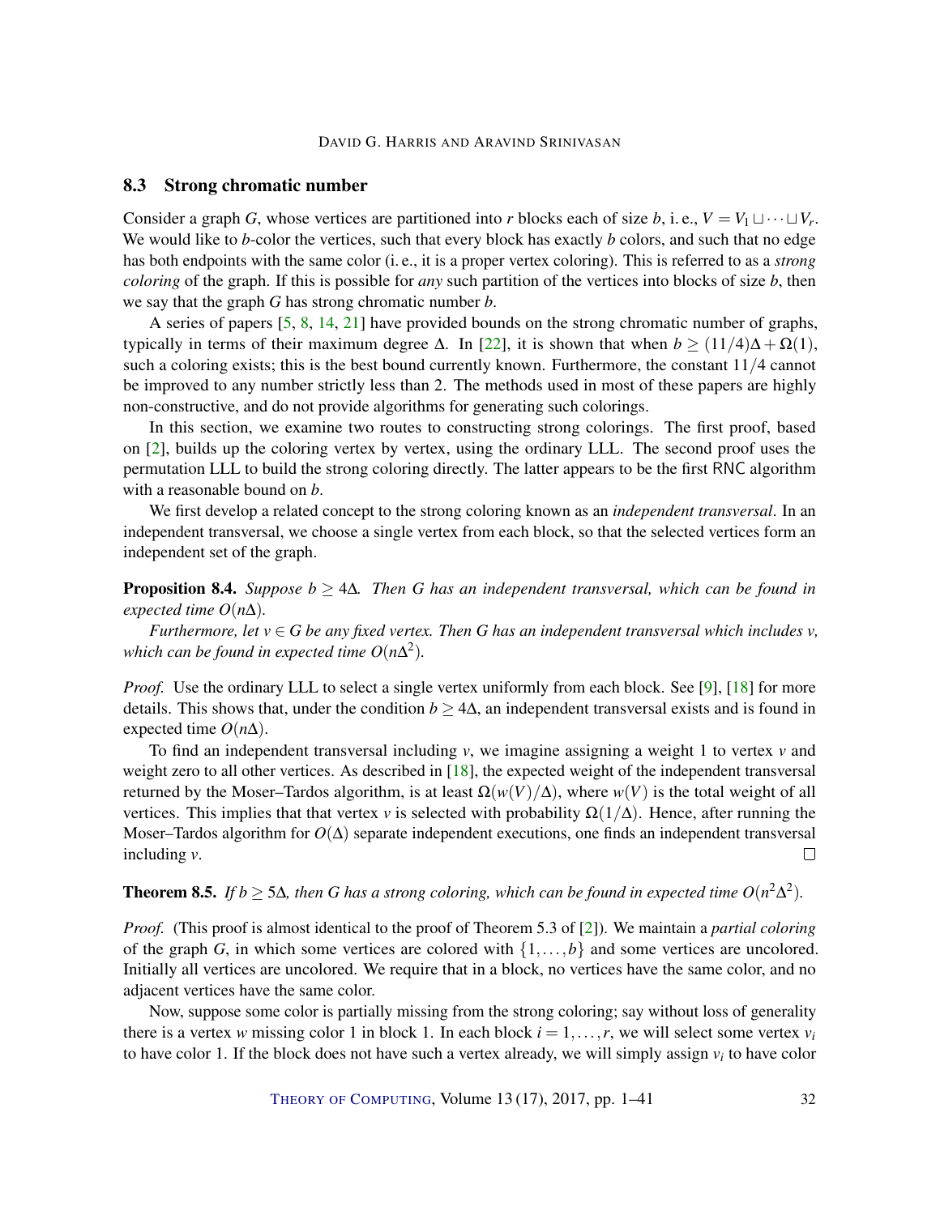### 8.3 Strong chromatic number

Consider a graph $G$, whose vertices are partitioned into $r$ blocks each of size $b$, i. e., $V = V_1 \sqcup \cdots \sqcup V_r$. We would like to $b$-color the vertices, such that every block has exactly $b$ colors, and such that no edge has both endpoints with the same color (i. e., it is a proper vertex coloring). This is referred to as a *strong coloring* of the graph. If this is possible for *any* such partition of the vertices into blocks of size $b$, then we say that the graph $G$ has strong chromatic number $b$.

A series of papers [5, 8, 14, 21] have provided bounds on the strong chromatic number of graphs, typically in terms of their maximum degree $\Delta$. In [22], it is shown that when $b \geq (11/4)\Delta + \Omega(1)$, such a coloring exists; this is the best bound currently known. Furthermore, the constant $11/4$ cannot be improved to any number strictly less than 2. The methods used in most of these papers are highly non-constructive, and do not provide algorithms for generating such colorings.

In this section, we examine two routes to constructing strong colorings. The first proof, based on [2], builds up the coloring vertex by vertex, using the ordinary LLL. The second proof uses the permutation LLL to build the strong coloring directly. The latter appears to be the first RNC algorithm with a reasonable bound on $b$.

We first develop a related concept to the strong coloring known as an *independent transversal*. In an independent transversal, we choose a single vertex from each block, so that the selected vertices form an independent set of the graph.

**Proposition 8.4.** *Suppose $b \geq 4\Delta$. Then $G$ has an independent transversal, which can be found in expected time $O(n\Delta)$.*

*Furthermore, let $v \in G$ be any fixed vertex. Then $G$ has an independent transversal which includes $v$, which can be found in expected time $O(n\Delta^2)$.*

*Proof.* Use the ordinary LLL to select a single vertex uniformly from each block. See [9], [18] for more details. This shows that, under the condition $b \geq 4\Delta$, an independent transversal exists and is found in expected time $O(n\Delta)$.

To find an independent transversal including $v$, we imagine assigning a weight 1 to vertex $v$ and weight zero to all other vertices. As described in [18], the expected weight of the independent transversal returned by the Moser–Tardos algorithm, is at least $\Omega(w(V)/\Delta)$, where $w(V)$ is the total weight of all vertices. This implies that that vertex $v$ is selected with probability $\Omega(1/\Delta)$. Hence, after running the Moser–Tardos algorithm for $O(\Delta)$ separate independent executions, one finds an independent transversal including $v$. □

**Theorem 8.5.** *If $b \geq 5\Delta$, then $G$ has a strong coloring, which can be found in expected time $O(n^2\Delta^2)$.*

*Proof.* (This proof is almost identical to the proof of Theorem 5.3 of [2]). We maintain a *partial coloring* of the graph $G$, in which some vertices are colored with $\{1,\dots,b\}$ and some vertices are uncolored. Initially all vertices are uncolored. We require that in a block, no vertices have the same color, and no adjacent vertices have the same color.

Now, suppose some color is partially missing from the strong coloring; say without loss of generality there is a vertex $w$ missing color 1 in block 1. In each block $i = 1,\dots,r$, we will select some vertex $v_i$ to have color 1. If the block does not have such a vertex already, we will simply assign $v_i$ to have color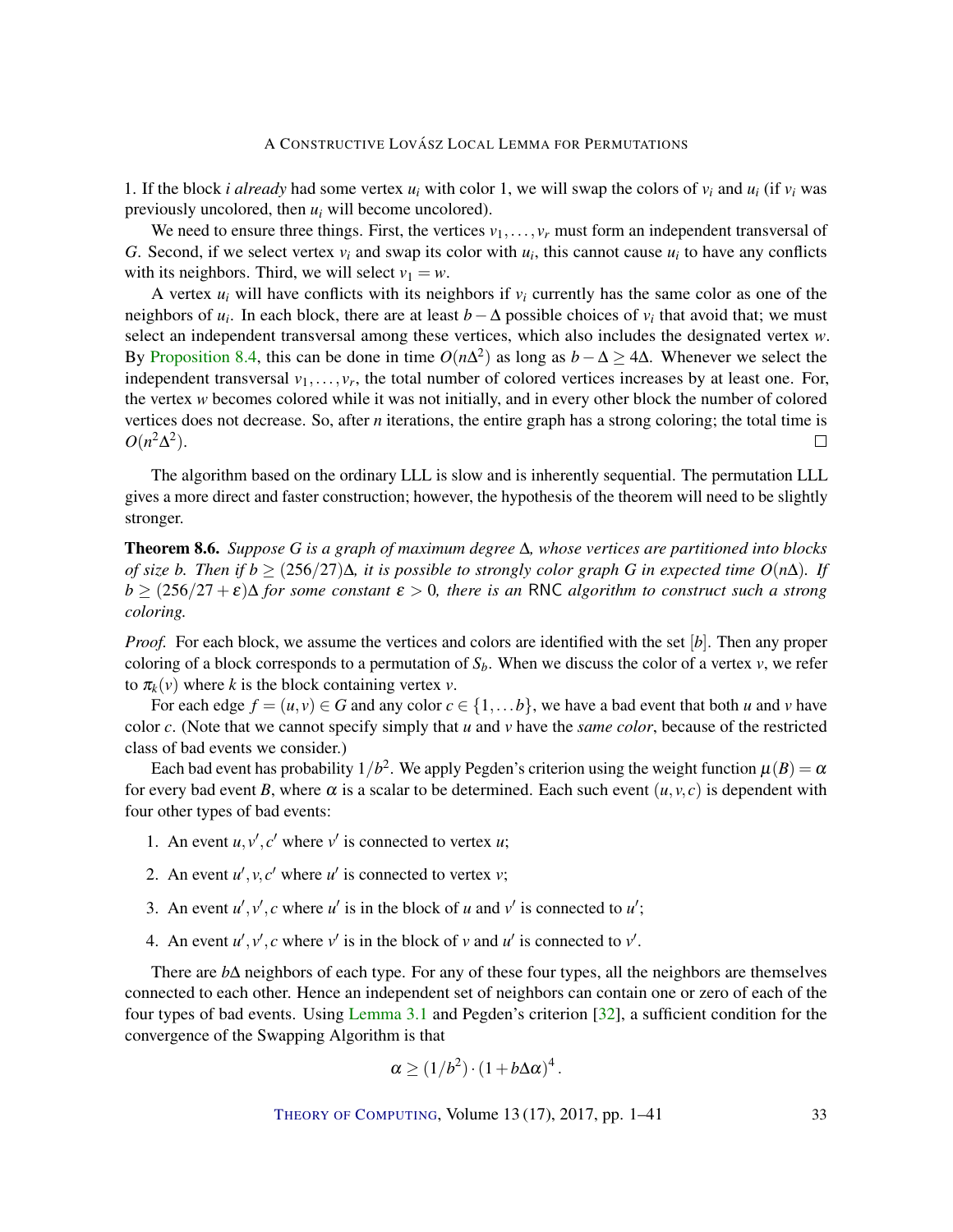1. If the block $i$ *already* had some vertex $u_i$ with color 1, we will swap the colors of $v_i$ and $u_i$ (if $v_i$ was previously uncolored, then $u_i$ will become uncolored).

We need to ensure three things. First, the vertices $v_1, \dots, v_r$ must form an independent transversal of $G$. Second, if we select vertex $v_i$ and swap its color with $u_i$, this cannot cause $u_i$ to have any conflicts with its neighbors. Third, we will select $v_1 = w$.

A vertex $u_i$ will have conflicts with its neighbors if $v_i$ currently has the same color as one of the neighbors of $u_i$. In each block, there are at least $b - \Delta$ possible choices of $v_i$ that avoid that; we must select an independent transversal among these vertices, which also includes the designated vertex $w$. By Proposition 8.4, this can be done in time $O(n\Delta^2)$ as long as $b - \Delta \geq 4\Delta$. Whenever we select the independent transversal $v_1, \dots, v_r$, the total number of colored vertices increases by at least one. For, the vertex $w$ becomes colored while it was not initially, and in every other block the number of colored vertices does not decrease. So, after $n$ iterations, the entire graph has a strong coloring; the total time is $O(n^2\Delta^2)$. □

The algorithm based on the ordinary LLL is slow and is inherently sequential. The permutation LLL gives a more direct and faster construction; however, the hypothesis of the theorem will need to be slightly stronger.

**Theorem 8.6.** *Suppose $G$ is a graph of maximum degree $\Delta$, whose vertices are partitioned into blocks of size $b$. Then if $b \geq (256/27)\Delta$, it is possible to strongly color graph $G$ in expected time $O(n\Delta)$. If $b \geq (256/27 + \varepsilon)\Delta$ for some constant $\varepsilon > 0$, there is an* RNC *algorithm to construct such a strong coloring.*

*Proof.* For each block, we assume the vertices and colors are identified with the set $[b]$. Then any proper coloring of a block corresponds to a permutation of $S_b$. When we discuss the color of a vertex $v$, we refer to $\pi_k(v)$ where $k$ is the block containing vertex $v$.

For each edge $f = (u, v) \in G$ and any color $c \in \{1, \dots b\}$, we have a bad event that both $u$ and $v$ have color $c$. (Note that we cannot specify simply that $u$ and $v$ have the *same color*, because of the restricted class of bad events we consider.)

Each bad event has probability $1/b^2$. We apply Pegden's criterion using the weight function $\mu(B) = \alpha$ for every bad event $B$, where $\alpha$ is a scalar to be determined. Each such event $(u, v, c)$ is dependent with four other types of bad events:

1. An event $u, v', c'$ where $v'$ is connected to vertex $u$;
2. An event $u', v, c'$ where $u'$ is connected to vertex $v$;
3. An event $u', v', c$ where $u'$ is in the block of $u$ and $v'$ is connected to $u'$;
4. An event $u', v', c$ where $v'$ is in the block of $v$ and $u'$ is connected to $v'$.

There are $b\Delta$ neighbors of each type. For any of these four types, all the neighbors are themselves connected to each other. Hence an independent set of neighbors can contain one or zero of each of the four types of bad events. Using Lemma 3.1 and Pegden's criterion [32], a sufficient condition for the convergence of the Swapping Algorithm is that

$$\alpha \geq (1/b^2) \cdot (1 + b\Delta\alpha)^4 .$$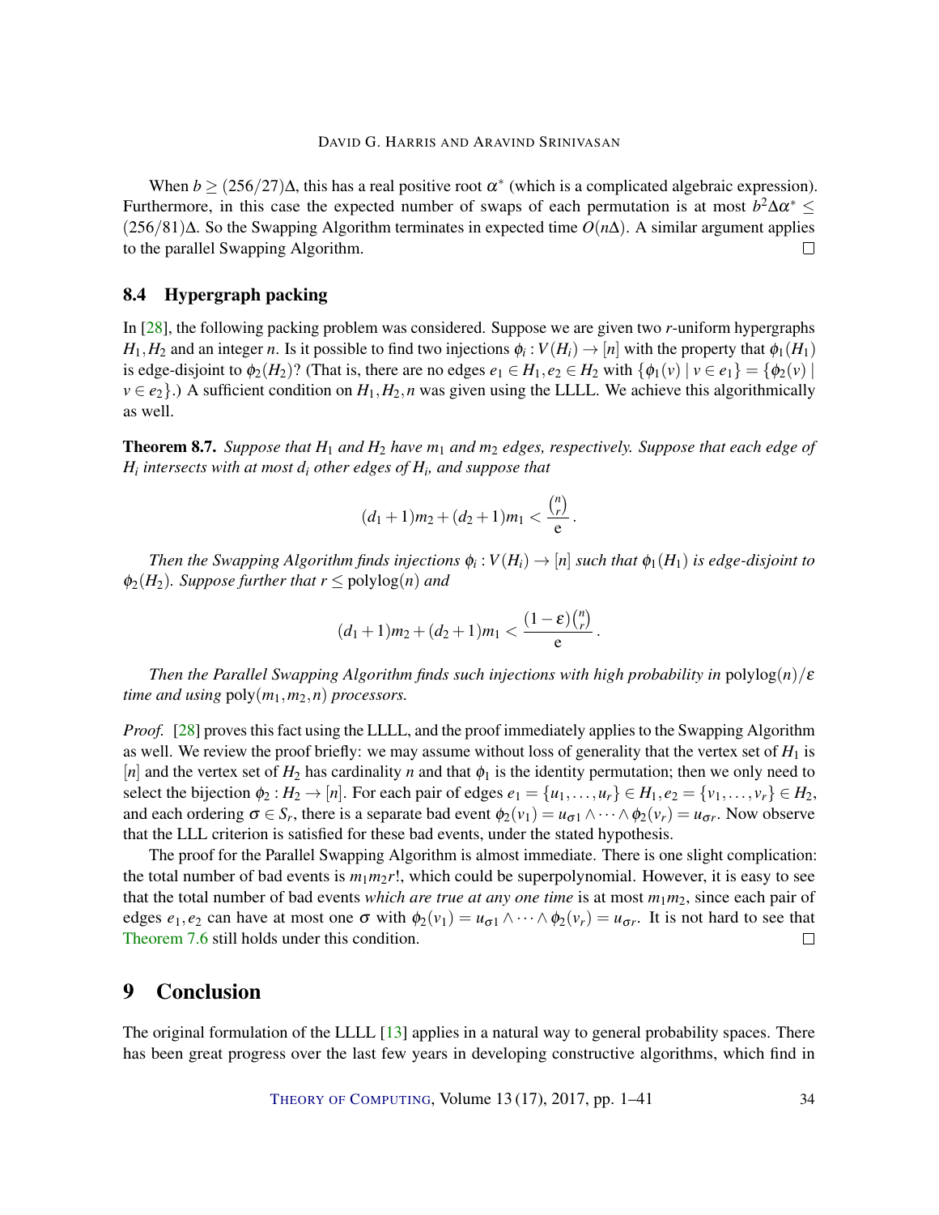When $b \geq (256/27)\Delta$, this has a real positive root $\alpha^*$ (which is a complicated algebraic expression). Furthermore, in this case the expected number of swaps of each permutation is at most $b^2\Delta\alpha^* \leq (256/81)\Delta$. So the Swapping Algorithm terminates in expected time $O(n\Delta)$. A similar argument applies to the parallel Swapping Algorithm. □

### 8.4 Hypergraph packing

In [28], the following packing problem was considered. Suppose we are given two $r$-uniform hypergraphs $H_1, H_2$ and an integer $n$. Is it possible to find two injections $\phi_i : V(H_i) \to [n]$ with the property that $\phi_1(H_1)$ is edge-disjoint to $\phi_2(H_2)$? (That is, there are no edges $e_1 \in H_1, e_2 \in H_2$ with $\{\phi_1(v) \mid v \in e_1\} = \{\phi_2(v) \mid v \in e_2\}$.) A sufficient condition on $H_1, H_2, n$ was given using the LLLL. We achieve this algorithmically as well.

**Theorem 8.7.** *Suppose that $H_1$ and $H_2$ have $m_1$ and $m_2$ edges, respectively. Suppose that each edge of $H_i$ intersects with at most $d_i$ other edges of $H_i$, and suppose that*

$$(d_1+1)m_2 + (d_2+1)m_1 < \frac{\binom{n}{r}}{\mathrm{e}}.$$

*Then the Swapping Algorithm finds injections $\phi_i : V(H_i) \to [n]$ such that $\phi_1(H_1)$ is edge-disjoint to $\phi_2(H_2)$. Suppose further that $r \leq \mathrm{polylog}(n)$ and*

$$(d_1+1)m_2 + (d_2+1)m_1 < \frac{(1-\varepsilon)\binom{n}{r}}{\mathrm{e}}.$$

*Then the Parallel Swapping Algorithm finds such injections with high probability in $\mathrm{polylog}(n)/\varepsilon$ time and using $\mathrm{poly}(m_1, m_2, n)$ processors.*

*Proof.* [28] proves this fact using the LLLL, and the proof immediately applies to the Swapping Algorithm as well. We review the proof briefly: we may assume without loss of generality that the vertex set of $H_1$ is $[n]$ and the vertex set of $H_2$ has cardinality $n$ and that $\phi_1$ is the identity permutation; then we only need to select the bijection $\phi_2 : H_2 \to [n]$. For each pair of edges $e_1 = \{u_1, \ldots, u_r\} \in H_1, e_2 = \{v_1, \ldots, v_r\} \in H_2$, and each ordering $\sigma \in S_r$, there is a separate bad event $\phi_2(v_1) = u_{\sigma 1} \wedge \cdots \wedge \phi_2(v_r) = u_{\sigma r}$. Now observe that the LLL criterion is satisfied for these bad events, under the stated hypothesis.

The proof for the Parallel Swapping Algorithm is almost immediate. There is one slight complication: the total number of bad events is $m_1 m_2 r!$, which could be superpolynomial. However, it is easy to see that the total number of bad events *which are true at any one time* is at most $m_1 m_2$, since each pair of edges $e_1, e_2$ can have at most one $\sigma$ with $\phi_2(v_1) = u_{\sigma 1} \wedge \cdots \wedge \phi_2(v_r) = u_{\sigma r}$. It is not hard to see that Theorem 7.6 still holds under this condition. □

## 9 Conclusion

The original formulation of the LLLL [13] applies in a natural way to general probability spaces. There has been great progress over the last few years in developing constructive algorithms, which find in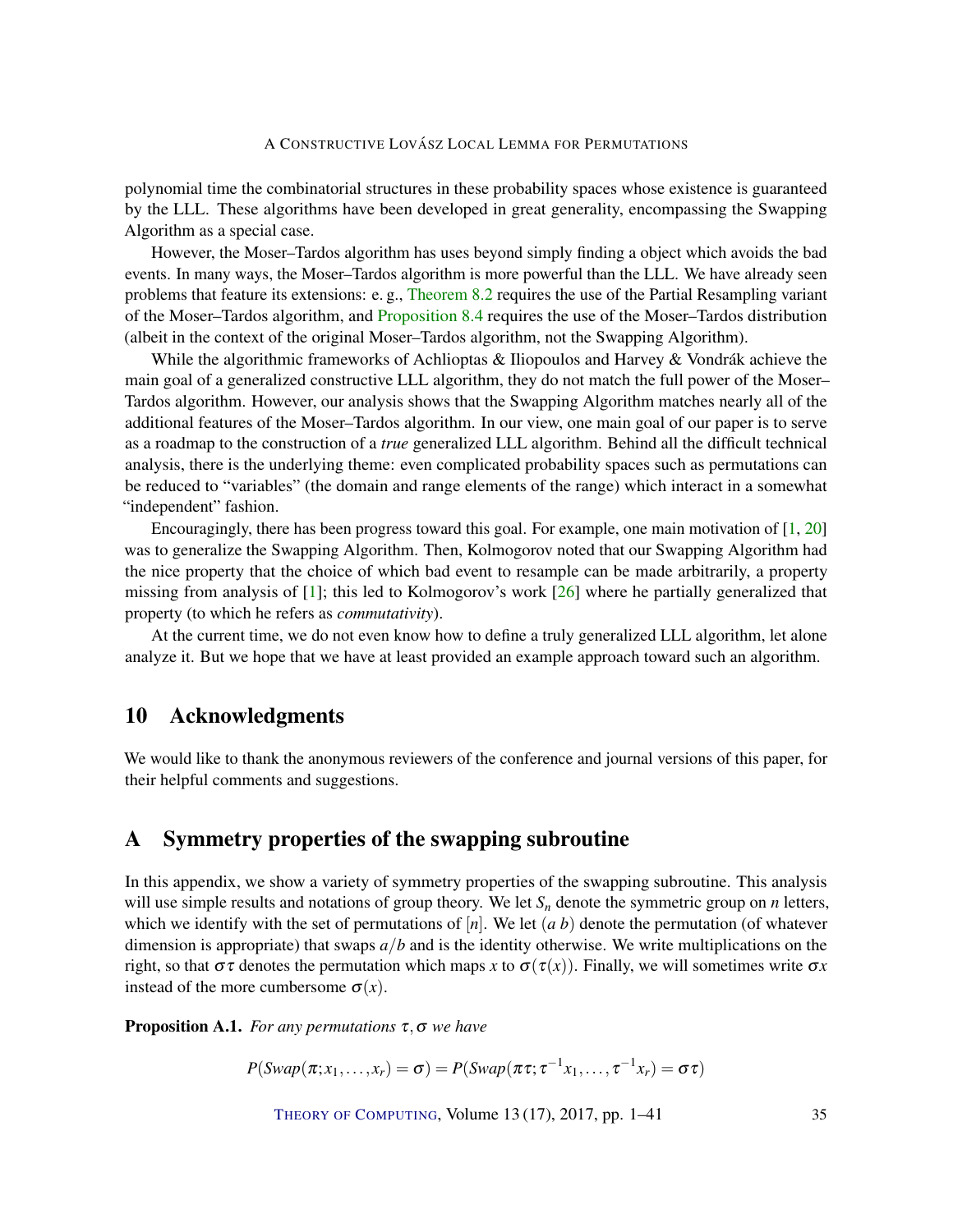polynomial time the combinatorial structures in these probability spaces whose existence is guaranteed by the LLL. These algorithms have been developed in great generality, encompassing the Swapping Algorithm as a special case.

However, the Moser–Tardos algorithm has uses beyond simply finding a object which avoids the bad events. In many ways, the Moser–Tardos algorithm is more powerful than the LLL. We have already seen problems that feature its extensions: e. g., Theorem 8.2 requires the use of the Partial Resampling variant of the Moser–Tardos algorithm, and Proposition 8.4 requires the use of the Moser–Tardos distribution (albeit in the context of the original Moser–Tardos algorithm, not the Swapping Algorithm).

While the algorithmic frameworks of Achlioptas & Iliopoulos and Harvey & Vondrák achieve the main goal of a generalized constructive LLL algorithm, they do not match the full power of the Moser–Tardos algorithm. However, our analysis shows that the Swapping Algorithm matches nearly all of the additional features of the Moser–Tardos algorithm. In our view, one main goal of our paper is to serve as a roadmap to the construction of a *true* generalized LLL algorithm. Behind all the difficult technical analysis, there is the underlying theme: even complicated probability spaces such as permutations can be reduced to "variables" (the domain and range elements of the range) which interact in a somewhat "independent" fashion.

Encouragingly, there has been progress toward this goal. For example, one main motivation of [1, 20] was to generalize the Swapping Algorithm. Then, Kolmogorov noted that our Swapping Algorithm had the nice property that the choice of which bad event to resample can be made arbitrarily, a property missing from analysis of [1]; this led to Kolmogorov's work [26] where he partially generalized that property (to which he refers as *commutativity*).

At the current time, we do not even know how to define a truly generalized LLL algorithm, let alone analyze it. But we hope that we have at least provided an example approach toward such an algorithm.

## 10 Acknowledgments

We would like to thank the anonymous reviewers of the conference and journal versions of this paper, for their helpful comments and suggestions.

## A Symmetry properties of the swapping subroutine

In this appendix, we show a variety of symmetry properties of the swapping subroutine. This analysis will use simple results and notations of group theory. We let $S_n$ denote the symmetric group on $n$ letters, which we identify with the set of permutations of $[n]$. We let $(a\ b)$ denote the permutation (of whatever dimension is appropriate) that swaps $a/b$ and is the identity otherwise. We write multiplications on the right, so that $\sigma\tau$ denotes the permutation which maps $x$ to $\sigma(\tau(x))$. Finally, we will sometimes write $\sigma x$ instead of the more cumbersome $\sigma(x)$.

**Proposition A.1.** *For any permutations $\tau, \sigma$ we have*

$$P(Swap(\pi; x_1, \dots, x_r) = \sigma) = P(Swap(\pi\tau; \tau^{-1}x_1, \dots, \tau^{-1}x_r) = \sigma\tau)$$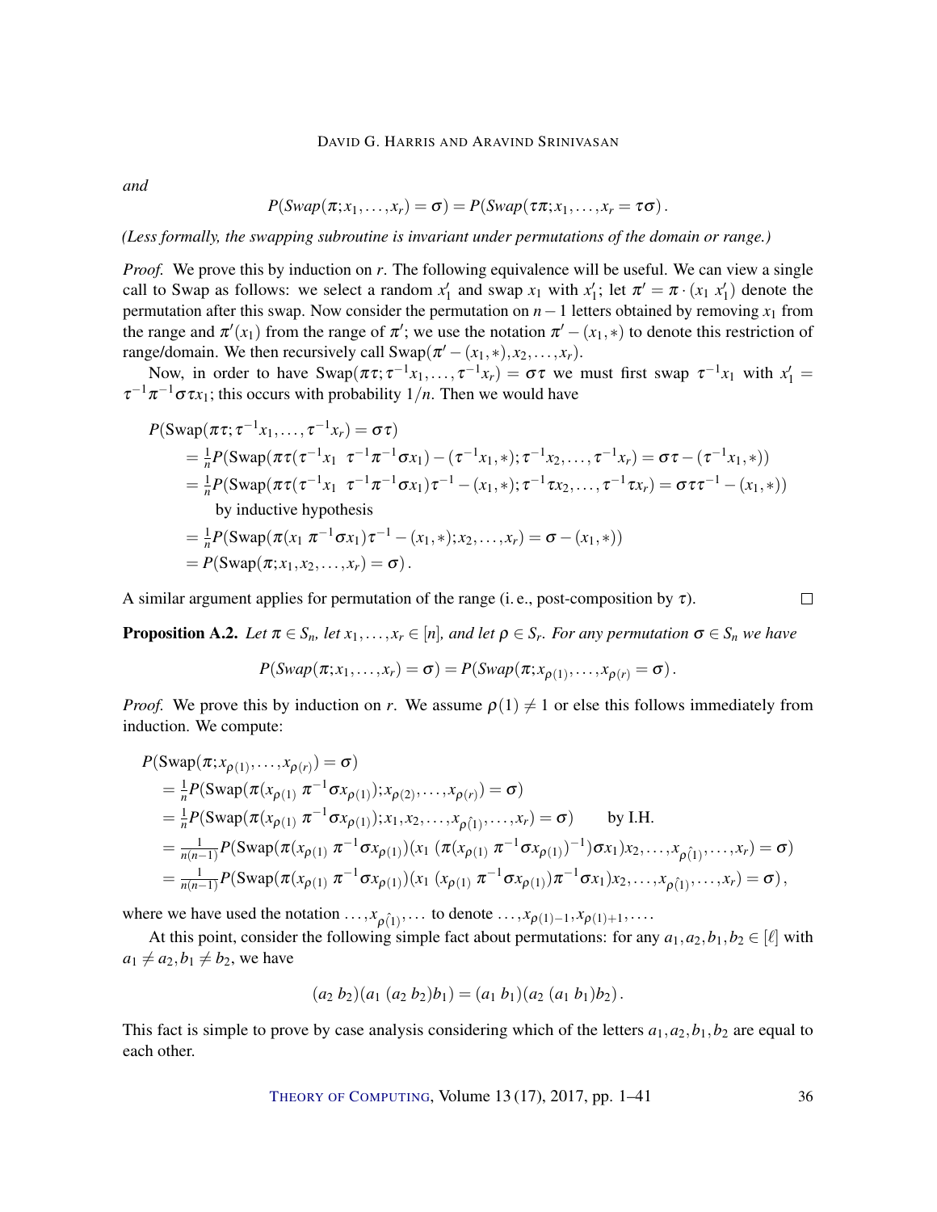*and*

$$P(\mathit{Swap}(\pi; x_1, \ldots, x_r) = \sigma) = P(\mathit{Swap}(\tau\pi; x_1, \ldots, x_r = \tau\sigma)\,.$$

*(Less formally, the swapping subroutine is invariant under permutations of the domain or range.)*

*Proof.* We prove this by induction on $r$. The following equivalence will be useful. We can view a single call to Swap as follows: we select a random $x_1'$ and swap $x_1$ with $x_1'$; let $\pi' = \pi \cdot (x_1\ x_1')$ denote the permutation after this swap. Now consider the permutation on $n-1$ letters obtained by removing $x_1$ from the range and $\pi'(x_1)$ from the range of $\pi'$; we use the notation $\pi' - (x_1, *)$ to denote this restriction of range/domain. We then recursively call $\mathrm{Swap}(\pi' - (x_1, *), x_2, \ldots, x_r)$.

Now, in order to have $\mathrm{Swap}(\pi\tau; \tau^{-1}x_1, \ldots, \tau^{-1}x_r) = \sigma\tau$ we must first swap $\tau^{-1}x_1$ with $x_1' = \tau^{-1}\pi^{-1}\sigma\tau x_1$; this occurs with probability $1/n$. Then we would have

$$\begin{aligned}
&P(\mathrm{Swap}(\pi\tau; \tau^{-1}x_1, \ldots, \tau^{-1}x_r) = \sigma\tau) \\
&\quad = \tfrac{1}{n} P(\mathrm{Swap}(\pi\tau(\tau^{-1}x_1\ \ \tau^{-1}\pi^{-1}\sigma x_1) - (\tau^{-1}x_1, *); \tau^{-1}x_2, \ldots, \tau^{-1}x_r) = \sigma\tau - (\tau^{-1}x_1, *)) \\
&\quad = \tfrac{1}{n} P(\mathrm{Swap}(\pi\tau(\tau^{-1}x_1\ \ \tau^{-1}\pi^{-1}\sigma x_1)\tau^{-1} - (x_1, *); \tau^{-1}\tau x_2, \ldots, \tau^{-1}\tau x_r) = \sigma\tau\tau^{-1} - (x_1, *)) \\
&\qquad \text{by inductive hypothesis} \\
&\quad = \tfrac{1}{n} P(\mathrm{Swap}(\pi(x_1\ \pi^{-1}\sigma x_1)\tau^{-1} - (x_1, *); x_2, \ldots, x_r) = \sigma - (x_1, *)) \\
&\quad = P(\mathrm{Swap}(\pi; x_1, x_2, \ldots, x_r) = \sigma)\,.
\end{aligned}$$

A similar argument applies for permutation of the range (i. e., post-composition by $\tau$). $\square$

**Proposition A.2.** *Let $\pi \in S_n$, let $x_1, \ldots, x_r \in [n]$, and let $\rho \in S_r$. For any permutation $\sigma \in S_n$ we have*

$$P(\mathit{Swap}(\pi; x_1, \ldots, x_r) = \sigma) = P(\mathit{Swap}(\pi; x_{\rho(1)}, \ldots, x_{\rho(r)} = \sigma)\,.$$

*Proof.* We prove this by induction on $r$. We assume $\rho(1) \neq 1$ or else this follows immediately from induction. We compute:

$$\begin{aligned}
&P(\mathrm{Swap}(\pi; x_{\rho(1)}, \ldots, x_{\rho(r)}) = \sigma) \\
&\quad = \tfrac{1}{n} P(\mathrm{Swap}(\pi(x_{\rho(1)}\ \pi^{-1}\sigma x_{\rho(1)}); x_{\rho(2)}, \ldots, x_{\rho(r)}) = \sigma) \\
&\quad = \tfrac{1}{n} P(\mathrm{Swap}(\pi(x_{\rho(1)}\ \pi^{-1}\sigma x_{\rho(1)}); x_1, x_2, \ldots, x_{\hat{\rho(1)}}, \ldots, x_r) = \sigma) \qquad \text{by I.H.} \\
&\quad = \tfrac{1}{n(n-1)} P(\mathrm{Swap}(\pi(x_{\rho(1)}\ \pi^{-1}\sigma x_{\rho(1)})(x_1\ (\pi(x_{\rho(1)}\ \pi^{-1}\sigma x_{\rho(1)})^{-1})\sigma x_1) x_2, \ldots, x_{\hat{\rho(1)}}, \ldots, x_r) = \sigma) \\
&\quad = \tfrac{1}{n(n-1)} P(\mathrm{Swap}(\pi(x_{\rho(1)}\ \pi^{-1}\sigma x_{\rho(1)})(x_1\ (x_{\rho(1)}\ \pi^{-1}\sigma x_{\rho(1)})\pi^{-1}\sigma x_1) x_2, \ldots, x_{\hat{\rho(1)}}, \ldots, x_r) = \sigma)\,,
\end{aligned}$$

where we have used the notation $\ldots, x_{\hat{\rho(1)}}, \ldots$ to denote $\ldots, x_{\rho(1)-1}, x_{\rho(1)+1}, \ldots$.

At this point, consider the following simple fact about permutations: for any $a_1, a_2, b_1, b_2 \in [\ell]$ with $a_1 \neq a_2, b_1 \neq b_2$, we have

$$(a_2\ b_2)(a_1\ (a_2\ b_2)b_1) = (a_1\ b_1)(a_2\ (a_1\ b_1)b_2)\,.$$

This fact is simple to prove by case analysis considering which of the letters $a_1, a_2, b_1, b_2$ are equal to each other.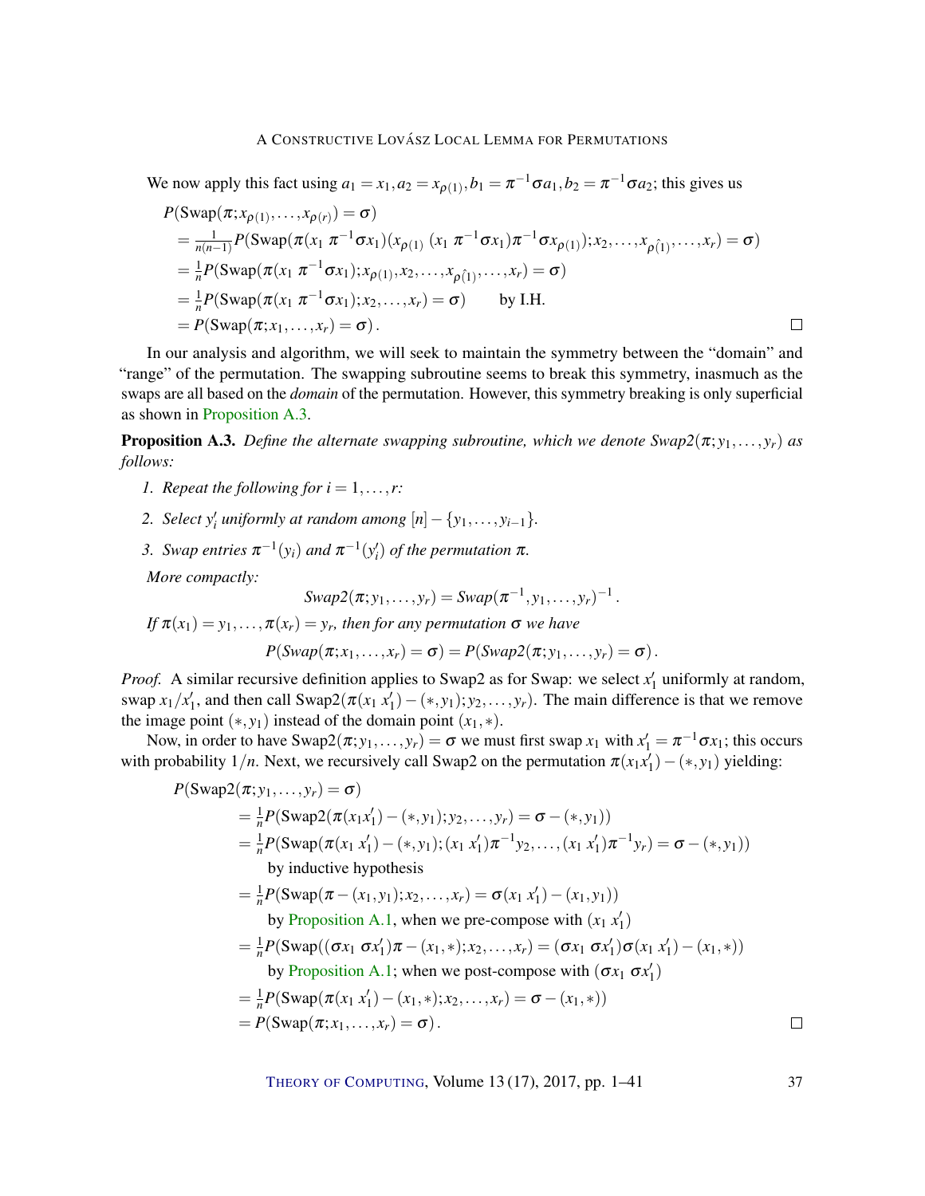We now apply this fact using $a_1 = x_1, a_2 = x_{\rho(1)}, b_1 = \pi^{-1}\sigma a_1, b_2 = \pi^{-1}\sigma a_2$; this gives us

$$
\begin{aligned}
&P(\text{Swap}(\pi; x_{\rho(1)}, \dots, x_{\rho(r)}) = \sigma) \\
&= \tfrac{1}{n(n-1)} P(\text{Swap}(\pi(x_1\ \pi^{-1}\sigma x_1)(x_{\rho(1)}\ (x_1\ \pi^{-1}\sigma x_1)\pi^{-1}\sigma x_{\rho(1)}); x_2, \dots, x_{\hat{\rho(1)}}, \dots, x_r) = \sigma) \\
&= \tfrac{1}{n} P(\text{Swap}(\pi(x_1\ \pi^{-1}\sigma x_1); x_{\rho(1)}, x_2, \dots, x_{\hat{\rho(1)}}, \dots, x_r) = \sigma) \\
&= \tfrac{1}{n} P(\text{Swap}(\pi(x_1\ \pi^{-1}\sigma x_1); x_2, \dots, x_r) = \sigma) \qquad \text{by I.H.} \\
&= P(\text{Swap}(\pi; x_1, \dots, x_r) = \sigma).
\end{aligned}
$$

□

In our analysis and algorithm, we will seek to maintain the symmetry between the "domain" and "range" of the permutation. The swapping subroutine seems to break this symmetry, inasmuch as the swaps are all based on the *domain* of the permutation. However, this symmetry breaking is only superficial as shown in Proposition A.3.

**Proposition A.3.** *Define the alternate swapping subroutine, which we denote Swap2$(\pi; y_1, \dots, y_r)$ as follows:*

1. *Repeat the following for $i = 1, \dots, r$:*
2. *Select $y_i'$ uniformly at random among $[n] - \{y_1, \dots, y_{i-1}\}$.*
3. *Swap entries $\pi^{-1}(y_i)$ and $\pi^{-1}(y_i')$ of the permutation $\pi$.*

*More compactly:*

$$\textit{Swap2}(\pi; y_1, \dots, y_r) = \textit{Swap}(\pi^{-1}, y_1, \dots, y_r)^{-1}.$$

*If $\pi(x_1) = y_1, \dots, \pi(x_r) = y_r$, then for any permutation $\sigma$ we have*

$$P(\textit{Swap}(\pi; x_1, \dots, x_r) = \sigma) = P(\textit{Swap2}(\pi; y_1, \dots, y_r) = \sigma).$$

*Proof.* A similar recursive definition applies to Swap2 as for Swap: we select $x_1'$ uniformly at random, swap $x_1/x_1'$, and then call Swap2$(\pi(x_1\ x_1') - (*, y_1); y_2, \dots, y_r)$. The main difference is that we remove the image point $(*, y_1)$ instead of the domain point $(x_1, *)$.

Now, in order to have Swap2$(\pi; y_1, \dots, y_r) = \sigma$ we must first swap $x_1$ with $x_1' = \pi^{-1}\sigma x_1$; this occurs with probability $1/n$. Next, we recursively call Swap2 on the permutation $\pi(x_1 x_1') - (*, y_1)$ yielding:

$$
\begin{aligned}
&P(\text{Swap2}(\pi; y_1, \dots, y_r) = \sigma) \\
&\quad = \tfrac{1}{n} P(\text{Swap2}(\pi(x_1 x_1') - (*, y_1); y_2, \dots, y_r) = \sigma - (*, y_1)) \\
&\quad = \tfrac{1}{n} P(\text{Swap}(\pi(x_1\ x_1') - (*, y_1); (x_1\ x_1')\pi^{-1} y_2, \dots, (x_1\ x_1')\pi^{-1} y_r) = \sigma - (*, y_1)) \\
&\qquad \text{by inductive hypothesis} \\
&\quad = \tfrac{1}{n} P(\text{Swap}(\pi - (x_1, y_1); x_2, \dots, x_r) = \sigma(x_1\ x_1') - (x_1, y_1)) \\
&\qquad \text{by Proposition A.1, when we pre-compose with } (x_1\ x_1') \\
&\quad = \tfrac{1}{n} P(\text{Swap}((\sigma x_1\ \sigma x_1')\pi - (x_1, *); x_2, \dots, x_r) = (\sigma x_1\ \sigma x_1')\sigma(x_1\ x_1') - (x_1, *)) \\
&\qquad \text{by Proposition A.1; when we post-compose with } (\sigma x_1\ \sigma x_1') \\
&\quad = \tfrac{1}{n} P(\text{Swap}(\pi(x_1\ x_1') - (x_1, *); x_2, \dots, x_r) = \sigma - (x_1, *)) \\
&\quad = P(\text{Swap}(\pi; x_1, \dots, x_r) = \sigma).
\end{aligned}
$$

□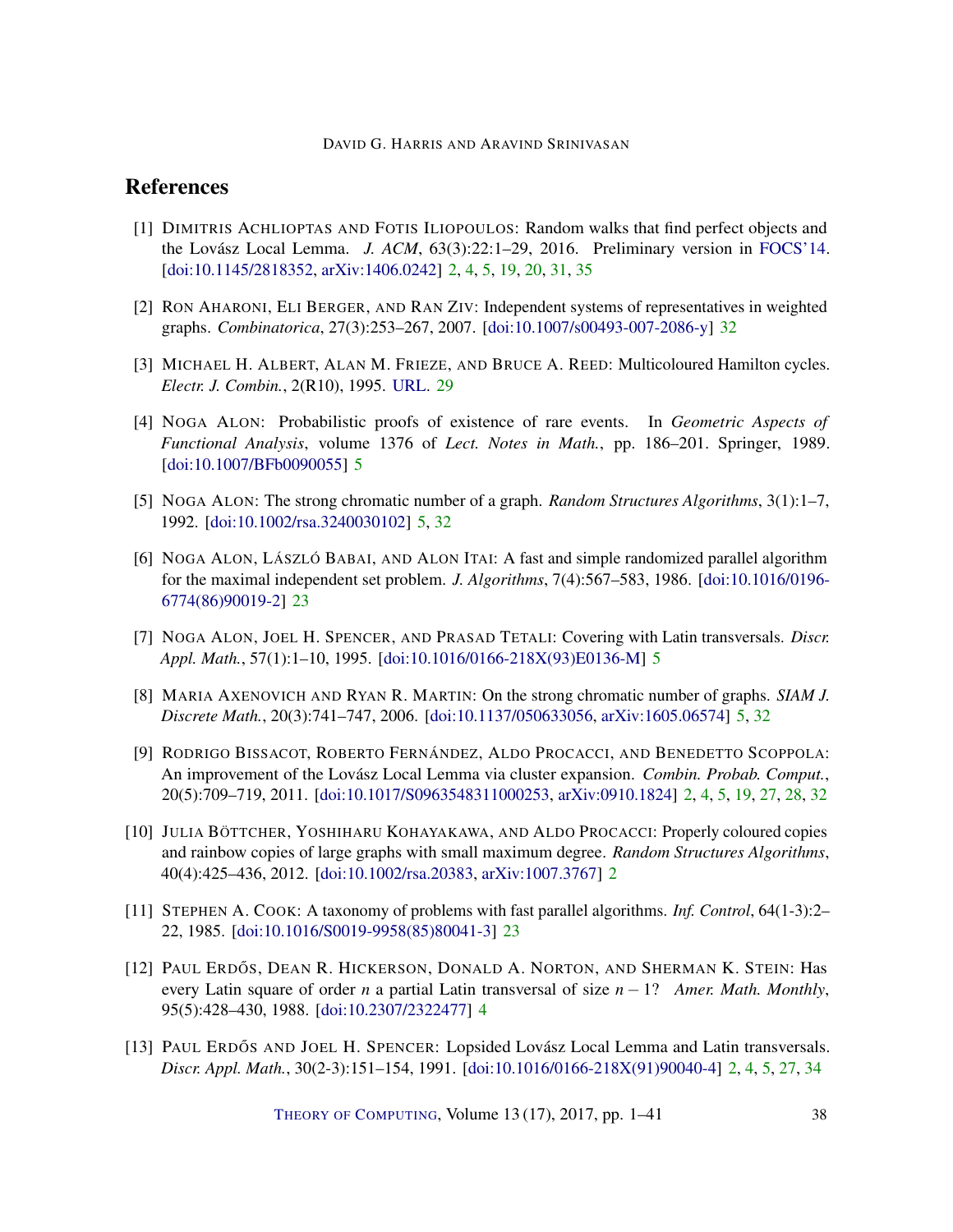## References

[1] Dimitris Achlioptas and Fotis Iliopoulos: Random walks that find perfect objects and the Lovász Local Lemma. *J. ACM*, 63(3):22:1–29, 2016. Preliminary version in FOCS'14. [doi:10.1145/2818352, arXiv:1406.0242] 2, 4, 5, 19, 20, 31, 35

[2] Ron Aharoni, Eli Berger, and Ran Ziv: Independent systems of representatives in weighted graphs. *Combinatorica*, 27(3):253–267, 2007. [doi:10.1007/s00493-007-2086-y] 32

[3] Michael H. Albert, Alan M. Frieze, and Bruce A. Reed: Multicoloured Hamilton cycles. *Electr. J. Combin.*, 2(R10), 1995. URL. 29

[4] Noga Alon: Probabilistic proofs of existence of rare events. In *Geometric Aspects of Functional Analysis*, volume 1376 of *Lect. Notes in Math.*, pp. 186–201. Springer, 1989. [doi:10.1007/BFb0090055] 5

[5] Noga Alon: The strong chromatic number of a graph. *Random Structures Algorithms*, 3(1):1–7, 1992. [doi:10.1002/rsa.3240030102] 5, 32

[6] Noga Alon, László Babai, and Alon Itai: A fast and simple randomized parallel algorithm for the maximal independent set problem. *J. Algorithms*, 7(4):567–583, 1986. [doi:10.1016/0196-6774(86)90019-2] 23

[7] Noga Alon, Joel H. Spencer, and Prasad Tetali: Covering with Latin transversals. *Discr. Appl. Math.*, 57(1):1–10, 1995. [doi:10.1016/0166-218X(93)E0136-M] 5

[8] Maria Axenovich and Ryan R. Martin: On the strong chromatic number of graphs. *SIAM J. Discrete Math.*, 20(3):741–747, 2006. [doi:10.1137/050633056, arXiv:1605.06574] 5, 32

[9] Rodrigo Bissacot, Roberto Fernández, Aldo Procacci, and Benedetto Scoppola: An improvement of the Lovász Local Lemma via cluster expansion. *Combin. Probab. Comput.*, 20(5):709–719, 2011. [doi:10.1017/S0963548311000253, arXiv:0910.1824] 2, 4, 5, 19, 27, 28, 32

[10] Julia Böttcher, Yoshiharu Kohayakawa, and Aldo Procacci: Properly coloured copies and rainbow copies of large graphs with small maximum degree. *Random Structures Algorithms*, 40(4):425–436, 2012. [doi:10.1002/rsa.20383, arXiv:1007.3767] 2

[11] Stephen A. Cook: A taxonomy of problems with fast parallel algorithms. *Inf. Control*, 64(1-3):2–22, 1985. [doi:10.1016/S0019-9958(85)80041-3] 23

[12] Paul Erdős, Dean R. Hickerson, Donald A. Norton, and Sherman K. Stein: Has every Latin square of order $n$ a partial Latin transversal of size $n-1$? *Amer. Math. Monthly*, 95(5):428–430, 1988. [doi:10.2307/2322477] 4

[13] Paul Erdős and Joel H. Spencer: Lopsided Lovász Local Lemma and Latin transversals. *Discr. Appl. Math.*, 30(2-3):151–154, 1991. [doi:10.1016/0166-218X(91)90040-4] 2, 4, 5, 27, 34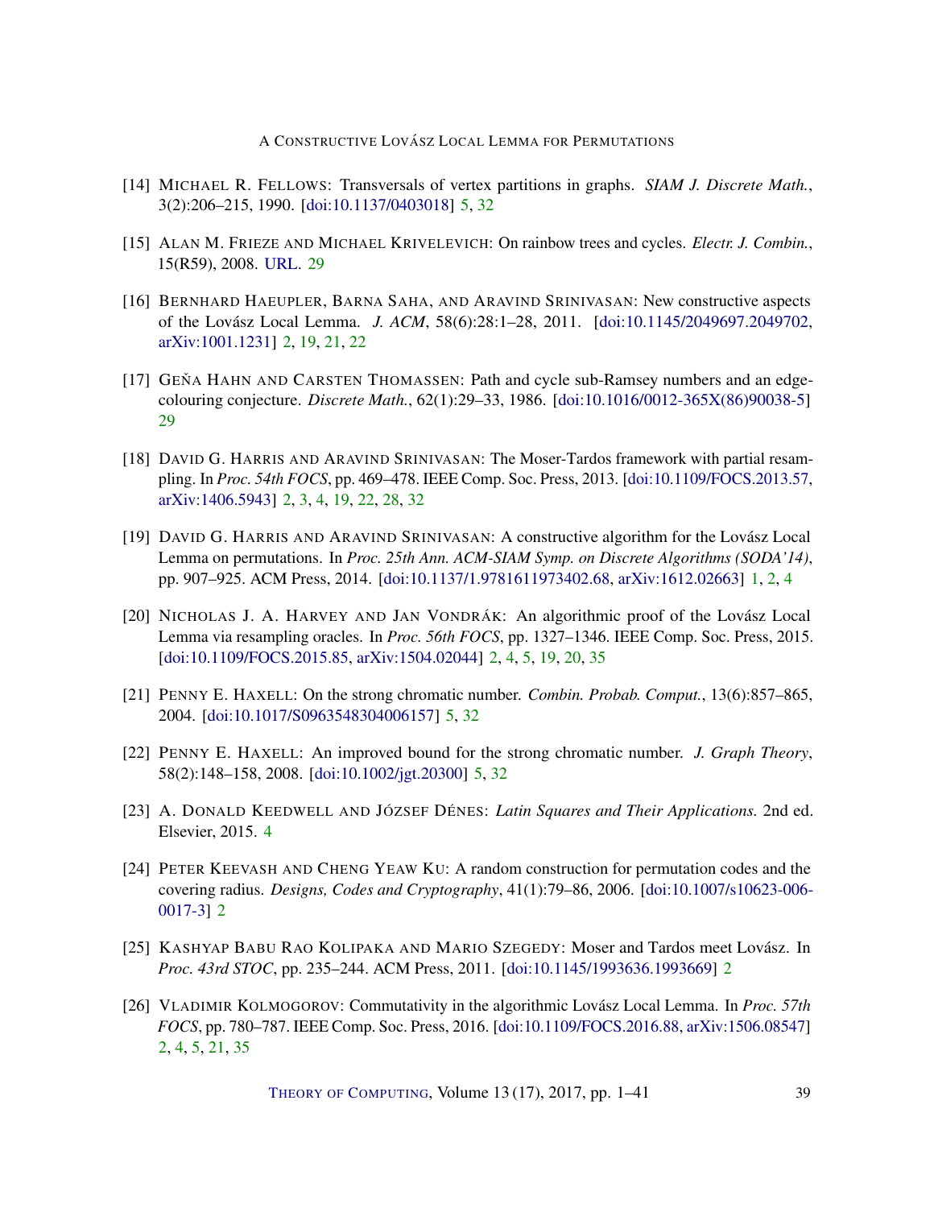[14] MICHAEL R. FELLOWS: Transversals of vertex partitions in graphs. *SIAM J. Discrete Math.*, 3(2):206–215, 1990. [doi:10.1137/0403018] 5, 32

[15] ALAN M. FRIEZE AND MICHAEL KRIVELEVICH: On rainbow trees and cycles. *Electr. J. Combin.*, 15(R59), 2008. URL. 29

[16] BERNHARD HAEUPLER, BARNA SAHA, AND ARAVIND SRINIVASAN: New constructive aspects of the Lovász Local Lemma. *J. ACM*, 58(6):28:1–28, 2011. [doi:10.1145/2049697.2049702, arXiv:1001.1231] 2, 19, 21, 22

[17] GEŇA HAHN AND CARSTEN THOMASSEN: Path and cycle sub-Ramsey numbers and an edge-colouring conjecture. *Discrete Math.*, 62(1):29–33, 1986. [doi:10.1016/0012-365X(86)90038-5] 29

[18] DAVID G. HARRIS AND ARAVIND SRINIVASAN: The Moser-Tardos framework with partial resampling. In *Proc. 54th FOCS*, pp. 469–478. IEEE Comp. Soc. Press, 2013. [doi:10.1109/FOCS.2013.57, arXiv:1406.5943] 2, 3, 4, 19, 22, 28, 32

[19] DAVID G. HARRIS AND ARAVIND SRINIVASAN: A constructive algorithm for the Lovász Local Lemma on permutations. In *Proc. 25th Ann. ACM-SIAM Symp. on Discrete Algorithms (SODA'14)*, pp. 907–925. ACM Press, 2014. [doi:10.1137/1.9781611973402.68, arXiv:1612.02663] 1, 2, 4

[20] NICHOLAS J. A. HARVEY AND JAN VONDRÁK: An algorithmic proof of the Lovász Local Lemma via resampling oracles. In *Proc. 56th FOCS*, pp. 1327–1346. IEEE Comp. Soc. Press, 2015. [doi:10.1109/FOCS.2015.85, arXiv:1504.02044] 2, 4, 5, 19, 20, 35

[21] PENNY E. HAXELL: On the strong chromatic number. *Combin. Probab. Comput.*, 13(6):857–865, 2004. [doi:10.1017/S0963548304006157] 5, 32

[22] PENNY E. HAXELL: An improved bound for the strong chromatic number. *J. Graph Theory*, 58(2):148–158, 2008. [doi:10.1002/jgt.20300] 5, 32

[23] A. DONALD KEEDWELL AND JÓZSEF DÉNES: *Latin Squares and Their Applications.* 2nd ed. Elsevier, 2015. 4

[24] PETER KEEVASH AND CHENG YEAW KU: A random construction for permutation codes and the covering radius. *Designs, Codes and Cryptography*, 41(1):79–86, 2006. [doi:10.1007/s10623-006-0017-3] 2

[25] KASHYAP BABU RAO KOLIPAKA AND MARIO SZEGEDY: Moser and Tardos meet Lovász. In *Proc. 43rd STOC*, pp. 235–244. ACM Press, 2011. [doi:10.1145/1993636.1993669] 2

[26] VLADIMIR KOLMOGOROV: Commutativity in the algorithmic Lovász Local Lemma. In *Proc. 57th FOCS*, pp. 780–787. IEEE Comp. Soc. Press, 2016. [doi:10.1109/FOCS.2016.88, arXiv:1506.08547] 2, 4, 5, 21, 35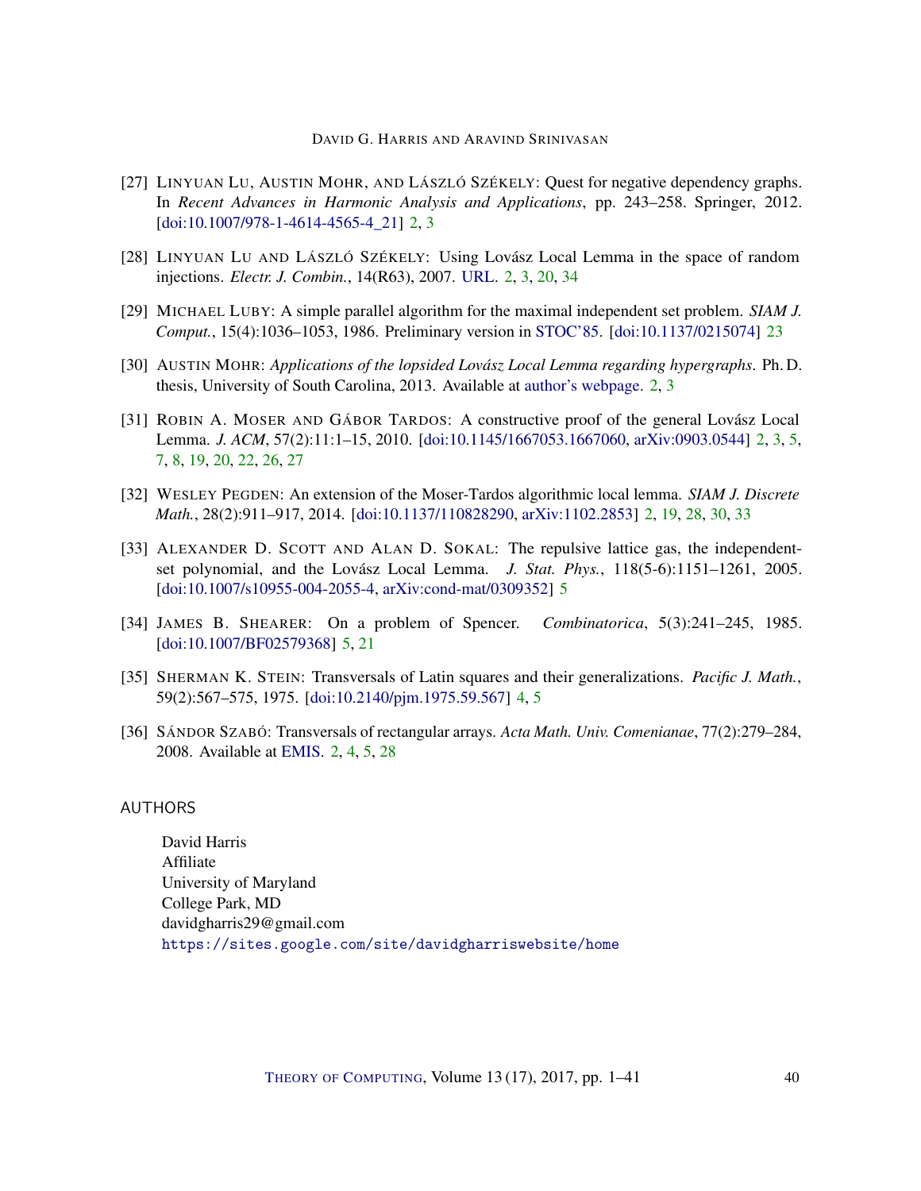[27] LINYUAN LU, AUSTIN MOHR, AND LÁSZLÓ SZÉKELY: Quest for negative dependency graphs. In *Recent Advances in Harmonic Analysis and Applications*, pp. 243–258. Springer, 2012. [doi:10.1007/978-1-4614-4565-4_21] 2, 3

[28] LINYUAN LU AND LÁSZLÓ SZÉKELY: Using Lovász Local Lemma in the space of random injections. *Electr. J. Combin.*, 14(R63), 2007. URL. 2, 3, 20, 34

[29] MICHAEL LUBY: A simple parallel algorithm for the maximal independent set problem. *SIAM J. Comput.*, 15(4):1036–1053, 1986. Preliminary version in STOC'85. [doi:10.1137/0215074] 23

[30] AUSTIN MOHR: *Applications of the lopsided Lovász Local Lemma regarding hypergraphs*. Ph. D. thesis, University of South Carolina, 2013. Available at author's webpage. 2, 3

[31] ROBIN A. MOSER AND GÁBOR TARDOS: A constructive proof of the general Lovász Local Lemma. *J. ACM*, 57(2):11:1–15, 2010. [doi:10.1145/1667053.1667060, arXiv:0903.0544] 2, 3, 5, 7, 8, 19, 20, 22, 26, 27

[32] WESLEY PEGDEN: An extension of the Moser-Tardos algorithmic local lemma. *SIAM J. Discrete Math.*, 28(2):911–917, 2014. [doi:10.1137/110828290, arXiv:1102.2853] 2, 19, 28, 30, 33

[33] ALEXANDER D. SCOTT AND ALAN D. SOKAL: The repulsive lattice gas, the independent-set polynomial, and the Lovász Local Lemma. *J. Stat. Phys.*, 118(5-6):1151–1261, 2005. [doi:10.1007/s10955-004-2055-4, arXiv:cond-mat/0309352] 5

[34] JAMES B. SHEARER: On a problem of Spencer. *Combinatorica*, 5(3):241–245, 1985. [doi:10.1007/BF02579368] 5, 21

[35] SHERMAN K. STEIN: Transversals of Latin squares and their generalizations. *Pacific J. Math.*, 59(2):567–575, 1975. [doi:10.2140/pjm.1975.59.567] 4, 5

[36] SÁNDOR SZABÓ: Transversals of rectangular arrays. *Acta Math. Univ. Comenianae*, 77(2):279–284, 2008. Available at EMIS. 2, 4, 5, 28

## AUTHORS

David Harris
Affiliate
University of Maryland
College Park, MD
davidgharris29@gmail.com
https://sites.google.com/site/davidgharriswebsite/home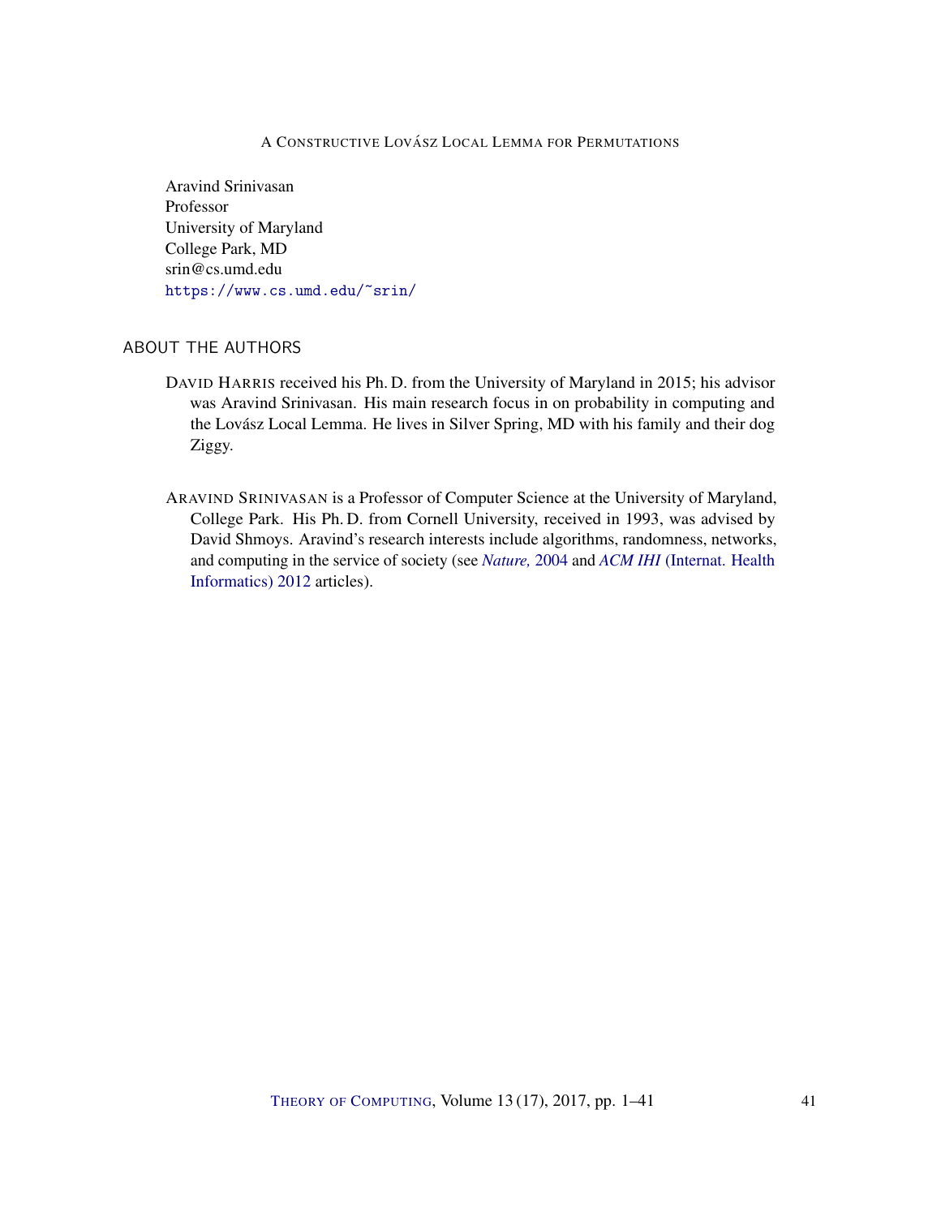Aravind Srinivasan
Professor
University of Maryland
College Park, MD
srin@cs.umd.edu
https://www.cs.umd.edu/~srin/

## ABOUT THE AUTHORS

DAVID HARRIS received his Ph. D. from the University of Maryland in 2015; his advisor was Aravind Srinivasan. His main research focus in on probability in computing and the Lovász Local Lemma. He lives in Silver Spring, MD with his family and their dog Ziggy.

ARAVIND SRINIVASAN is a Professor of Computer Science at the University of Maryland, College Park. His Ph. D. from Cornell University, received in 1993, was advised by David Shmoys. Aravind's research interests include algorithms, randomness, networks, and computing in the service of society (see *Nature,* 2004 and *ACM IHI* (Internat. Health Informatics) 2012 articles).